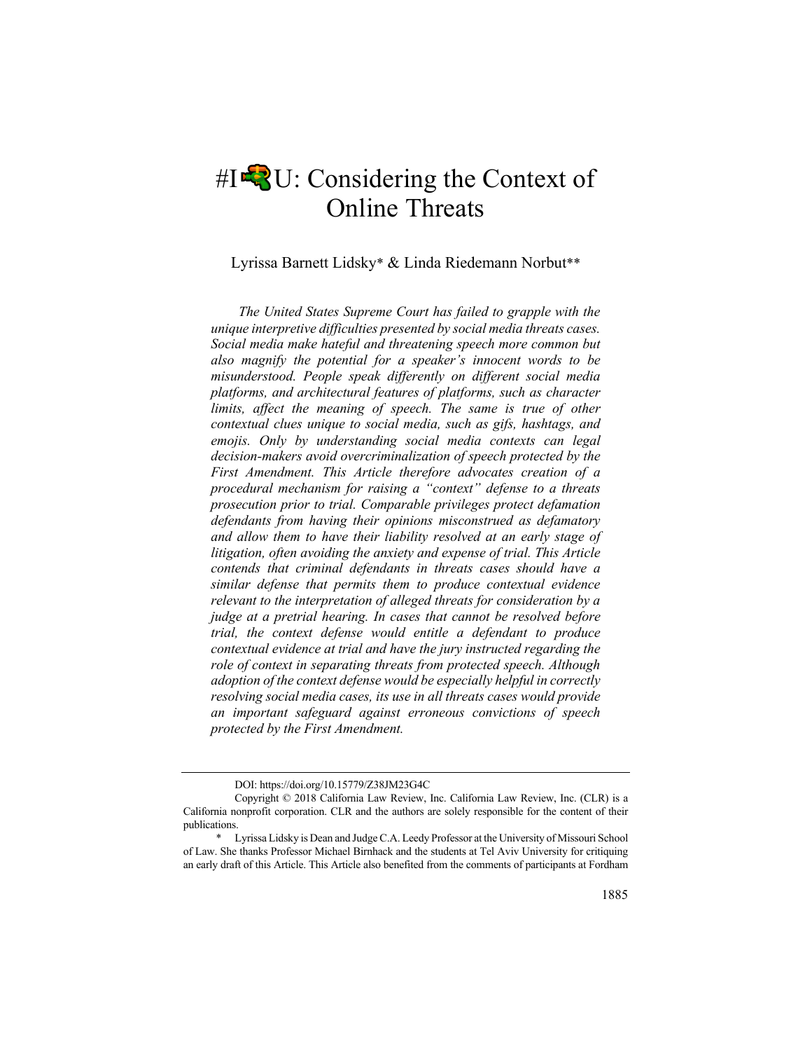# #I🔫U: Considering the Context of Online Threats

Lyrissa Barnett Lidsky* & Linda Riedemann Norbut**

*The United States Supreme Court has failed to grapple with the unique interpretive difficulties presented by social media threats cases. Social media make hateful and threatening speech more common but also magnify the potential for a speaker's innocent words to be misunderstood. People speak differently on different social media platforms, and architectural features of platforms, such as character limits, affect the meaning of speech. The same is true of other contextual clues unique to social media, such as gifs, hashtags, and emojis. Only by understanding social media contexts can legal decision-makers avoid overcriminalization of speech protected by the First Amendment. This Article therefore advocates creation of a procedural mechanism for raising a "context" defense to a threats prosecution prior to trial. Comparable privileges protect defamation defendants from having their opinions misconstrued as defamatory and allow them to have their liability resolved at an early stage of litigation, often avoiding the anxiety and expense of trial. This Article contends that criminal defendants in threats cases should have a similar defense that permits them to produce contextual evidence relevant to the interpretation of alleged threats for consideration by a judge at a pretrial hearing. In cases that cannot be resolved before trial, the context defense would entitle a defendant to produce contextual evidence at trial and have the jury instructed regarding the role of context in separating threats from protected speech. Although adoption of the context defense would be especially helpful in correctly resolving social media cases, its use in all threats cases would provide an important safeguard against erroneous convictions of speech protected by the First Amendment.*

---

DOI: https://doi.org/10.15779/Z38JM23G4C

Copyright © 2018 California Law Review, Inc. California Law Review, Inc. (CLR) is a California nonprofit corporation. CLR and the authors are solely responsible for the content of their publications.

\* Lyrissa Lidsky is Dean and Judge C.A. Leedy Professor at the University of Missouri School of Law. She thanks Professor Michael Birnhack and the students at Tel Aviv University for critiquing an early draft of this Article. This Article also benefited from the comments of participants at Fordham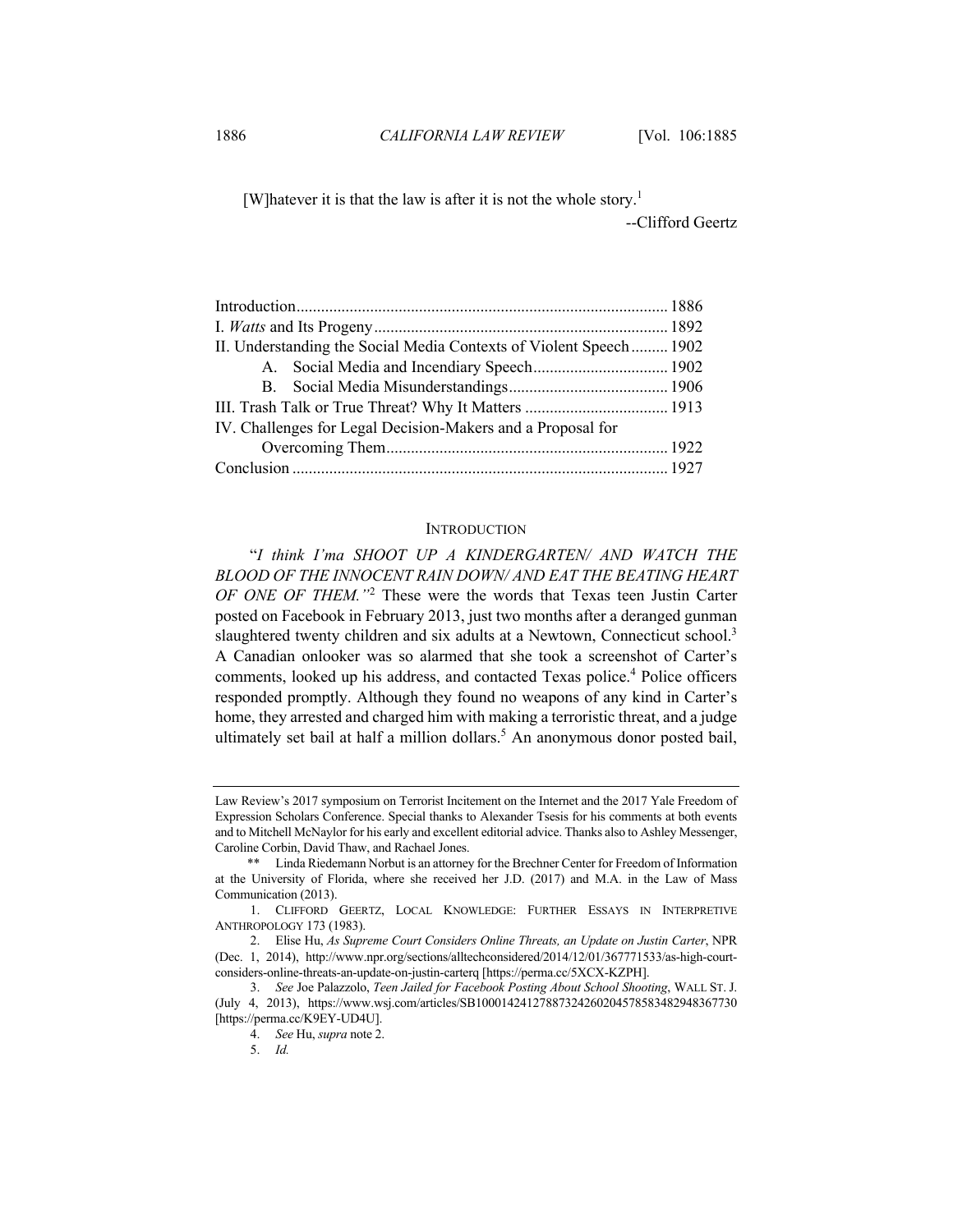[W]hatever it is that the law is after it is not the whole story.[1]

--Clifford Geertz

| | |
|---|---|
| Introduction | 1886 |
| I. *Watts* and Its Progeny | 1892 |
| II. Understanding the Social Media Contexts of Violent Speech | 1902 |
| A. Social Media and Incendiary Speech | 1902 |
| B. Social Media Misunderstandings | 1906 |
| III. Trash Talk or True Threat? Why It Matters | 1913 |
| IV. Challenges for Legal Decision-Makers and a Proposal for Overcoming Them | 1922 |
| Conclusion | 1927 |

## INTRODUCTION

"*I think I'ma SHOOT UP A KINDERGARTEN/ AND WATCH THE BLOOD OF THE INNOCENT RAIN DOWN/ AND EAT THE BEATING HEART OF ONE OF THEM.*"[2] These were the words that Texas teen Justin Carter posted on Facebook in February 2013, just two months after a deranged gunman slaughtered twenty children and six adults at a Newtown, Connecticut school.[3] A Canadian onlooker was so alarmed that she took a screenshot of Carter's comments, looked up his address, and contacted Texas police.[4] Police officers responded promptly. Although they found no weapons of any kind in Carter's home, they arrested and charged him with making a terroristic threat, and a judge ultimately set bail at half a million dollars.[5] An anonymous donor posted bail,

---

Law Review's 2017 symposium on Terrorist Incitement on the Internet and the 2017 Yale Freedom of Expression Scholars Conference. Special thanks to Alexander Tsesis for his comments at both events and to Mitchell McNaylor for his early and excellent editorial advice. Thanks also to Ashley Messenger, Caroline Corbin, David Thaw, and Rachael Jones.

\*\* Linda Riedemann Norbut is an attorney for the Brechner Center for Freedom of Information at the University of Florida, where she received her J.D. (2017) and M.A. in the Law of Mass Communication (2013).

1. CLIFFORD GEERTZ, LOCAL KNOWLEDGE: FURTHER ESSAYS IN INTERPRETIVE ANTHROPOLOGY 173 (1983).

2. Elise Hu, *As Supreme Court Considers Online Threats, an Update on Justin Carter*, NPR (Dec. 1, 2014), http://www.npr.org/sections/alltechconsidered/2014/12/01/367771533/as-high-court-considers-online-threats-an-update-on-justin-carterq [https://perma.cc/5XCX-KZPH].

3. *See* Joe Palazzolo, *Teen Jailed for Facebook Posting About School Shooting*, WALL ST. J. (July 4, 2013), https://www.wsj.com/articles/SB10001424127887324260204578583482948367730 [https://perma.cc/K9EY-UD4U].

4. *See* Hu, *supra* note 2.

5. *Id.*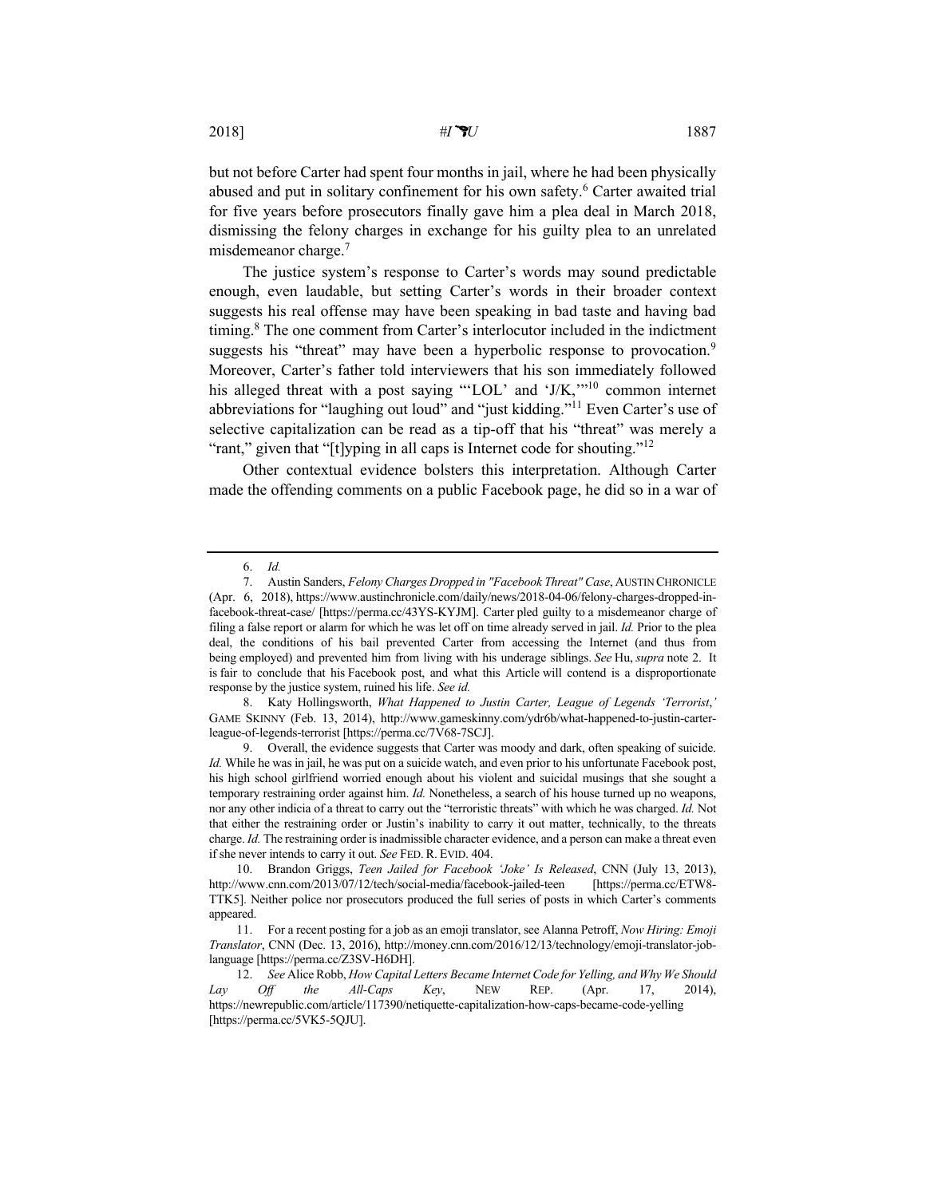but not before Carter had spent four months in jail, where he had been physically abused and put in solitary confinement for his own safety.[6] Carter awaited trial for five years before prosecutors finally gave him a plea deal in March 2018, dismissing the felony charges in exchange for his guilty plea to an unrelated misdemeanor charge.[7]

The justice system's response to Carter's words may sound predictable enough, even laudable, but setting Carter's words in their broader context suggests his real offense may have been speaking in bad taste and having bad timing.[8] The one comment from Carter's interlocutor included in the indictment suggests his "threat" may have been a hyperbolic response to provocation.[9] Moreover, Carter's father told interviewers that his son immediately followed his alleged threat with a post saying "'LOL' and 'J/K,'"[10] common internet abbreviations for "laughing out loud" and "just kidding."[11] Even Carter's use of selective capitalization can be read as a tip-off that his "threat" was merely a "rant," given that "[t]yping in all caps is Internet code for shouting."[12]

Other contextual evidence bolsters this interpretation. Although Carter made the offending comments on a public Facebook page, he did so in a war of

---

6. *Id.*

7. Austin Sanders, *Felony Charges Dropped in "Facebook Threat" Case*, AUSTIN CHRONICLE (Apr. 6, 2018), https://www.austinchronicle.com/daily/news/2018-04-06/felony-charges-dropped-in-facebook-threat-case/ [https://perma.cc/43YS-KYJM]. Carter pled guilty to a misdemeanor charge of filing a false report or alarm for which he was let off on time already served in jail. *Id.* Prior to the plea deal, the conditions of his bail prevented Carter from accessing the Internet (and thus from being employed) and prevented him from living with his underage siblings. *See* Hu, *supra* note 2. It is fair to conclude that his Facebook post, and what this Article will contend is a disproportionate response by the justice system, ruined his life. *See id.*

8. Katy Hollingsworth, *What Happened to Justin Carter, League of Legends 'Terrorist*,*'* GAME SKINNY (Feb. 13, 2014), http://www.gameskinny.com/ydr6b/what-happened-to-justin-carter-league-of-legends-terrorist [https://perma.cc/7V68-7SCJ].

9. Overall, the evidence suggests that Carter was moody and dark, often speaking of suicide. *Id.* While he was in jail, he was put on a suicide watch, and even prior to his unfortunate Facebook post, his high school girlfriend worried enough about his violent and suicidal musings that she sought a temporary restraining order against him. *Id.* Nonetheless, a search of his house turned up no weapons, nor any other indicia of a threat to carry out the "terroristic threats" with which he was charged. *Id.* Not that either the restraining order or Justin's inability to carry it out matter, technically, to the threats charge. *Id.* The restraining order is inadmissible character evidence, and a person can make a threat even if she never intends to carry it out. *See* FED. R. EVID. 404.

10. Brandon Griggs, *Teen Jailed for Facebook 'Joke' Is Released*, CNN (July 13, 2013), http://www.cnn.com/2013/07/12/tech/social-media/facebook-jailed-teen [https://perma.cc/ETW8-TTK5]. Neither police nor prosecutors produced the full series of posts in which Carter's comments appeared.

11. For a recent posting for a job as an emoji translator, see Alanna Petroff, *Now Hiring: Emoji Translator*, CNN (Dec. 13, 2016), http://money.cnn.com/2016/12/13/technology/emoji-translator-job-language [https://perma.cc/Z3SV-H6DH].

12. *See* Alice Robb, *How Capital Letters Became Internet Code for Yelling, and Why We Should Lay Off the All-Caps Key*, NEW REP. (Apr. 17, 2014), https://newrepublic.com/article/117390/netiquette-capitalization-how-caps-became-code-yelling [https://perma.cc/5VK5-5QJU].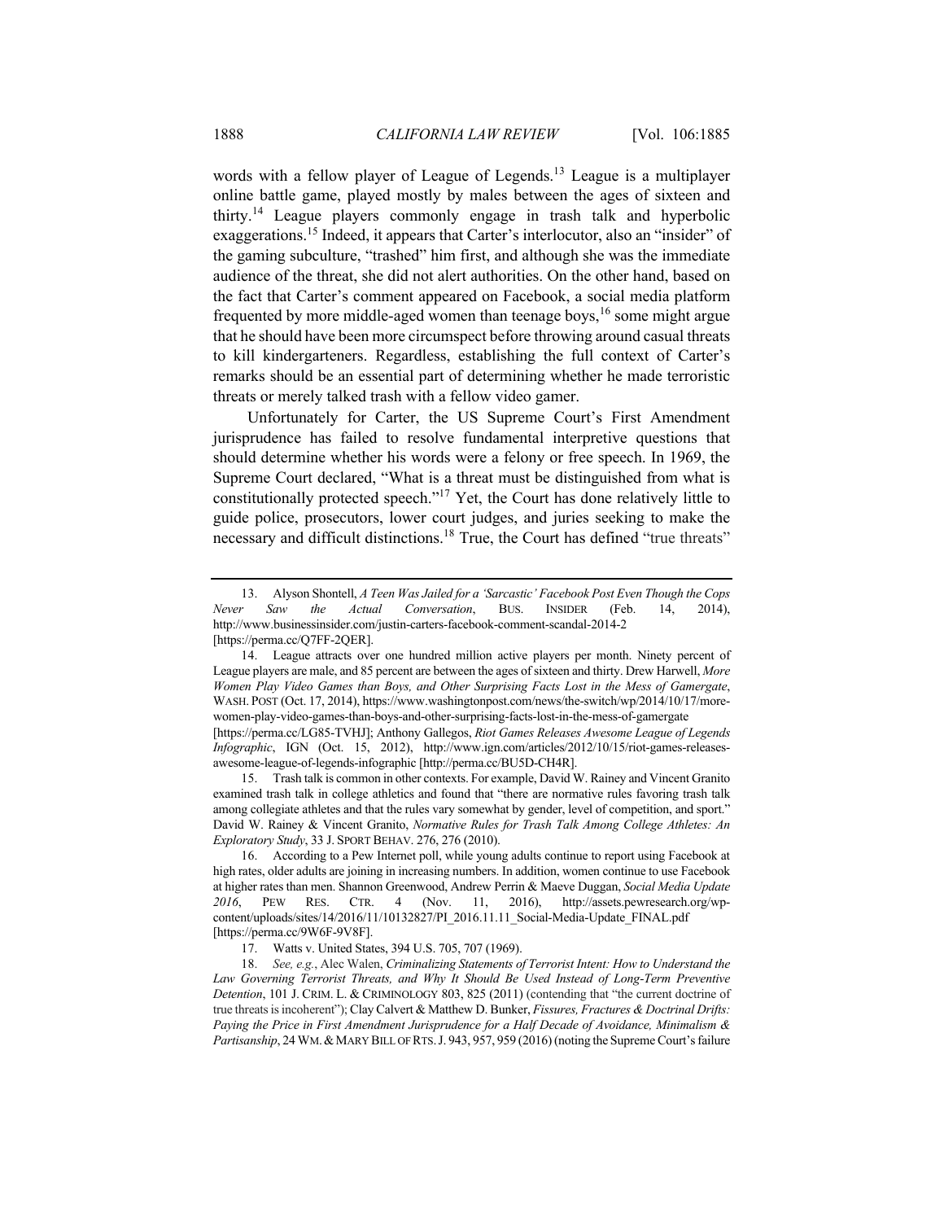words with a fellow player of League of Legends.[13] League is a multiplayer online battle game, played mostly by males between the ages of sixteen and thirty.[14] League players commonly engage in trash talk and hyperbolic exaggerations.[15] Indeed, it appears that Carter's interlocutor, also an "insider" of the gaming subculture, "trashed" him first, and although she was the immediate audience of the threat, she did not alert authorities. On the other hand, based on the fact that Carter's comment appeared on Facebook, a social media platform frequented by more middle-aged women than teenage boys,[16] some might argue that he should have been more circumspect before throwing around casual threats to kill kindergarteners. Regardless, establishing the full context of Carter's remarks should be an essential part of determining whether he made terroristic threats or merely talked trash with a fellow video gamer.

Unfortunately for Carter, the US Supreme Court's First Amendment jurisprudence has failed to resolve fundamental interpretive questions that should determine whether his words were a felony or free speech. In 1969, the Supreme Court declared, "What is a threat must be distinguished from what is constitutionally protected speech."[17] Yet, the Court has done relatively little to guide police, prosecutors, lower court judges, and juries seeking to make the necessary and difficult distinctions.[18] True, the Court has defined "true threats"

---

13. Alyson Shontell, *A Teen Was Jailed for a 'Sarcastic' Facebook Post Even Though the Cops Never Saw the Actual Conversation*, BUS. INSIDER (Feb. 14, 2014), http://www.businessinsider.com/justin-carters-facebook-comment-scandal-2014-2 [https://perma.cc/Q7FF-2QER].

14. League attracts over one hundred million active players per month. Ninety percent of League players are male, and 85 percent are between the ages of sixteen and thirty. Drew Harwell, *More Women Play Video Games than Boys, and Other Surprising Facts Lost in the Mess of Gamergate*, WASH. POST (Oct. 17, 2014), https://www.washingtonpost.com/news/the-switch/wp/2014/10/17/more-women-play-video-games-than-boys-and-other-surprising-facts-lost-in-the-mess-of-gamergate [https://perma.cc/LG85-TVHJ]; Anthony Gallegos, *Riot Games Releases Awesome League of Legends Infographic*, IGN (Oct. 15, 2012), http://www.ign.com/articles/2012/10/15/riot-games-releases-awesome-league-of-legends-infographic [http://perma.cc/BU5D-CH4R].

15. Trash talk is common in other contexts. For example, David W. Rainey and Vincent Granito examined trash talk in college athletics and found that "there are normative rules favoring trash talk among collegiate athletes and that the rules vary somewhat by gender, level of competition, and sport." David W. Rainey & Vincent Granito, *Normative Rules for Trash Talk Among College Athletes: An Exploratory Study*, 33 J. SPORT BEHAV. 276, 276 (2010).

16. According to a Pew Internet poll, while young adults continue to report using Facebook at high rates, older adults are joining in increasing numbers. In addition, women continue to use Facebook at higher rates than men. Shannon Greenwood, Andrew Perrin & Maeve Duggan, *Social Media Update 2016*, PEW RES. CTR. 4 (Nov. 11, 2016), http://assets.pewresearch.org/wp-content/uploads/sites/14/2016/11/10132827/PI_2016.11.11_Social-Media-Update_FINAL.pdf [https://perma.cc/9W6F-9V8F].

17. Watts v. United States, 394 U.S. 705, 707 (1969).

18. *See, e.g.*, Alec Walen, *Criminalizing Statements of Terrorist Intent: How to Understand the Law Governing Terrorist Threats, and Why It Should Be Used Instead of Long-Term Preventive Detention*, 101 J. CRIM. L. & CRIMINOLOGY 803, 825 (2011) (contending that "the current doctrine of true threats is incoherent"); Clay Calvert & Matthew D. Bunker, *Fissures, Fractures & Doctrinal Drifts: Paying the Price in First Amendment Jurisprudence for a Half Decade of Avoidance, Minimalism & Partisanship*, 24 WM. & MARY BILL OF RTS. J. 943, 957, 959 (2016) (noting the Supreme Court's failure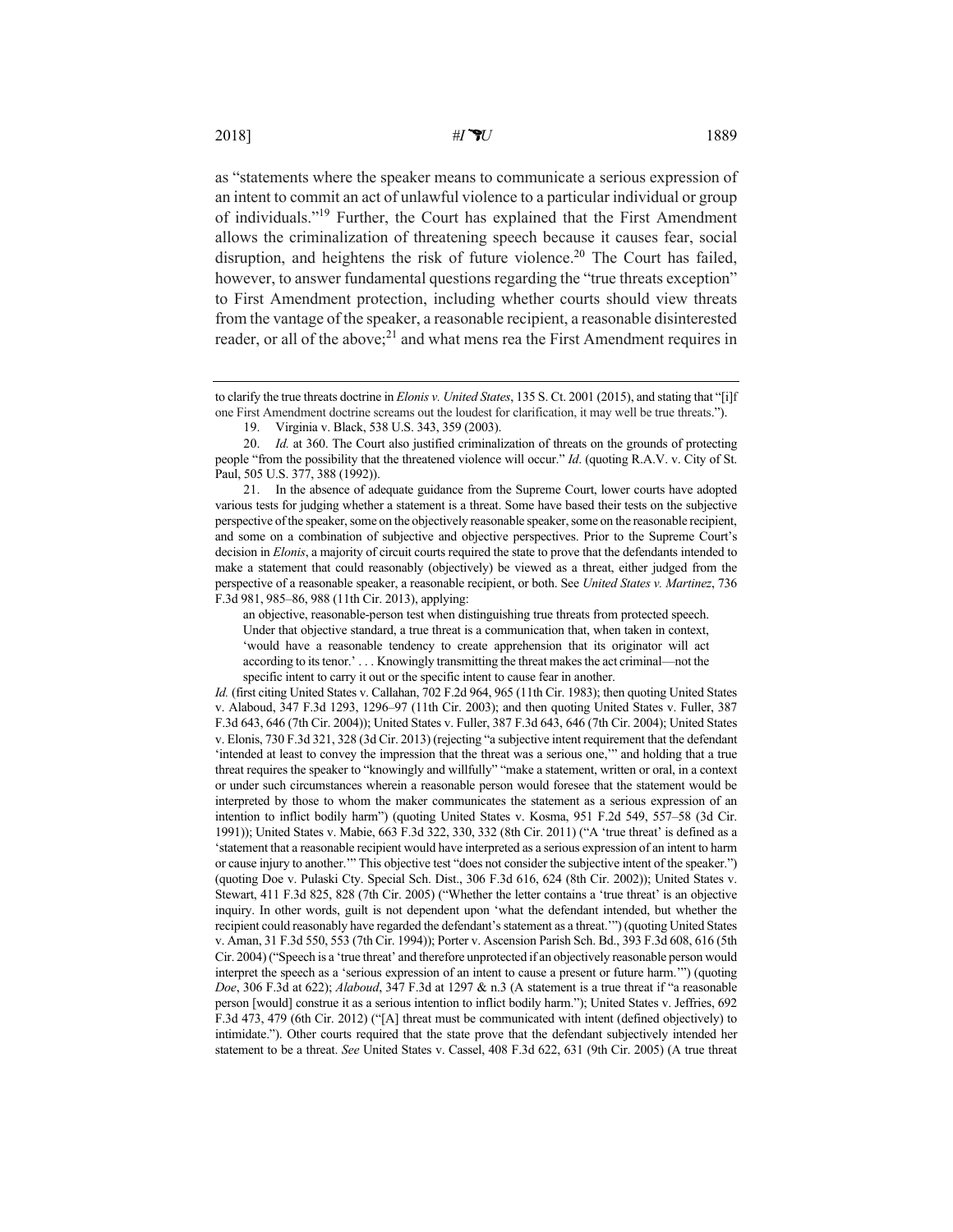as "statements where the speaker means to communicate a serious expression of an intent to commit an act of unlawful violence to a particular individual or group of individuals."[19] Further, the Court has explained that the First Amendment allows the criminalization of threatening speech because it causes fear, social disruption, and heightens the risk of future violence.[20] The Court has failed, however, to answer fundamental questions regarding the "true threats exception" to First Amendment protection, including whether courts should view threats from the vantage of the speaker, a reasonable recipient, a reasonable disinterested reader, or all of the above;[21] and what mens rea the First Amendment requires in

---

to clarify the true threats doctrine in *Elonis v. United States*, 135 S. Ct. 2001 (2015), and stating that "[i]f one First Amendment doctrine screams out the loudest for clarification, it may well be true threats.").

19. Virginia v. Black, 538 U.S. 343, 359 (2003).

20. *Id.* at 360. The Court also justified criminalization of threats on the grounds of protecting people "from the possibility that the threatened violence will occur." *Id*. (quoting R.A.V. v. City of St. Paul, 505 U.S. 377, 388 (1992)).

21. In the absence of adequate guidance from the Supreme Court, lower courts have adopted various tests for judging whether a statement is a threat. Some have based their tests on the subjective perspective of the speaker, some on the objectively reasonable speaker, some on the reasonable recipient, and some on a combination of subjective and objective perspectives. Prior to the Supreme Court's decision in *Elonis*, a majority of circuit courts required the state to prove that the defendants intended to make a statement that could reasonably (objectively) be viewed as a threat, either judged from the perspective of a reasonable speaker, a reasonable recipient, or both. See *United States v. Martinez*, 736 F.3d 981, 985–86, 988 (11th Cir. 2013), applying:

> an objective, reasonable-person test when distinguishing true threats from protected speech. Under that objective standard, a true threat is a communication that, when taken in context, 'would have a reasonable tendency to create apprehension that its originator will act according to its tenor.' . . . Knowingly transmitting the threat makes the act criminal—not the specific intent to carry it out or the specific intent to cause fear in another.

*Id.* (first citing United States v. Callahan, 702 F.2d 964, 965 (11th Cir. 1983); then quoting United States v. Alaboud, 347 F.3d 1293, 1296–97 (11th Cir. 2003); and then quoting United States v. Fuller, 387 F.3d 643, 646 (7th Cir. 2004)); United States v. Fuller, 387 F.3d 643, 646 (7th Cir. 2004); United States v. Elonis, 730 F.3d 321, 328 (3d Cir. 2013) (rejecting "a subjective intent requirement that the defendant 'intended at least to convey the impression that the threat was a serious one,'" and holding that a true threat requires the speaker to "knowingly and willfully" "make a statement, written or oral, in a context or under such circumstances wherein a reasonable person would foresee that the statement would be interpreted by those to whom the maker communicates the statement as a serious expression of an intention to inflict bodily harm") (quoting United States v. Kosma, 951 F.2d 549, 557–58 (3d Cir. 1991)); United States v. Mabie, 663 F.3d 322, 330, 332 (8th Cir. 2011) ("A 'true threat' is defined as a 'statement that a reasonable recipient would have interpreted as a serious expression of an intent to harm or cause injury to another.'" This objective test "does not consider the subjective intent of the speaker.") (quoting Doe v. Pulaski Cty. Special Sch. Dist., 306 F.3d 616, 624 (8th Cir. 2002)); United States v. Stewart, 411 F.3d 825, 828 (7th Cir. 2005) ("Whether the letter contains a 'true threat' is an objective inquiry. In other words, guilt is not dependent upon 'what the defendant intended, but whether the recipient could reasonably have regarded the defendant's statement as a threat.'") (quoting United States v. Aman, 31 F.3d 550, 553 (7th Cir. 1994)); Porter v. Ascension Parish Sch. Bd., 393 F.3d 608, 616 (5th Cir. 2004) ("Speech is a 'true threat' and therefore unprotected if an objectively reasonable person would interpret the speech as a 'serious expression of an intent to cause a present or future harm.'") (quoting *Doe*, 306 F.3d at 622); *Alaboud*, 347 F.3d at 1297 & n.3 (A statement is a true threat if "a reasonable person [would] construe it as a serious intention to inflict bodily harm."); United States v. Jeffries, 692 F.3d 473, 479 (6th Cir. 2012) ("[A] threat must be communicated with intent (defined objectively) to intimidate."). Other courts required that the state prove that the defendant subjectively intended her statement to be a threat. *See* United States v. Cassel, 408 F.3d 622, 631 (9th Cir. 2005) (A true threat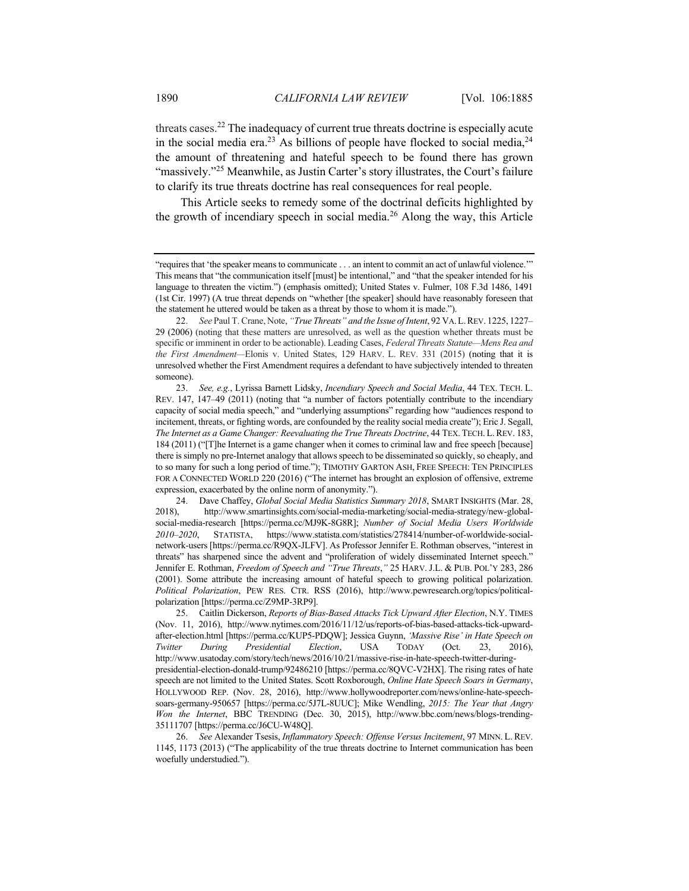threats cases.[22] The inadequacy of current true threats doctrine is especially acute in the social media era.[23] As billions of people have flocked to social media,[24] the amount of threatening and hateful speech to be found there has grown "massively."[25] Meanwhile, as Justin Carter's story illustrates, the Court's failure to clarify its true threats doctrine has real consequences for real people.

This Article seeks to remedy some of the doctrinal deficits highlighted by the growth of incendiary speech in social media.[26] Along the way, this Article

---

"requires that 'the speaker means to communicate . . . an intent to commit an act of unlawful violence.'" This means that "the communication itself [must] be intentional," and "that the speaker intended for his language to threaten the victim.") (emphasis omitted); United States v. Fulmer, 108 F.3d 1486, 1491 (1st Cir. 1997) (A true threat depends on "whether [the speaker] should have reasonably foreseen that the statement he uttered would be taken as a threat by those to whom it is made.").

22. *See* Paul T. Crane, Note, *"True Threats" and the Issue of Intent*, 92 VA. L. REV. 1225, 1227–29 (2006) (noting that these matters are unresolved, as well as the question whether threats must be specific or imminent in order to be actionable). Leading Cases, *Federal Threats Statute—Mens Rea and the First Amendment*—Elonis v. United States, 129 HARV. L. REV. 331 (2015) (noting that it is unresolved whether the First Amendment requires a defendant to have subjectively intended to threaten someone).

23. *See, e.g.*, Lyrissa Barnett Lidsky, *Incendiary Speech and Social Media*, 44 TEX. TECH. L. REV. 147, 147–49 (2011) (noting that "a number of factors potentially contribute to the incendiary capacity of social media speech," and "underlying assumptions" regarding how "audiences respond to incitement, threats, or fighting words, are confounded by the reality social media create"); Eric J. Segall, *The Internet as a Game Changer: Reevaluating the True Threats Doctrine*, 44 TEX. TECH. L. REV. 183, 184 (2011) ("[T]he Internet is a game changer when it comes to criminal law and free speech [because] there is simply no pre-Internet analogy that allows speech to be disseminated so quickly, so cheaply, and to so many for such a long period of time."); TIMOTHY GARTON ASH, FREE SPEECH: TEN PRINCIPLES FOR A CONNECTED WORLD 220 (2016) ("The internet has brought an explosion of offensive, extreme expression, exacerbated by the online norm of anonymity.").

24. Dave Chaffey, *Global Social Media Statistics Summary 2018*, SMART INSIGHTS (Mar. 28, 2018), http://www.smartinsights.com/social-media-marketing/social-media-strategy/new-global-social-media-research [https://perma.cc/MJ9K-8G8R]; *Number of Social Media Users Worldwide 2010–2020*, STATISTA, https://www.statista.com/statistics/278414/number-of-worldwide-social-network-users [https://perma.cc/R9QX-JLFV]. As Professor Jennifer E. Rothman observes, "interest in threats" has sharpened since the advent and "proliferation of widely disseminated Internet speech." Jennifer E. Rothman, *Freedom of Speech and "True Threats*,*"* 25 HARV. J.L. & PUB. POL'Y 283, 286 (2001). Some attribute the increasing amount of hateful speech to growing political polarization. *Political Polarization*, PEW RES. CTR. RSS (2016), http://www.pewresearch.org/topics/political-polarization [https://perma.cc/Z9MP-3RP9].

25. Caitlin Dickerson, *Reports of Bias-Based Attacks Tick Upward After Election*, N.Y. TIMES (Nov. 11, 2016), http://www.nytimes.com/2016/11/12/us/reports-of-bias-based-attacks-tick-upward-after-election.html [https://perma.cc/KUP5-PDQW]; Jessica Guynn, *'Massive Rise' in Hate Speech on Twitter During Presidential Election*, USA TODAY (Oct. 23, 2016), http://www.usatoday.com/story/tech/news/2016/10/21/massive-rise-in-hate-speech-twitter-during-presidential-election-donald-trump/92486210 [https://perma.cc/8QVC-V2HX]. The rising rates of hate speech are not limited to the United States. Scott Roxborough, *Online Hate Speech Soars in Germany*, HOLLYWOOD REP. (Nov. 28, 2016), http://www.hollywoodreporter.com/news/online-hate-speech-soars-germany-950657 [https://perma.cc/5J7L-8UUC]; Mike Wendling, *2015: The Year that Angry Won the Internet*, BBC TRENDING (Dec. 30, 2015), http://www.bbc.com/news/blogs-trending-35111707 [https://perma.cc/J6CU-W48Q].

26. *See* Alexander Tsesis, *Inflammatory Speech: Offense Versus Incitement*, 97 MINN. L. REV. 1145, 1173 (2013) ("The applicability of the true threats doctrine to Internet communication has been woefully understudied.").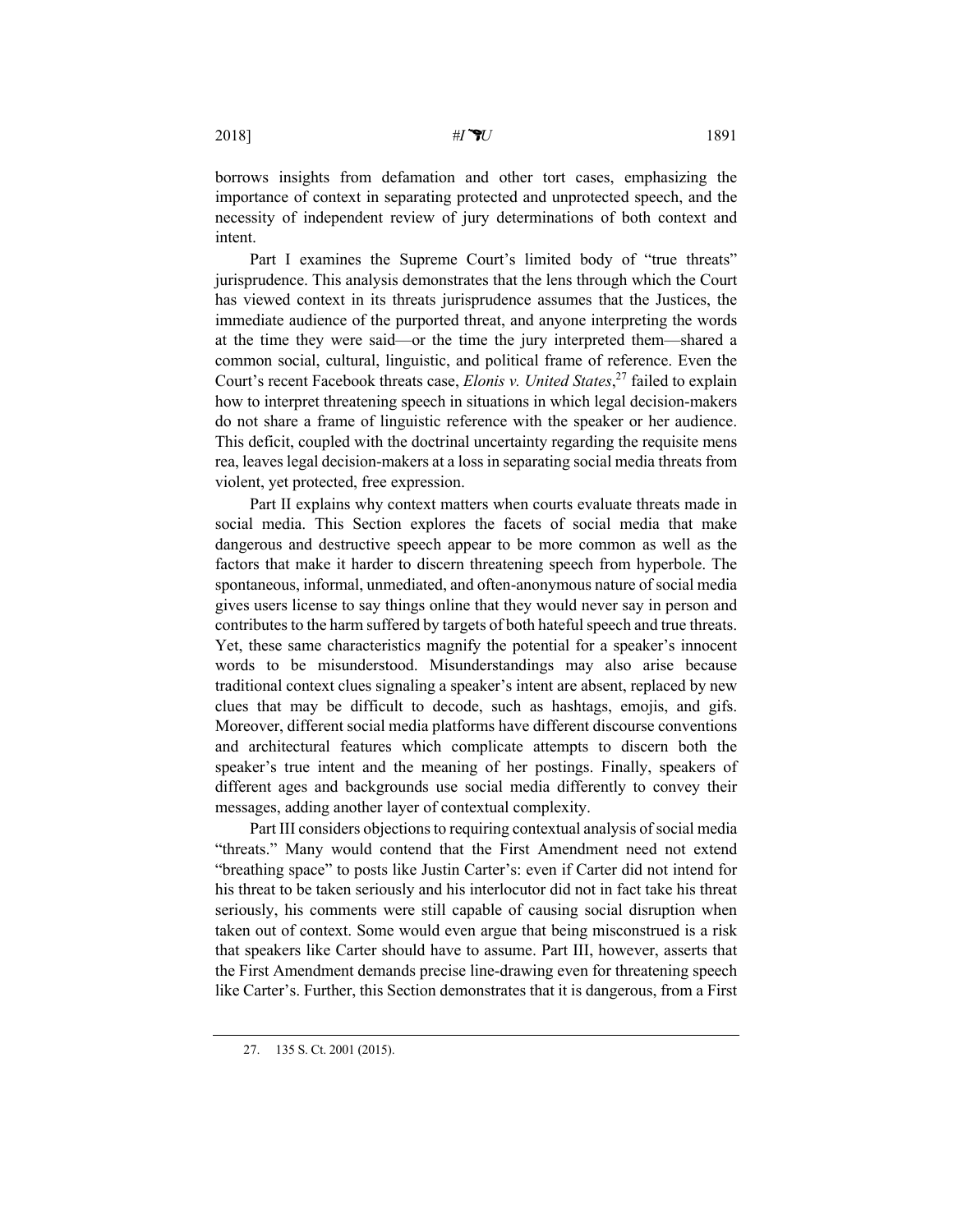borrows insights from defamation and other tort cases, emphasizing the importance of context in separating protected and unprotected speech, and the necessity of independent review of jury determinations of both context and intent.

Part I examines the Supreme Court's limited body of "true threats" jurisprudence. This analysis demonstrates that the lens through which the Court has viewed context in its threats jurisprudence assumes that the Justices, the immediate audience of the purported threat, and anyone interpreting the words at the time they were said—or the time the jury interpreted them—shared a common social, cultural, linguistic, and political frame of reference. Even the Court's recent Facebook threats case, *Elonis v. United States*,[27] failed to explain how to interpret threatening speech in situations in which legal decision-makers do not share a frame of linguistic reference with the speaker or her audience. This deficit, coupled with the doctrinal uncertainty regarding the requisite mens rea, leaves legal decision-makers at a loss in separating social media threats from violent, yet protected, free expression.

Part II explains why context matters when courts evaluate threats made in social media. This Section explores the facets of social media that make dangerous and destructive speech appear to be more common as well as the factors that make it harder to discern threatening speech from hyperbole. The spontaneous, informal, unmediated, and often-anonymous nature of social media gives users license to say things online that they would never say in person and contributes to the harm suffered by targets of both hateful speech and true threats. Yet, these same characteristics magnify the potential for a speaker's innocent words to be misunderstood. Misunderstandings may also arise because traditional context clues signaling a speaker's intent are absent, replaced by new clues that may be difficult to decode, such as hashtags, emojis, and gifs. Moreover, different social media platforms have different discourse conventions and architectural features which complicate attempts to discern both the speaker's true intent and the meaning of her postings. Finally, speakers of different ages and backgrounds use social media differently to convey their messages, adding another layer of contextual complexity.

Part III considers objections to requiring contextual analysis of social media "threats." Many would contend that the First Amendment need not extend "breathing space" to posts like Justin Carter's: even if Carter did not intend for his threat to be taken seriously and his interlocutor did not in fact take his threat seriously, his comments were still capable of causing social disruption when taken out of context. Some would even argue that being misconstrued is a risk that speakers like Carter should have to assume. Part III, however, asserts that the First Amendment demands precise line-drawing even for threatening speech like Carter's. Further, this Section demonstrates that it is dangerous, from a First

27. 135 S. Ct. 2001 (2015).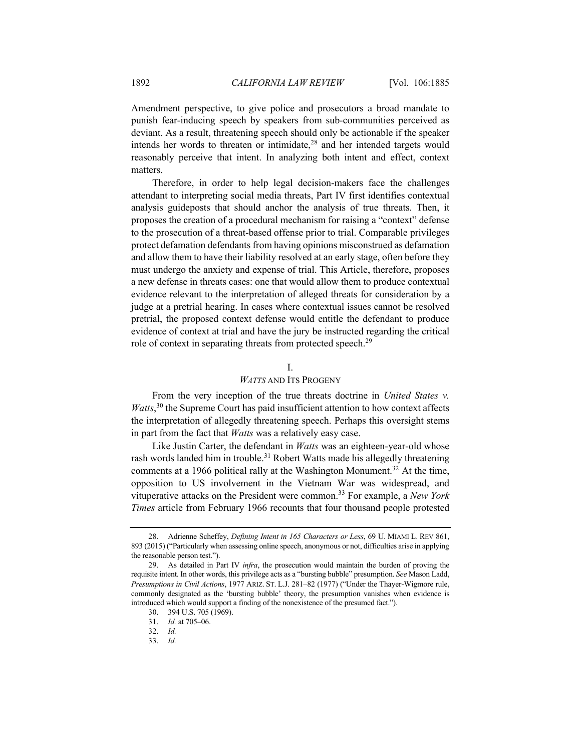Amendment perspective, to give police and prosecutors a broad mandate to punish fear-inducing speech by speakers from sub-communities perceived as deviant. As a result, threatening speech should only be actionable if the speaker intends her words to threaten or intimidate,[28] and her intended targets would reasonably perceive that intent. In analyzing both intent and effect, context matters.

Therefore, in order to help legal decision-makers face the challenges attendant to interpreting social media threats, Part IV first identifies contextual analysis guideposts that should anchor the analysis of true threats. Then, it proposes the creation of a procedural mechanism for raising a "context" defense to the prosecution of a threat-based offense prior to trial. Comparable privileges protect defamation defendants from having opinions misconstrued as defamation and allow them to have their liability resolved at an early stage, often before they must undergo the anxiety and expense of trial. This Article, therefore, proposes a new defense in threats cases: one that would allow them to produce contextual evidence relevant to the interpretation of alleged threats for consideration by a judge at a pretrial hearing. In cases where contextual issues cannot be resolved pretrial, the proposed context defense would entitle the defendant to produce evidence of context at trial and have the jury be instructed regarding the critical role of context in separating threats from protected speech.[29]

## I.
## *WATTS* AND ITS PROGENY

From the very inception of the true threats doctrine in *United States v. Watts*,[30] the Supreme Court has paid insufficient attention to how context affects the interpretation of allegedly threatening speech. Perhaps this oversight stems in part from the fact that *Watts* was a relatively easy case.

Like Justin Carter, the defendant in *Watts* was an eighteen-year-old whose rash words landed him in trouble.[31] Robert Watts made his allegedly threatening comments at a 1966 political rally at the Washington Monument.[32] At the time, opposition to US involvement in the Vietnam War was widespread, and vituperative attacks on the President were common.[33] For example, a *New York Times* article from February 1966 recounts that four thousand people protested

---

28. Adrienne Scheffey, *Defining Intent in 165 Characters or Less*, 69 U. MIAMI L. REV 861, 893 (2015) ("Particularly when assessing online speech, anonymous or not, difficulties arise in applying the reasonable person test.").

29. As detailed in Part IV *infra*, the prosecution would maintain the burden of proving the requisite intent. In other words, this privilege acts as a "bursting bubble" presumption. *See* Mason Ladd, *Presumptions in Civil Actions*, 1977 ARIZ. ST. L.J. 281–82 (1977) ("Under the Thayer-Wigmore rule, commonly designated as the 'bursting bubble' theory, the presumption vanishes when evidence is introduced which would support a finding of the nonexistence of the presumed fact.").

30. 394 U.S. 705 (1969).

31. *Id.* at 705–06.

32. *Id.*

33. *Id.*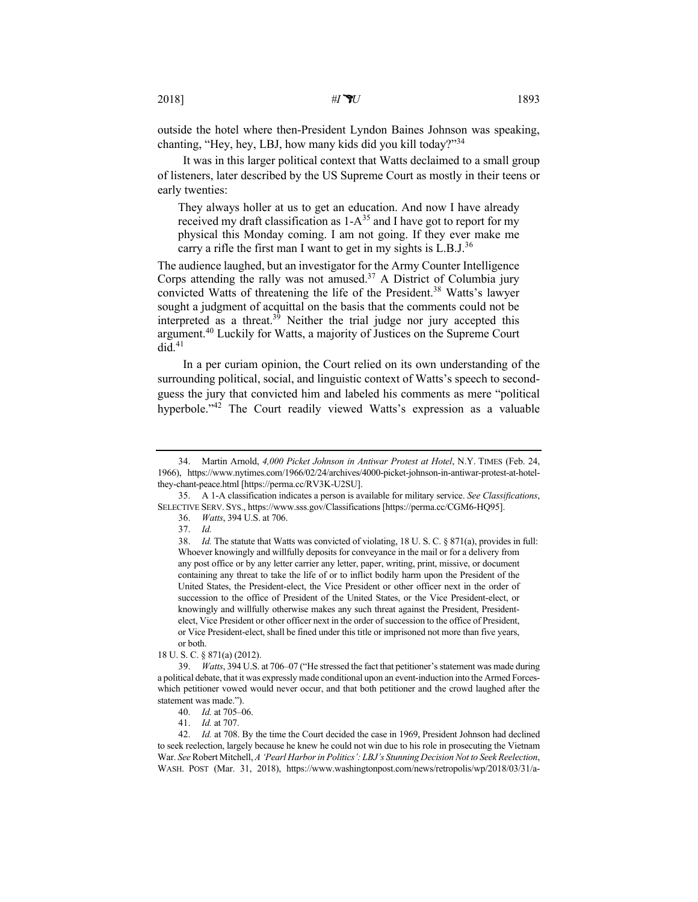outside the hotel where then-President Lyndon Baines Johnson was speaking, chanting, "Hey, hey, LBJ, how many kids did you kill today?"[34]

It was in this larger political context that Watts declaimed to a small group of listeners, later described by the US Supreme Court as mostly in their teens or early twenties:

> They always holler at us to get an education. And now I have already received my draft classification as 1-A[35] and I have got to report for my physical this Monday coming. I am not going. If they ever make me carry a rifle the first man I want to get in my sights is L.B.J.[36]

The audience laughed, but an investigator for the Army Counter Intelligence Corps attending the rally was not amused.[37] A District of Columbia jury convicted Watts of threatening the life of the President.[38] Watts's lawyer sought a judgment of acquittal on the basis that the comments could not be interpreted as a threat.[39] Neither the trial judge nor jury accepted this argument.[40] Luckily for Watts, a majority of Justices on the Supreme Court did.[41]

In a per curiam opinion, the Court relied on its own understanding of the surrounding political, social, and linguistic context of Watts's speech to second-guess the jury that convicted him and labeled his comments as mere "political hyperbole."[42] The Court readily viewed Watts's expression as a valuable

---

34. Martin Arnold, *4,000 Picket Johnson in Antiwar Protest at Hotel*, N.Y. TIMES (Feb. 24, 1966), https://www.nytimes.com/1966/02/24/archives/4000-picket-johnson-in-antiwar-protest-at-hotel-they-chant-peace.html [https://perma.cc/RV3K-U2SU].

35. A 1-A classification indicates a person is available for military service. *See Classifications*, SELECTIVE SERV. SYS., https://www.sss.gov/Classifications [https://perma.cc/CGM6-HQ95].

36. *Watts*, 394 U.S. at 706.

37. *Id.*

38. *Id.* The statute that Watts was convicted of violating, 18 U. S. C. § 871(a), provides in full:

> Whoever knowingly and willfully deposits for conveyance in the mail or for a delivery from any post office or by any letter carrier any letter, paper, writing, print, missive, or document containing any threat to take the life of or to inflict bodily harm upon the President of the United States, the President-elect, the Vice President or other officer next in the order of succession to the office of President of the United States, or the Vice President-elect, or knowingly and willfully otherwise makes any such threat against the President, President-elect, Vice President or other officer next in the order of succession to the office of President, or Vice President-elect, shall be fined under this title or imprisoned not more than five years, or both.

18 U. S. C. § 871(a) (2012).

39. *Watts*, 394 U.S. at 706–07 ("He stressed the fact that petitioner's statement was made during a political debate, that it was expressly made conditional upon an event-induction into the Armed Forces-which petitioner vowed would never occur, and that both petitioner and the crowd laughed after the statement was made.").

40. *Id.* at 705–06.

41. *Id.* at 707.

42. *Id.* at 708. By the time the Court decided the case in 1969, President Johnson had declined to seek reelection, largely because he knew he could not win due to his role in prosecuting the Vietnam War. *See* Robert Mitchell, *A 'Pearl Harbor in Politics': LBJ's Stunning Decision Not to Seek Reelection*, WASH. POST (Mar. 31, 2018), https://www.washingtonpost.com/news/retropolis/wp/2018/03/31/a-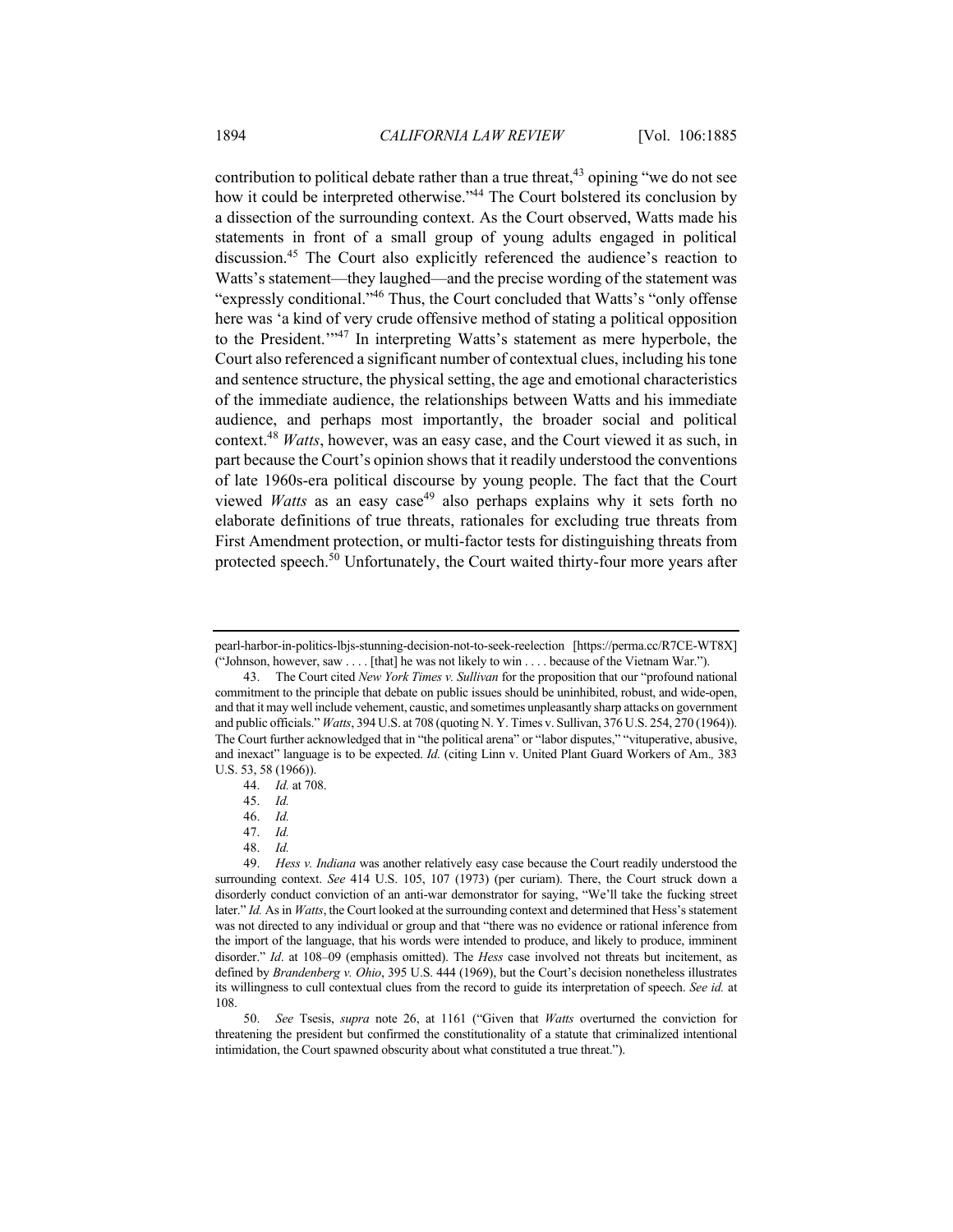contribution to political debate rather than a true threat,[43] opining "we do not see how it could be interpreted otherwise."[44] The Court bolstered its conclusion by a dissection of the surrounding context. As the Court observed, Watts made his statements in front of a small group of young adults engaged in political discussion.[45] The Court also explicitly referenced the audience's reaction to Watts's statement—they laughed—and the precise wording of the statement was "expressly conditional."[46] Thus, the Court concluded that Watts's "only offense here was 'a kind of very crude offensive method of stating a political opposition to the President.'"[47] In interpreting Watts's statement as mere hyperbole, the Court also referenced a significant number of contextual clues, including his tone and sentence structure, the physical setting, the age and emotional characteristics of the immediate audience, the relationships between Watts and his immediate audience, and perhaps most importantly, the broader social and political context.[48] *Watts*, however, was an easy case, and the Court viewed it as such, in part because the Court's opinion shows that it readily understood the conventions of late 1960s-era political discourse by young people. The fact that the Court viewed *Watts* as an easy case[49] also perhaps explains why it sets forth no elaborate definitions of true threats, rationales for excluding true threats from First Amendment protection, or multi-factor tests for distinguishing threats from protected speech.[50] Unfortunately, the Court waited thirty-four more years after

---

pearl-harbor-in-politics-lbjs-stunning-decision-not-to-seek-reelection [https://perma.cc/R7CE-WT8X] ("Johnson, however, saw . . . . [that] he was not likely to win . . . . because of the Vietnam War.").

43. The Court cited *New York Times v. Sullivan* for the proposition that our "profound national commitment to the principle that debate on public issues should be uninhibited, robust, and wide-open, and that it may well include vehement, caustic, and sometimes unpleasantly sharp attacks on government and public officials." *Watts*, 394 U.S. at 708 (quoting N. Y. Times v. Sullivan, 376 U.S. 254, 270 (1964)). The Court further acknowledged that in "the political arena" or "labor disputes," "vituperative, abusive, and inexact" language is to be expected. *Id.* (citing Linn v. United Plant Guard Workers of Am*.,* 383 U.S. 53, 58 (1966)).

44. *Id.* at 708.

45. *Id.*

46. *Id.*

47. *Id.*

48. *Id.*

49. *Hess v. Indiana* was another relatively easy case because the Court readily understood the surrounding context. *See* 414 U.S. 105, 107 (1973) (per curiam). There, the Court struck down a disorderly conduct conviction of an anti-war demonstrator for saying, "We'll take the fucking street later." *Id.* As in *Watts*, the Court looked at the surrounding context and determined that Hess's statement was not directed to any individual or group and that "there was no evidence or rational inference from the import of the language, that his words were intended to produce, and likely to produce, imminent disorder." *Id*. at 108–09 (emphasis omitted). The *Hess* case involved not threats but incitement, as defined by *Brandenberg v. Ohio*, 395 U.S. 444 (1969), but the Court's decision nonetheless illustrates its willingness to cull contextual clues from the record to guide its interpretation of speech. *See id.* at 108.

50. *See* Tsesis, *supra* note 26, at 1161 ("Given that *Watts* overturned the conviction for threatening the president but confirmed the constitutionality of a statute that criminalized intentional intimidation, the Court spawned obscurity about what constituted a true threat.").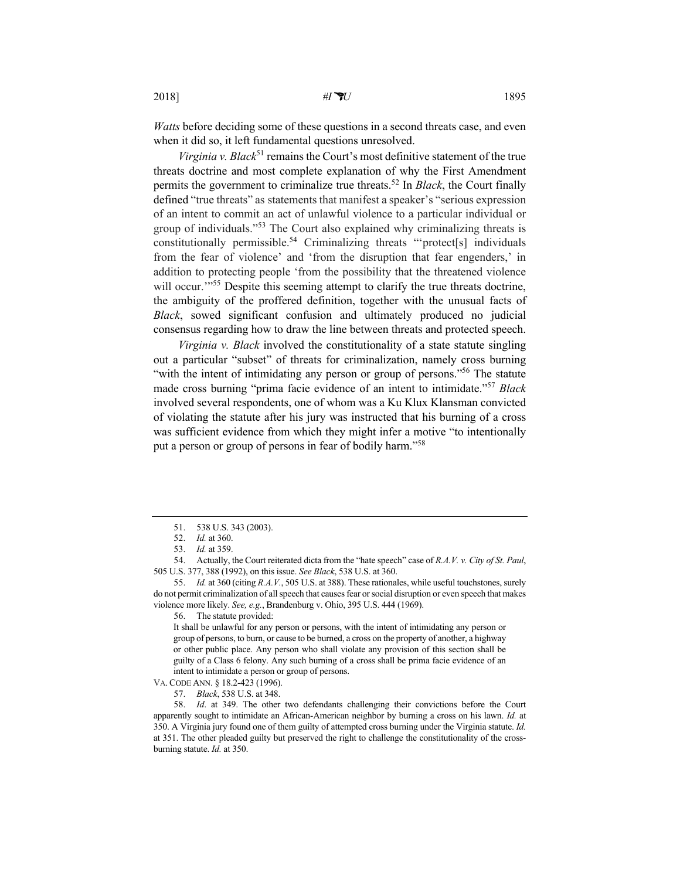*Watts* before deciding some of these questions in a second threats case, and even when it did so, it left fundamental questions unresolved.

*Virginia v. Black*[51] remains the Court's most definitive statement of the true threats doctrine and most complete explanation of why the First Amendment permits the government to criminalize true threats.[52] In *Black*, the Court finally defined "true threats" as statements that manifest a speaker's "serious expression of an intent to commit an act of unlawful violence to a particular individual or group of individuals."[53] The Court also explained why criminalizing threats is constitutionally permissible.[54] Criminalizing threats "'protect[s] individuals from the fear of violence' and 'from the disruption that fear engenders,' in addition to protecting people 'from the possibility that the threatened violence will occur.'"[55] Despite this seeming attempt to clarify the true threats doctrine, the ambiguity of the proffered definition, together with the unusual facts of *Black*, sowed significant confusion and ultimately produced no judicial consensus regarding how to draw the line between threats and protected speech.

*Virginia v. Black* involved the constitutionality of a state statute singling out a particular "subset" of threats for criminalization, namely cross burning "with the intent of intimidating any person or group of persons."[56] The statute made cross burning "prima facie evidence of an intent to intimidate."[57] *Black* involved several respondents, one of whom was a Ku Klux Klansman convicted of violating the statute after his jury was instructed that his burning of a cross was sufficient evidence from which they might infer a motive "to intentionally put a person or group of persons in fear of bodily harm."[58]

---

51. 538 U.S. 343 (2003).

52. *Id.* at 360.

53. *Id.* at 359.

54. Actually, the Court reiterated dicta from the "hate speech" case of *R.A.V. v. City of St. Paul*, 505 U.S. 377, 388 (1992), on this issue. *See Black*, 538 U.S. at 360.

55. *Id.* at 360 (citing *R.A.V.*, 505 U.S. at 388). These rationales, while useful touchstones, surely do not permit criminalization of all speech that causes fear or social disruption or even speech that makes violence more likely. *See, e.g.*, Brandenburg v. Ohio, 395 U.S. 444 (1969).

56. The statute provided:

> It shall be unlawful for any person or persons, with the intent of intimidating any person or group of persons, to burn, or cause to be burned, a cross on the property of another, a highway or other public place. Any person who shall violate any provision of this section shall be guilty of a Class 6 felony. Any such burning of a cross shall be prima facie evidence of an intent to intimidate a person or group of persons.

VA. CODE ANN. § 18.2-423 (1996).

57. *Black*, 538 U.S. at 348.

58. *Id*. at 349. The other two defendants challenging their convictions before the Court apparently sought to intimidate an African-American neighbor by burning a cross on his lawn. *Id.* at 350. A Virginia jury found one of them guilty of attempted cross burning under the Virginia statute. *Id.* at 351. The other pleaded guilty but preserved the right to challenge the constitutionality of the cross-burning statute. *Id.* at 350.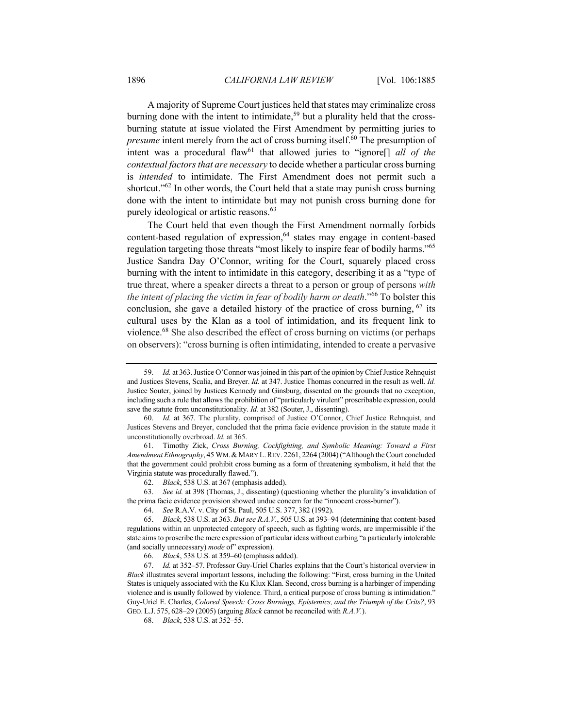A majority of Supreme Court justices held that states may criminalize cross burning done with the intent to intimidate,[59] but a plurality held that the cross-burning statute at issue violated the First Amendment by permitting juries to *presume* intent merely from the act of cross burning itself.[60] The presumption of intent was a procedural flaw[61] that allowed juries to "ignore[] *all of the contextual factors that are necessary* to decide whether a particular cross burning is *intended* to intimidate. The First Amendment does not permit such a shortcut."[62] In other words, the Court held that a state may punish cross burning done with the intent to intimidate but may not punish cross burning done for purely ideological or artistic reasons.[63]

The Court held that even though the First Amendment normally forbids content-based regulation of expression,[64] states may engage in content-based regulation targeting those threats "most likely to inspire fear of bodily harms."[65] Justice Sandra Day O'Connor, writing for the Court, squarely placed cross burning with the intent to intimidate in this category, describing it as a "type of true threat, where a speaker directs a threat to a person or group of persons *with the intent of placing the victim in fear of bodily harm or death*."[66] To bolster this conclusion, she gave a detailed history of the practice of cross burning, [67] its cultural uses by the Klan as a tool of intimidation, and its frequent link to violence.[68] She also described the effect of cross burning on victims (or perhaps on observers): "cross burning is often intimidating, intended to create a pervasive

---

59. *Id.* at 363. Justice O'Connor was joined in this part of the opinion by Chief Justice Rehnquist and Justices Stevens, Scalia, and Breyer. *Id.* at 347. Justice Thomas concurred in the result as well. *Id.* Justice Souter, joined by Justices Kennedy and Ginsburg, dissented on the grounds that no exception, including such a rule that allows the prohibition of "particularly virulent" proscribable expression, could save the statute from unconstitutionality. *Id.* at 382 (Souter, J., dissenting).

60. *Id.* at 367. The plurality, comprised of Justice O'Connor, Chief Justice Rehnquist, and Justices Stevens and Breyer, concluded that the prima facie evidence provision in the statute made it unconstitutionally overbroad. *Id.* at 365.

61. Timothy Zick, *Cross Burning, Cockfighting, and Symbolic Meaning: Toward a First Amendment Ethnography*, 45 WM. & MARY L. REV. 2261, 2264 (2004) ("Although the Court concluded that the government could prohibit cross burning as a form of threatening symbolism, it held that the Virginia statute was procedurally flawed.").

62. *Black*, 538 U.S. at 367 (emphasis added).

63. *See id.* at 398 (Thomas, J., dissenting) (questioning whether the plurality's invalidation of the prima facie evidence provision showed undue concern for the "innocent cross-burner").

64. *See* R.A.V. v. City of St. Paul, 505 U.S. 377, 382 (1992).

65. *Black*, 538 U.S. at 363. *But see R.A.V.*, 505 U.S. at 393–94 (determining that content-based regulations within an unprotected category of speech, such as fighting words, are impermissible if the state aims to proscribe the mere expression of particular ideas without curbing "a particularly intolerable (and socially unnecessary) *mode* of" expression).

66. *Black*, 538 U.S. at 359–60 (emphasis added).

67. *Id.* at 352–57. Professor Guy-Uriel Charles explains that the Court's historical overview in *Black* illustrates several important lessons, including the following: "First, cross burning in the United States is uniquely associated with the Ku Klux Klan. Second, cross burning is a harbinger of impending violence and is usually followed by violence. Third, a critical purpose of cross burning is intimidation." Guy-Uriel E. Charles, *Colored Speech: Cross Burnings, Epistemics, and the Triumph of the Crits?*, 93 GEO. L.J. 575, 628–29 (2005) (arguing *Black* cannot be reconciled with *R.A.V.*).

68. *Black*, 538 U.S. at 352–55.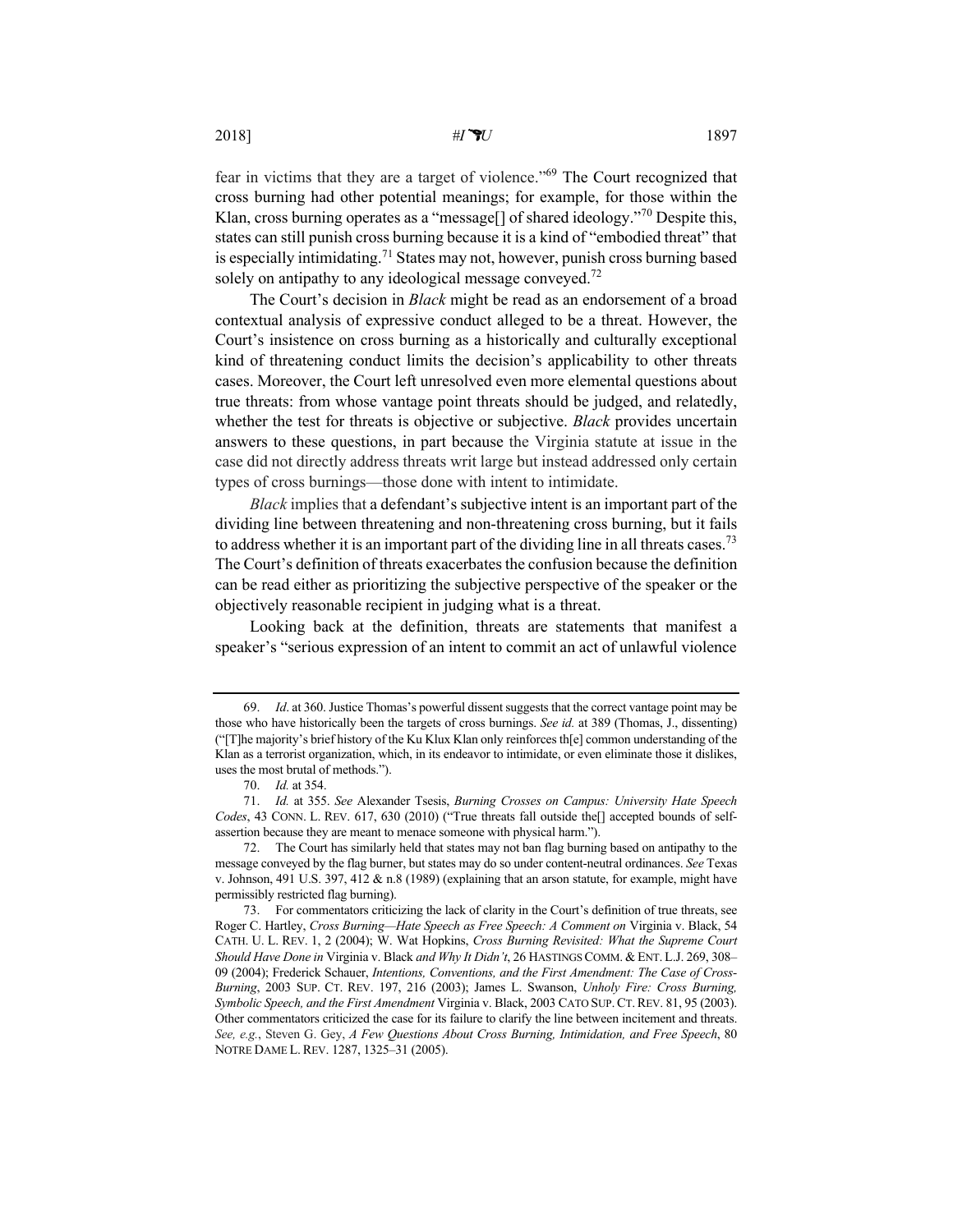fear in victims that they are a target of violence."[69] The Court recognized that cross burning had other potential meanings; for example, for those within the Klan, cross burning operates as a "message[] of shared ideology."[70] Despite this, states can still punish cross burning because it is a kind of "embodied threat" that is especially intimidating.[71] States may not, however, punish cross burning based solely on antipathy to any ideological message conveyed.[72]

The Court's decision in *Black* might be read as an endorsement of a broad contextual analysis of expressive conduct alleged to be a threat. However, the Court's insistence on cross burning as a historically and culturally exceptional kind of threatening conduct limits the decision's applicability to other threats cases. Moreover, the Court left unresolved even more elemental questions about true threats: from whose vantage point threats should be judged, and relatedly, whether the test for threats is objective or subjective. *Black* provides uncertain answers to these questions, in part because the Virginia statute at issue in the case did not directly address threats writ large but instead addressed only certain types of cross burnings—those done with intent to intimidate.

*Black* implies that a defendant's subjective intent is an important part of the dividing line between threatening and non-threatening cross burning, but it fails to address whether it is an important part of the dividing line in all threats cases.[73] The Court's definition of threats exacerbates the confusion because the definition can be read either as prioritizing the subjective perspective of the speaker or the objectively reasonable recipient in judging what is a threat.

Looking back at the definition, threats are statements that manifest a speaker's "serious expression of an intent to commit an act of unlawful violence

---

69. *Id*. at 360. Justice Thomas's powerful dissent suggests that the correct vantage point may be those who have historically been the targets of cross burnings. *See id.* at 389 (Thomas, J., dissenting) ("[T]he majority's brief history of the Ku Klux Klan only reinforces th[e] common understanding of the Klan as a terrorist organization, which, in its endeavor to intimidate, or even eliminate those it dislikes, uses the most brutal of methods.").

70. *Id.* at 354.

71. *Id.* at 355. *See* Alexander Tsesis, *Burning Crosses on Campus: University Hate Speech Codes*, 43 CONN. L. REV. 617, 630 (2010) ("True threats fall outside the[] accepted bounds of self-assertion because they are meant to menace someone with physical harm.").

72. The Court has similarly held that states may not ban flag burning based on antipathy to the message conveyed by the flag burner, but states may do so under content-neutral ordinances. *See* Texas v. Johnson, 491 U.S. 397, 412 & n.8 (1989) (explaining that an arson statute, for example, might have permissibly restricted flag burning).

73. For commentators criticizing the lack of clarity in the Court's definition of true threats, see Roger C. Hartley, *Cross Burning—Hate Speech as Free Speech: A Comment on* Virginia v. Black, 54 CATH. U. L. REV. 1, 2 (2004); W. Wat Hopkins, *Cross Burning Revisited: What the Supreme Court Should Have Done in* Virginia v. Black *and Why It Didn't*, 26 HASTINGS COMM. & ENT. L.J. 269, 308–09 (2004); Frederick Schauer, *Intentions, Conventions, and the First Amendment: The Case of Cross-Burning*, 2003 SUP. CT. REV. 197, 216 (2003); James L. Swanson, *Unholy Fire: Cross Burning, Symbolic Speech, and the First Amendment* Virginia v. Black, 2003 CATO SUP. CT. REV. 81, 95 (2003). Other commentators criticized the case for its failure to clarify the line between incitement and threats. *See, e.g.*, Steven G. Gey, *A Few Questions About Cross Burning, Intimidation, and Free Speech*, 80 NOTRE DAME L. REV. 1287, 1325–31 (2005).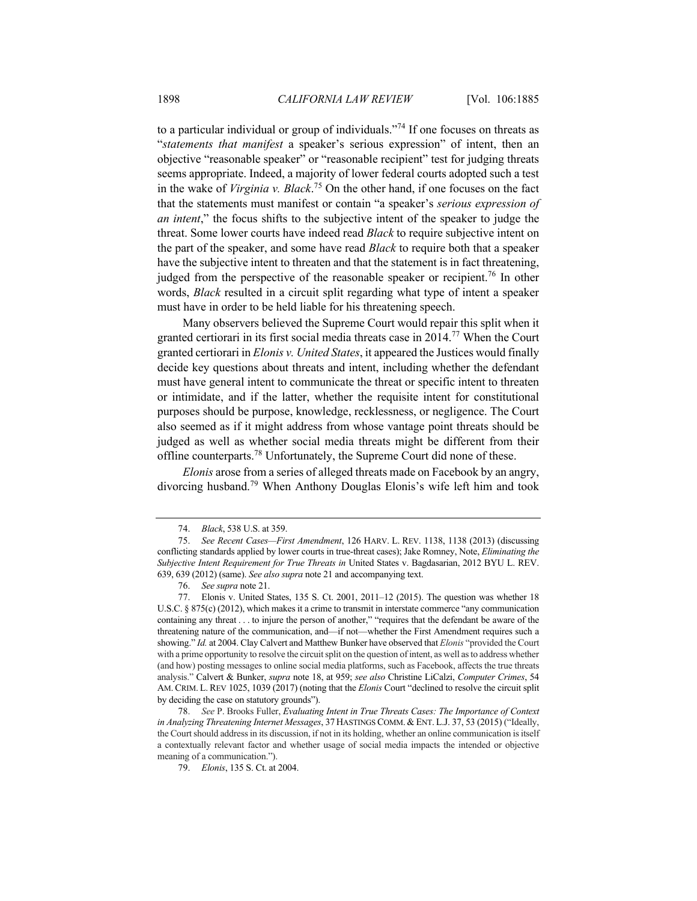to a particular individual or group of individuals."[74] If one focuses on threats as "*statements that manifest* a speaker's serious expression" of intent, then an objective "reasonable speaker" or "reasonable recipient" test for judging threats seems appropriate. Indeed, a majority of lower federal courts adopted such a test in the wake of *Virginia v. Black*.[75] On the other hand, if one focuses on the fact that the statements must manifest or contain "a speaker's *serious expression of an intent*," the focus shifts to the subjective intent of the speaker to judge the threat. Some lower courts have indeed read *Black* to require subjective intent on the part of the speaker, and some have read *Black* to require both that a speaker have the subjective intent to threaten and that the statement is in fact threatening, judged from the perspective of the reasonable speaker or recipient.[76] In other words, *Black* resulted in a circuit split regarding what type of intent a speaker must have in order to be held liable for his threatening speech.

Many observers believed the Supreme Court would repair this split when it granted certiorari in its first social media threats case in 2014.[77] When the Court granted certiorari in *Elonis v. United States*, it appeared the Justices would finally decide key questions about threats and intent, including whether the defendant must have general intent to communicate the threat or specific intent to threaten or intimidate, and if the latter, whether the requisite intent for constitutional purposes should be purpose, knowledge, recklessness, or negligence. The Court also seemed as if it might address from whose vantage point threats should be judged as well as whether social media threats might be different from their offline counterparts.[78] Unfortunately, the Supreme Court did none of these.

*Elonis* arose from a series of alleged threats made on Facebook by an angry, divorcing husband.[79] When Anthony Douglas Elonis's wife left him and took

---

74. *Black*, 538 U.S. at 359.

75. *See Recent Cases—First Amendment*, 126 HARV. L. REV. 1138, 1138 (2013) (discussing conflicting standards applied by lower courts in true-threat cases); Jake Romney, Note, *Eliminating the Subjective Intent Requirement for True Threats in* United States v. Bagdasarian, 2012 BYU L. REV. 639, 639 (2012) (same). *See also supra* note 21 and accompanying text.

76. *See supra* note 21.

77. Elonis v. United States, 135 S. Ct. 2001, 2011–12 (2015). The question was whether 18 U.S.C. § 875(c) (2012), which makes it a crime to transmit in interstate commerce "any communication containing any threat . . . to injure the person of another," "requires that the defendant be aware of the threatening nature of the communication, and—if not—whether the First Amendment requires such a showing." *Id.* at 2004. Clay Calvert and Matthew Bunker have observed that *Elonis* "provided the Court with a prime opportunity to resolve the circuit split on the question of intent, as well as to address whether (and how) posting messages to online social media platforms, such as Facebook, affects the true threats analysis." Calvert & Bunker, *supra* note 18, at 959; *see also* Christine LiCalzi, *Computer Crimes*, 54 AM. CRIM. L. REV 1025, 1039 (2017) (noting that the *Elonis* Court "declined to resolve the circuit split by deciding the case on statutory grounds").

78. *See* P. Brooks Fuller, *Evaluating Intent in True Threats Cases: The Importance of Context in Analyzing Threatening Internet Messages*, 37 HASTINGS COMM. & ENT. L.J. 37, 53 (2015) ("Ideally, the Court should address in its discussion, if not in its holding, whether an online communication is itself a contextually relevant factor and whether usage of social media impacts the intended or objective meaning of a communication.").

79. *Elonis*, 135 S. Ct. at 2004.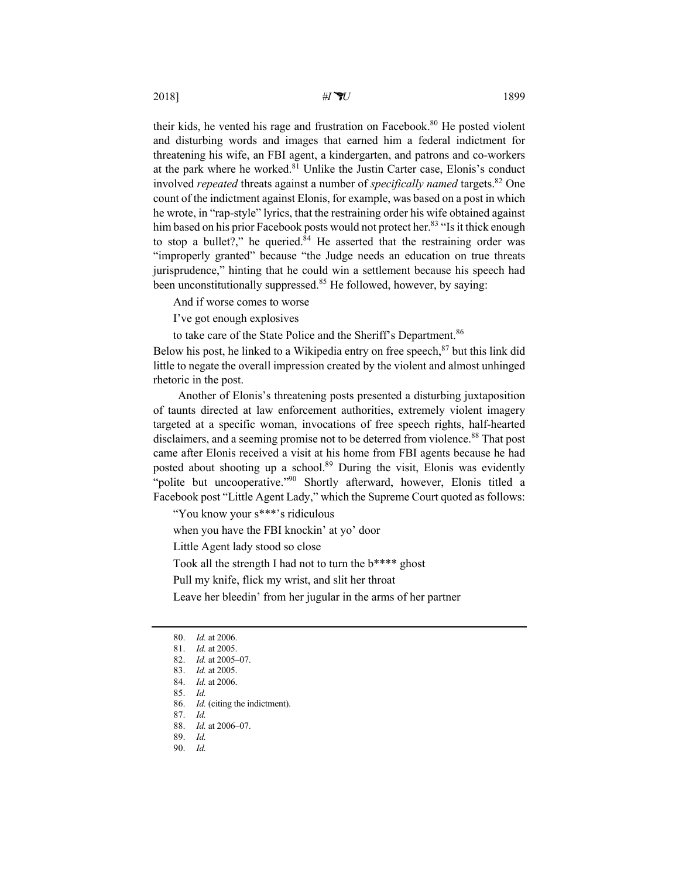their kids, he vented his rage and frustration on Facebook.[80] He posted violent and disturbing words and images that earned him a federal indictment for threatening his wife, an FBI agent, a kindergarten, and patrons and co-workers at the park where he worked.[81] Unlike the Justin Carter case, Elonis's conduct involved *repeated* threats against a number of *specifically named* targets.[82] One count of the indictment against Elonis, for example, was based on a post in which he wrote, in "rap-style" lyrics, that the restraining order his wife obtained against him based on his prior Facebook posts would not protect her.[83] "Is it thick enough to stop a bullet?," he queried.[84] He asserted that the restraining order was "improperly granted" because "the Judge needs an education on true threats jurisprudence," hinting that he could win a settlement because his speech had been unconstitutionally suppressed.[85] He followed, however, by saying:

> And if worse comes to worse
>
> I've got enough explosives
>
> to take care of the State Police and the Sheriff's Department.[86]

Below his post, he linked to a Wikipedia entry on free speech,[87] but this link did little to negate the overall impression created by the violent and almost unhinged rhetoric in the post.

Another of Elonis's threatening posts presented a disturbing juxtaposition of taunts directed at law enforcement authorities, extremely violent imagery targeted at a specific woman, invocations of free speech rights, half-hearted disclaimers, and a seeming promise not to be deterred from violence.[88] That post came after Elonis received a visit at his home from FBI agents because he had posted about shooting up a school.[89] During the visit, Elonis was evidently "polite but uncooperative."[90] Shortly afterward, however, Elonis titled a Facebook post "Little Agent Lady," which the Supreme Court quoted as follows:

> "You know your s***'s ridiculous
>
> when you have the FBI knockin' at yo' door
>
> Little Agent lady stood so close
>
> Took all the strength I had not to turn the b**** ghost
>
> Pull my knife, flick my wrist, and slit her throat
>
> Leave her bleedin' from her jugular in the arms of her partner

---

80. *Id.* at 2006.
81. *Id.* at 2005.
82. *Id.* at 2005–07.
83. *Id.* at 2005.
84. *Id.* at 2006.
85. *Id.*
86. *Id.* (citing the indictment).
87. *Id.*
88. *Id.* at 2006–07.
89. *Id.*
90. *Id.*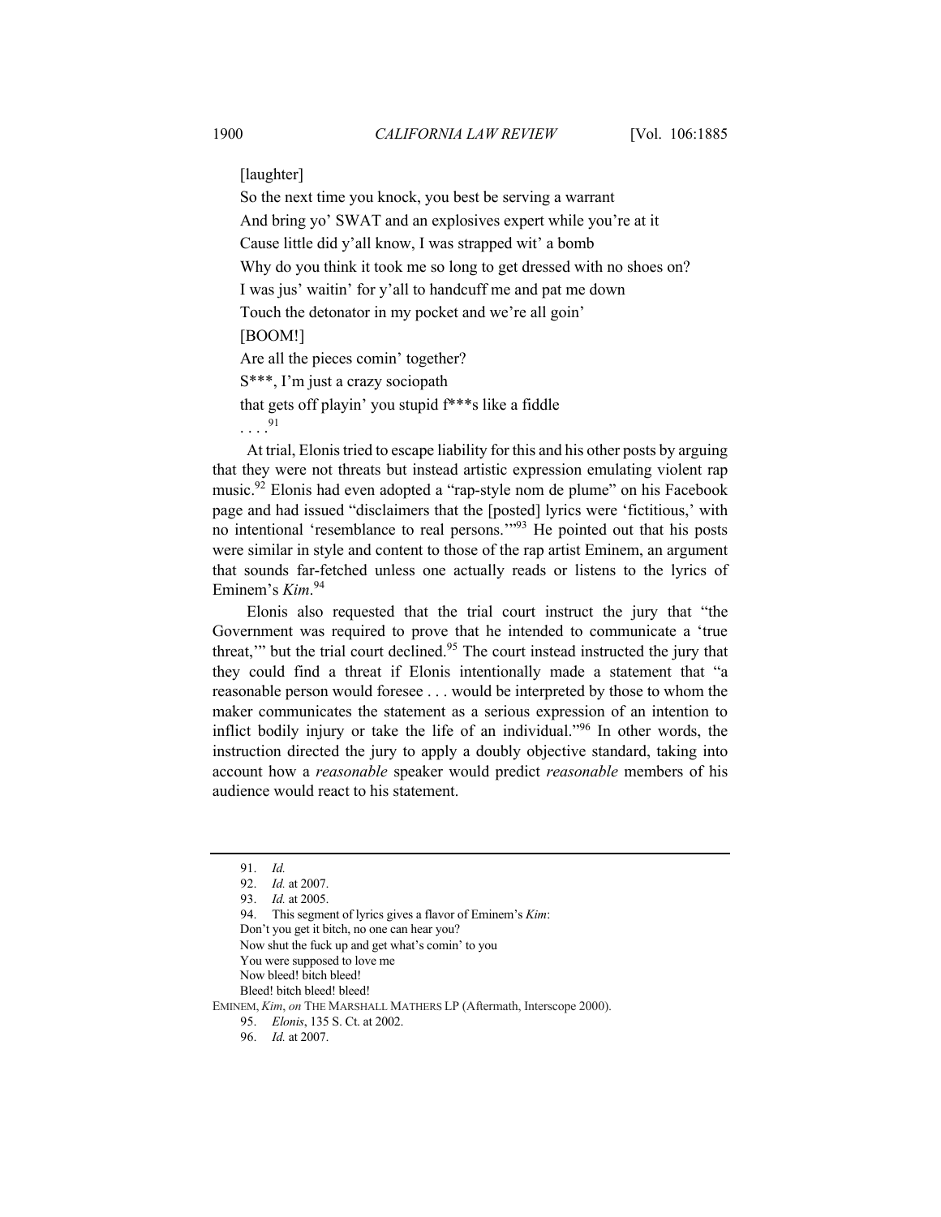[laughter]

So the next time you knock, you best be serving a warrant

And bring yo' SWAT and an explosives expert while you're at it

Cause little did y'all know, I was strapped wit' a bomb

Why do you think it took me so long to get dressed with no shoes on?

I was jus' waitin' for y'all to handcuff me and pat me down

Touch the detonator in my pocket and we're all goin'

[BOOM!]

Are all the pieces comin' together?

S***, I'm just a crazy sociopath

that gets off playin' you stupid f***s like a fiddle

. . . .[91]

At trial, Elonis tried to escape liability for this and his other posts by arguing that they were not threats but instead artistic expression emulating violent rap music.[92] Elonis had even adopted a "rap-style nom de plume" on his Facebook page and had issued "disclaimers that the [posted] lyrics were 'fictitious,' with no intentional 'resemblance to real persons.'"[93] He pointed out that his posts were similar in style and content to those of the rap artist Eminem, an argument that sounds far-fetched unless one actually reads or listens to the lyrics of Eminem's *Kim*.[94]

Elonis also requested that the trial court instruct the jury that "the Government was required to prove that he intended to communicate a 'true threat,'" but the trial court declined.[95] The court instead instructed the jury that they could find a threat if Elonis intentionally made a statement that "a reasonable person would foresee . . . would be interpreted by those to whom the maker communicates the statement as a serious expression of an intention to inflict bodily injury or take the life of an individual."[96] In other words, the instruction directed the jury to apply a doubly objective standard, taking into account how a *reasonable* speaker would predict *reasonable* members of his audience would react to his statement.

---

91. *Id.*

92. *Id.* at 2007.

93. *Id.* at 2005.

94. This segment of lyrics gives a flavor of Eminem's *Kim*:

Don't you get it bitch, no one can hear you?
Now shut the fuck up and get what's comin' to you
You were supposed to love me
Now bleed! bitch bleed!
Bleed! bitch bleed! bleed!

EMINEM, *Kim*, *on* THE MARSHALL MATHERS LP (Aftermath, Interscope 2000).

95. *Elonis*, 135 S. Ct. at 2002.

96. *Id.* at 2007.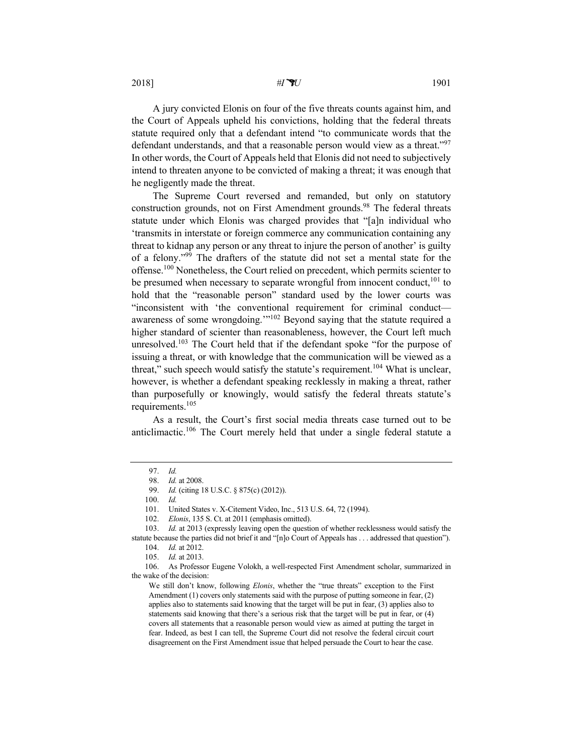A jury convicted Elonis on four of the five threats counts against him, and the Court of Appeals upheld his convictions, holding that the federal threats statute required only that a defendant intend "to communicate words that the defendant understands, and that a reasonable person would view as a threat."[97] In other words, the Court of Appeals held that Elonis did not need to subjectively intend to threaten anyone to be convicted of making a threat; it was enough that he negligently made the threat.

The Supreme Court reversed and remanded, but only on statutory construction grounds, not on First Amendment grounds.[98] The federal threats statute under which Elonis was charged provides that "[a]n individual who 'transmits in interstate or foreign commerce any communication containing any threat to kidnap any person or any threat to injure the person of another' is guilty of a felony."[99] The drafters of the statute did not set a mental state for the offense.[100] Nonetheless, the Court relied on precedent, which permits scienter to be presumed when necessary to separate wrongful from innocent conduct,[101] to hold that the "reasonable person" standard used by the lower courts was "inconsistent with 'the conventional requirement for criminal conduct—awareness of some wrongdoing.'"[102] Beyond saying that the statute required a higher standard of scienter than reasonableness, however, the Court left much unresolved.[103] The Court held that if the defendant spoke "for the purpose of issuing a threat, or with knowledge that the communication will be viewed as a threat," such speech would satisfy the statute's requirement.[104] What is unclear, however, is whether a defendant speaking recklessly in making a threat, rather than purposefully or knowingly, would satisfy the federal threats statute's requirements.[105]

As a result, the Court's first social media threats case turned out to be anticlimactic.[106] The Court merely held that under a single federal statute a

---

97. *Id.*

98. *Id.* at 2008.

99. *Id.* (citing 18 U.S.C. § 875(c) (2012)).

100. *Id.*

101. United States v. X-Citement Video, Inc., 513 U.S. 64, 72 (1994).

102. *Elonis*, 135 S. Ct. at 2011 (emphasis omitted).

103. *Id.* at 2013 (expressly leaving open the question of whether recklessness would satisfy the statute because the parties did not brief it and "[n]o Court of Appeals has . . . addressed that question").

104. *Id.* at 2012.

105. *Id.* at 2013.

106. As Professor Eugene Volokh, a well-respected First Amendment scholar, summarized in the wake of the decision:

> We still don't know, following *Elonis*, whether the "true threats" exception to the First Amendment (1) covers only statements said with the purpose of putting someone in fear, (2) applies also to statements said knowing that the target will be put in fear, (3) applies also to statements said knowing that there's a serious risk that the target will be put in fear, or (4) covers all statements that a reasonable person would view as aimed at putting the target in fear. Indeed, as best I can tell, the Supreme Court did not resolve the federal circuit court disagreement on the First Amendment issue that helped persuade the Court to hear the case.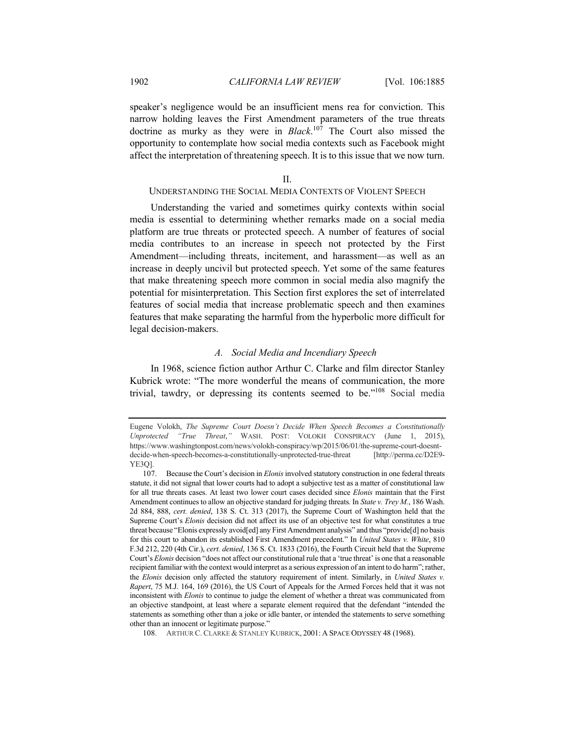speaker's negligence would be an insufficient mens rea for conviction. This narrow holding leaves the First Amendment parameters of the true threats doctrine as murky as they were in *Black*.[107] The Court also missed the opportunity to contemplate how social media contexts such as Facebook might affect the interpretation of threatening speech. It is to this issue that we now turn.

## II.
## UNDERSTANDING THE SOCIAL MEDIA CONTEXTS OF VIOLENT SPEECH

Understanding the varied and sometimes quirky contexts within social media is essential to determining whether remarks made on a social media platform are true threats or protected speech. A number of features of social media contributes to an increase in speech not protected by the First Amendment—including threats, incitement, and harassment—as well as an increase in deeply uncivil but protected speech. Yet some of the same features that make threatening speech more common in social media also magnify the potential for misinterpretation. This Section first explores the set of interrelated features of social media that increase problematic speech and then examines features that make separating the harmful from the hyperbolic more difficult for legal decision-makers.

### *A. Social Media and Incendiary Speech*

In 1968, science fiction author Arthur C. Clarke and film director Stanley Kubrick wrote: "The more wonderful the means of communication, the more trivial, tawdry, or depressing its contents seemed to be."[108] Social media

---

Eugene Volokh, *The Supreme Court Doesn't Decide When Speech Becomes a Constitutionally Unprotected "True Threat,"* WASH. POST: VOLOKH CONSPIRACY (June 1, 2015), https://www.washingtonpost.com/news/volokh-conspiracy/wp/2015/06/01/the-supreme-court-doesnt-decide-when-speech-becomes-a-constitutionally-unprotected-true-threat [http://perma.cc/D2E9-YE3Q].

107. Because the Court's decision in *Elonis* involved statutory construction in one federal threats statute, it did not signal that lower courts had to adopt a subjective test as a matter of constitutional law for all true threats cases. At least two lower court cases decided since *Elonis* maintain that the First Amendment continues to allow an objective standard for judging threats. In *State v. Trey M.*, 186 Wash. 2d 884, 888, *cert. denied*, 138 S. Ct. 313 (2017), the Supreme Court of Washington held that the Supreme Court's *Elonis* decision did not affect its use of an objective test for what constitutes a true threat because "Elonis expressly avoid[ed] any First Amendment analysis" and thus "provide[d] no basis for this court to abandon its established First Amendment precedent." In *United States v. White*, 810 F.3d 212, 220 (4th Cir.), *cert. denied*, 136 S. Ct. 1833 (2016), the Fourth Circuit held that the Supreme Court's *Elonis* decision "does not affect our constitutional rule that a 'true threat' is one that a reasonable recipient familiar with the context would interpret as a serious expression of an intent to do harm"; rather, the *Elonis* decision only affected the statutory requirement of intent. Similarly, in *United States v. Rapert*, 75 M.J. 164, 169 (2016), the US Court of Appeals for the Armed Forces held that it was not inconsistent with *Elonis* to continue to judge the element of whether a threat was communicated from an objective standpoint, at least where a separate element required that the defendant "intended the statements as something other than a joke or idle banter, or intended the statements to serve something other than an innocent or legitimate purpose."

108. ARTHUR C. CLARKE & STANLEY KUBRICK, 2001: A SPACE ODYSSEY 48 (1968).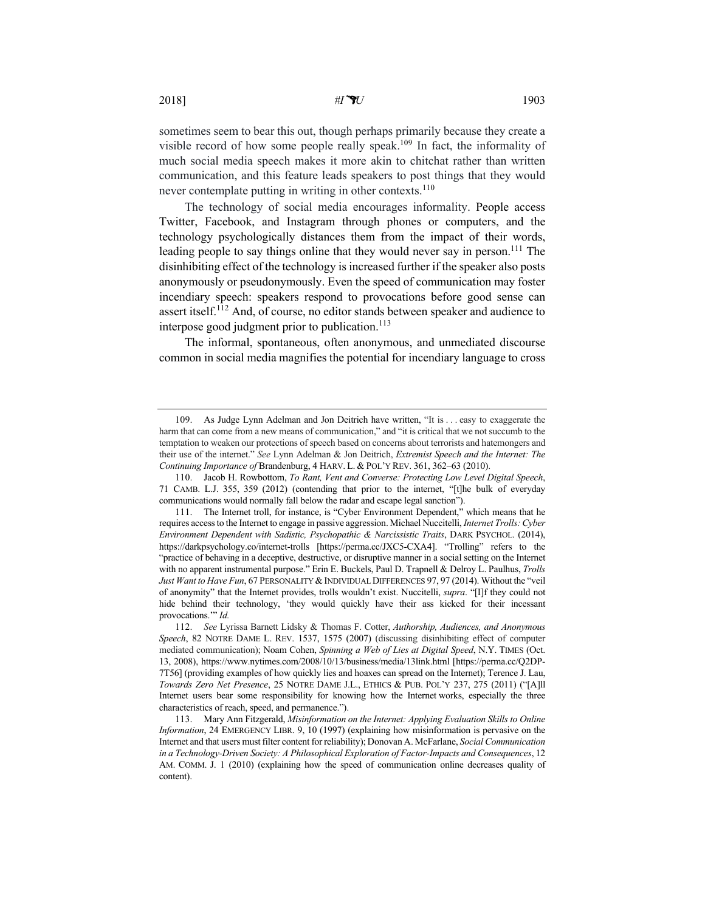sometimes seem to bear this out, though perhaps primarily because they create a visible record of how some people really speak.[109] In fact, the informality of much social media speech makes it more akin to chitchat rather than written communication, and this feature leads speakers to post things that they would never contemplate putting in writing in other contexts.[110]

The technology of social media encourages informality. People access Twitter, Facebook, and Instagram through phones or computers, and the technology psychologically distances them from the impact of their words, leading people to say things online that they would never say in person.[111] The disinhibiting effect of the technology is increased further if the speaker also posts anonymously or pseudonymously. Even the speed of communication may foster incendiary speech: speakers respond to provocations before good sense can assert itself.[112] And, of course, no editor stands between speaker and audience to interpose good judgment prior to publication.[113]

The informal, spontaneous, often anonymous, and unmediated discourse common in social media magnifies the potential for incendiary language to cross

---

109. As Judge Lynn Adelman and Jon Deitrich have written, "It is . . . easy to exaggerate the harm that can come from a new means of communication," and "it is critical that we not succumb to the temptation to weaken our protections of speech based on concerns about terrorists and hatemongers and their use of the internet." *See* Lynn Adelman & Jon Deitrich, *Extremist Speech and the Internet: The Continuing Importance of* Brandenburg, 4 HARV. L. & POL'Y REV. 361, 362–63 (2010).

110. Jacob H. Rowbottom, *To Rant, Vent and Converse: Protecting Low Level Digital Speech*, 71 CAMB. L.J. 355, 359 (2012) (contending that prior to the internet, "[t]he bulk of everyday communications would normally fall below the radar and escape legal sanction").

111. The Internet troll, for instance, is "Cyber Environment Dependent," which means that he requires access to the Internet to engage in passive aggression. Michael Nuccitelli, *Internet Trolls: Cyber Environment Dependent with Sadistic, Psychopathic & Narcissistic Traits*, DARK PSYCHOL. (2014), https://darkpsychology.co/internet-trolls [https://perma.cc/JXC5-CXA4]. "Trolling" refers to the "practice of behaving in a deceptive, destructive, or disruptive manner in a social setting on the Internet with no apparent instrumental purpose." Erin E. Buckels, Paul D. Trapnell & Delroy L. Paulhus, *Trolls Just Want to Have Fun*, 67 PERSONALITY & INDIVIDUAL DIFFERENCES 97, 97 (2014). Without the "veil of anonymity" that the Internet provides, trolls wouldn't exist. Nuccitelli, *supra*. "[I]f they could not hide behind their technology, 'they would quickly have their ass kicked for their incessant provocations.'" *Id.*

112. *See* Lyrissa Barnett Lidsky & Thomas F. Cotter, *Authorship, Audiences, and Anonymous Speech*, 82 NOTRE DAME L. REV. 1537, 1575 (2007) (discussing disinhibiting effect of computer mediated communication); Noam Cohen, *Spinning a Web of Lies at Digital Speed*, N.Y. TIMES (Oct. 13, 2008), https://www.nytimes.com/2008/10/13/business/media/13link.html [https://perma.cc/Q2DP-7T56] (providing examples of how quickly lies and hoaxes can spread on the Internet); Terence J. Lau, *Towards Zero Net Presence*, 25 NOTRE DAME J.L., ETHICS & PUB. POL'Y 237, 275 (2011) ("[A]ll Internet users bear some responsibility for knowing how the Internet works, especially the three characteristics of reach, speed, and permanence.").

113. Mary Ann Fitzgerald, *Misinformation on the Internet: Applying Evaluation Skills to Online Information*, 24 EMERGENCY LIBR. 9, 10 (1997) (explaining how misinformation is pervasive on the Internet and that users must filter content for reliability); Donovan A. McFarlane, *Social Communication in a Technology-Driven Society: A Philosophical Exploration of Factor-Impacts and Consequences*, 12 AM. COMM. J. 1 (2010) (explaining how the speed of communication online decreases quality of content).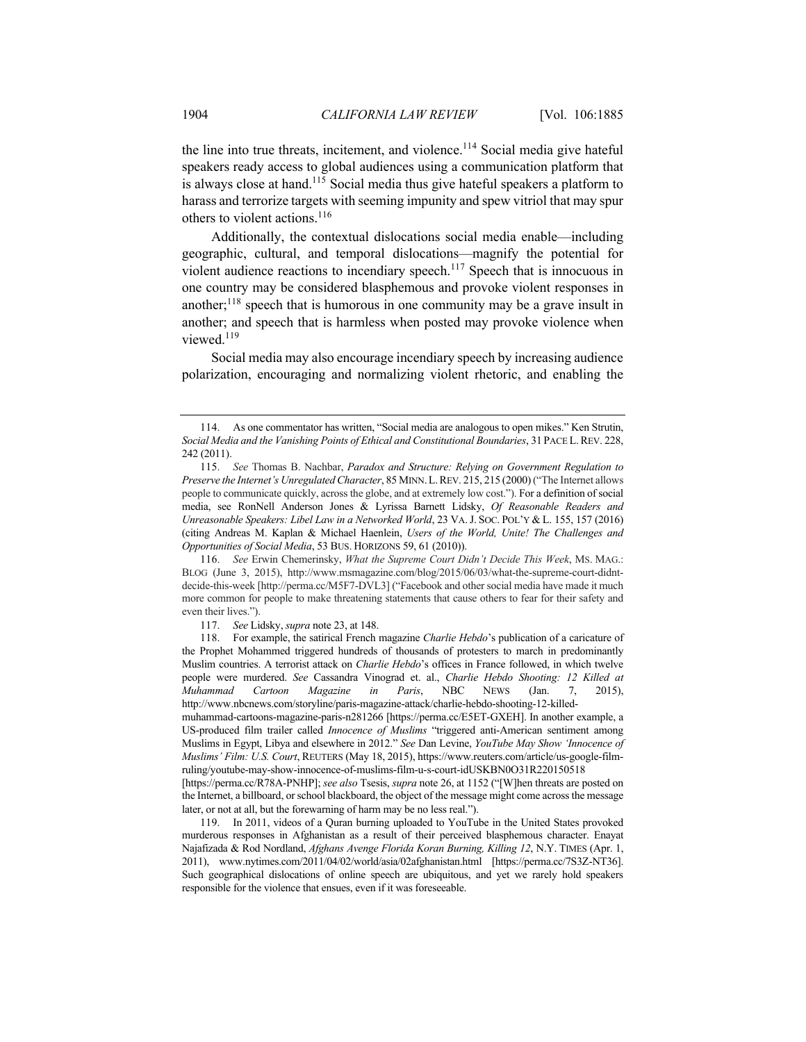the line into true threats, incitement, and violence.[114] Social media give hateful speakers ready access to global audiences using a communication platform that is always close at hand.[115] Social media thus give hateful speakers a platform to harass and terrorize targets with seeming impunity and spew vitriol that may spur others to violent actions.[116]

Additionally, the contextual dislocations social media enable—including geographic, cultural, and temporal dislocations—magnify the potential for violent audience reactions to incendiary speech.[117] Speech that is innocuous in one country may be considered blasphemous and provoke violent responses in another;[118] speech that is humorous in one community may be a grave insult in another; and speech that is harmless when posted may provoke violence when viewed.[119]

Social media may also encourage incendiary speech by increasing audience polarization, encouraging and normalizing violent rhetoric, and enabling the

---

114. As one commentator has written, "Social media are analogous to open mikes." Ken Strutin, *Social Media and the Vanishing Points of Ethical and Constitutional Boundaries*, 31 PACE L. REV. 228, 242 (2011).

115. *See* Thomas B. Nachbar, *Paradox and Structure: Relying on Government Regulation to Preserve the Internet's Unregulated Character*, 85 MINN. L. REV. 215, 215 (2000) ("The Internet allows people to communicate quickly, across the globe, and at extremely low cost."). For a definition of social media, see RonNell Anderson Jones & Lyrissa Barnett Lidsky, *Of Reasonable Readers and Unreasonable Speakers: Libel Law in a Networked World*, 23 VA. J. SOC. POL'Y & L. 155, 157 (2016) (citing Andreas M. Kaplan & Michael Haenlein, *Users of the World, Unite! The Challenges and Opportunities of Social Media*, 53 BUS. HORIZONS 59, 61 (2010)).

116. *See* Erwin Chemerinsky, *What the Supreme Court Didn't Decide This Week*, MS. MAG.: BLOG (June 3, 2015), http://www.msmagazine.com/blog/2015/06/03/what-the-supreme-court-didnt-decide-this-week [http://perma.cc/M5F7-DVL3] ("Facebook and other social media have made it much more common for people to make threatening statements that cause others to fear for their safety and even their lives.").

117. *See* Lidsky, *supra* note 23, at 148.

118. For example, the satirical French magazine *Charlie Hebdo*'s publication of a caricature of the Prophet Mohammed triggered hundreds of thousands of protesters to march in predominantly Muslim countries. A terrorist attack on *Charlie Hebdo*'s offices in France followed, in which twelve people were murdered. *See* Cassandra Vinograd et. al., *Charlie Hebdo Shooting: 12 Killed at Muhammad Cartoon Magazine in Paris*, NBC NEWS (Jan. 7, 2015), http://www.nbcnews.com/storyline/paris-magazine-attack/charlie-hebdo-shooting-12-killed-muhammad-cartoons-magazine-paris-n281266 [https://perma.cc/E5ET-GXEH]. In another example, a US-produced film trailer called *Innocence of Muslims* "triggered anti-American sentiment among Muslims in Egypt, Libya and elsewhere in 2012." *See* Dan Levine, *YouTube May Show 'Innocence of Muslims' Film: U.S. Court*, REUTERS (May 18, 2015), https://www.reuters.com/article/us-google-film-ruling/youtube-may-show-innocence-of-muslims-film-u-s-court-idUSKBN0O31R220150518 [https://perma.cc/R78A-PNHP]; *see also* Tsesis, *supra* note 26, at 1152 ("[W]hen threats are posted on the Internet, a billboard, or school blackboard, the object of the message might come across the message later, or not at all, but the forewarning of harm may be no less real.").

119. In 2011, videos of a Quran burning uploaded to YouTube in the United States provoked murderous responses in Afghanistan as a result of their perceived blasphemous character. Enayat Najafizada & Rod Nordland, *Afghans Avenge Florida Koran Burning, Killing 12*, N.Y. TIMES (Apr. 1, 2011), www.nytimes.com/2011/04/02/world/asia/02afghanistan.html [https://perma.cc/7S3Z-NT36]. Such geographical dislocations of online speech are ubiquitous, and yet we rarely hold speakers responsible for the violence that ensues, even if it was foreseeable.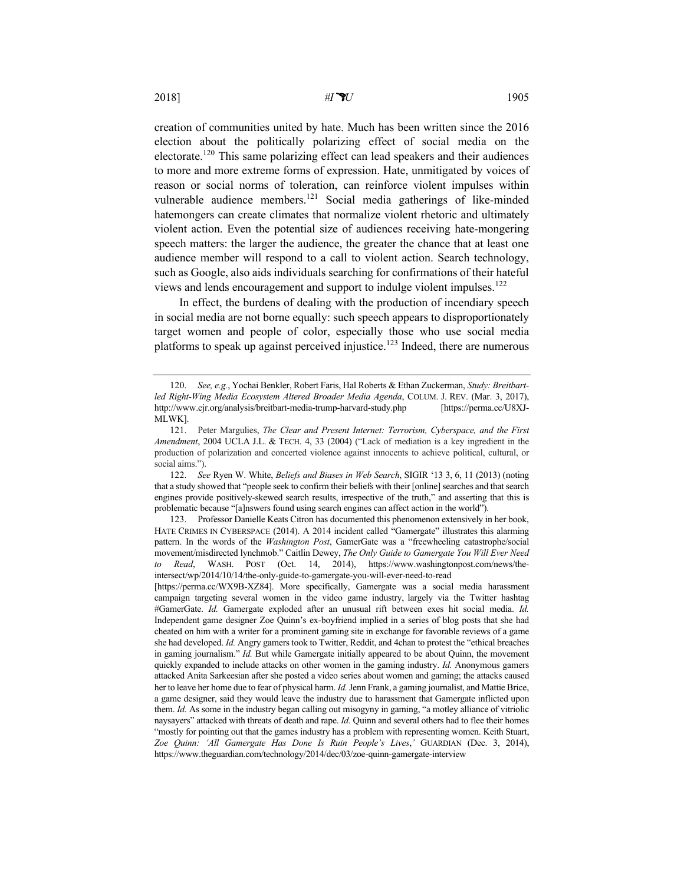creation of communities united by hate. Much has been written since the 2016 election about the politically polarizing effect of social media on the electorate.[120] This same polarizing effect can lead speakers and their audiences to more and more extreme forms of expression. Hate, unmitigated by voices of reason or social norms of toleration, can reinforce violent impulses within vulnerable audience members.[121] Social media gatherings of like-minded hatemongers can create climates that normalize violent rhetoric and ultimately violent action. Even the potential size of audiences receiving hate-mongering speech matters: the larger the audience, the greater the chance that at least one audience member will respond to a call to violent action. Search technology, such as Google, also aids individuals searching for confirmations of their hateful views and lends encouragement and support to indulge violent impulses.[122]

In effect, the burdens of dealing with the production of incendiary speech in social media are not borne equally: such speech appears to disproportionately target women and people of color, especially those who use social media platforms to speak up against perceived injustice.[123] Indeed, there are numerous

---

120. *See, e.g.*, Yochai Benkler, Robert Faris, Hal Roberts & Ethan Zuckerman, *Study: Breitbart-led Right-Wing Media Ecosystem Altered Broader Media Agenda*, COLUM. J. REV. (Mar. 3, 2017), http://www.cjr.org/analysis/breitbart-media-trump-harvard-study.php [https://perma.cc/U8XJ-MLWK].

121. Peter Margulies, *The Clear and Present Internet: Terrorism, Cyberspace, and the First Amendment*, 2004 UCLA J.L. & TECH. 4, 33 (2004) ("Lack of mediation is a key ingredient in the production of polarization and concerted violence against innocents to achieve political, cultural, or social aims.").

122. *See* Ryen W. White, *Beliefs and Biases in Web Search*, SIGIR '13 3, 6, 11 (2013) (noting that a study showed that "people seek to confirm their beliefs with their [online] searches and that search engines provide positively-skewed search results, irrespective of the truth," and asserting that this is problematic because "[a]nswers found using search engines can affect action in the world").

123. Professor Danielle Keats Citron has documented this phenomenon extensively in her book, HATE CRIMES IN CYBERSPACE (2014). A 2014 incident called "Gamergate" illustrates this alarming pattern. In the words of the *Washington Post*, GamerGate was a "freewheeling catastrophe/social movement/misdirected lynchmob." Caitlin Dewey, *The Only Guide to Gamergate You Will Ever Need to Read*, WASH. POST (Oct. 14, 2014), https://www.washingtonpost.com/news/the-intersect/wp/2014/10/14/the-only-guide-to-gamergate-you-will-ever-need-to-read [https://perma.cc/WX9B-XZ84]. More specifically, Gamergate was a social media harassment campaign targeting several women in the video game industry, largely via the Twitter hashtag #GamerGate. *Id.* Gamergate exploded after an unusual rift between exes hit social media. *Id.* Independent game designer Zoe Quinn's ex-boyfriend implied in a series of blog posts that she had cheated on him with a writer for a prominent gaming site in exchange for favorable reviews of a game she had developed. *Id.* Angry gamers took to Twitter, Reddit, and 4chan to protest the "ethical breaches in gaming journalism." *Id.* But while Gamergate initially appeared to be about Quinn, the movement quickly expanded to include attacks on other women in the gaming industry. *Id.* Anonymous gamers attacked Anita Sarkeesian after she posted a video series about women and gaming; the attacks caused her to leave her home due to fear of physical harm. *Id.* Jenn Frank, a gaming journalist, and Mattie Brice, a game designer, said they would leave the industry due to harassment that Gamergate inflicted upon them. *Id.* As some in the industry began calling out misogyny in gaming, "a motley alliance of vitriolic naysayers" attacked with threats of death and rape. *Id.* Quinn and several others had to flee their homes "mostly for pointing out that the games industry has a problem with representing women. Keith Stuart, *Zoe Quinn: 'All Gamergate Has Done Is Ruin People's Lives*,*'* GUARDIAN (Dec. 3, 2014), https://www.theguardian.com/technology/2014/dec/03/zoe-quinn-gamergate-interview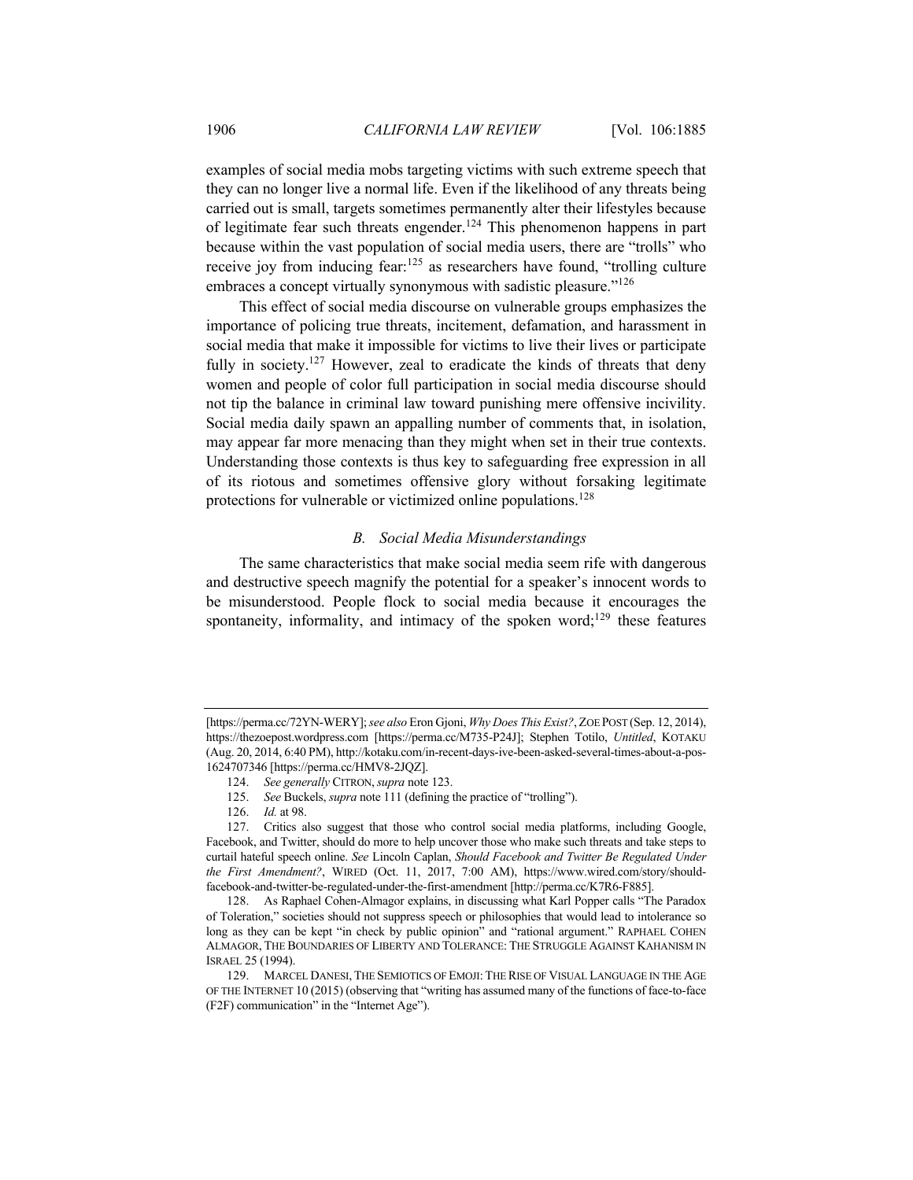examples of social media mobs targeting victims with such extreme speech that they can no longer live a normal life. Even if the likelihood of any threats being carried out is small, targets sometimes permanently alter their lifestyles because of legitimate fear such threats engender.[124] This phenomenon happens in part because within the vast population of social media users, there are "trolls" who receive joy from inducing fear:[125] as researchers have found, "trolling culture embraces a concept virtually synonymous with sadistic pleasure."[126]

This effect of social media discourse on vulnerable groups emphasizes the importance of policing true threats, incitement, defamation, and harassment in social media that make it impossible for victims to live their lives or participate fully in society.[127] However, zeal to eradicate the kinds of threats that deny women and people of color full participation in social media discourse should not tip the balance in criminal law toward punishing mere offensive incivility. Social media daily spawn an appalling number of comments that, in isolation, may appear far more menacing than they might when set in their true contexts. Understanding those contexts is thus key to safeguarding free expression in all of its riotous and sometimes offensive glory without forsaking legitimate protections for vulnerable or victimized online populations.[128]

### *B. Social Media Misunderstandings*

The same characteristics that make social media seem rife with dangerous and destructive speech magnify the potential for a speaker's innocent words to be misunderstood. People flock to social media because it encourages the spontaneity, informality, and intimacy of the spoken word;[129] these features

---

[https://perma.cc/72YN-WERY]; *see also* Eron Gjoni, *Why Does This Exist?*, ZOE POST (Sep. 12, 2014), https://thezoepost.wordpress.com [https://perma.cc/M735-P24J]; Stephen Totilo, *Untitled*, KOTAKU (Aug. 20, 2014, 6:40 PM), http://kotaku.com/in-recent-days-ive-been-asked-several-times-about-a-pos-1624707346 [https://perma.cc/HMV8-2JQZ].

124. *See generally* CITRON, *supra* note 123.

125. *See* Buckels, *supra* note 111 (defining the practice of "trolling").

126. *Id.* at 98.

127. Critics also suggest that those who control social media platforms, including Google, Facebook, and Twitter, should do more to help uncover those who make such threats and take steps to curtail hateful speech online. *See* Lincoln Caplan, *Should Facebook and Twitter Be Regulated Under the First Amendment?*, WIRED (Oct. 11, 2017, 7:00 AM), https://www.wired.com/story/should-facebook-and-twitter-be-regulated-under-the-first-amendment [http://perma.cc/K7R6-F885].

128. As Raphael Cohen-Almagor explains, in discussing what Karl Popper calls "The Paradox of Toleration," societies should not suppress speech or philosophies that would lead to intolerance so long as they can be kept "in check by public opinion" and "rational argument." RAPHAEL COHEN ALMAGOR, THE BOUNDARIES OF LIBERTY AND TOLERANCE: THE STRUGGLE AGAINST KAHANISM IN ISRAEL 25 (1994).

129. MARCEL DANESI, THE SEMIOTICS OF EMOJI: THE RISE OF VISUAL LANGUAGE IN THE AGE OF THE INTERNET 10 (2015) (observing that "writing has assumed many of the functions of face-to-face (F2F) communication" in the "Internet Age").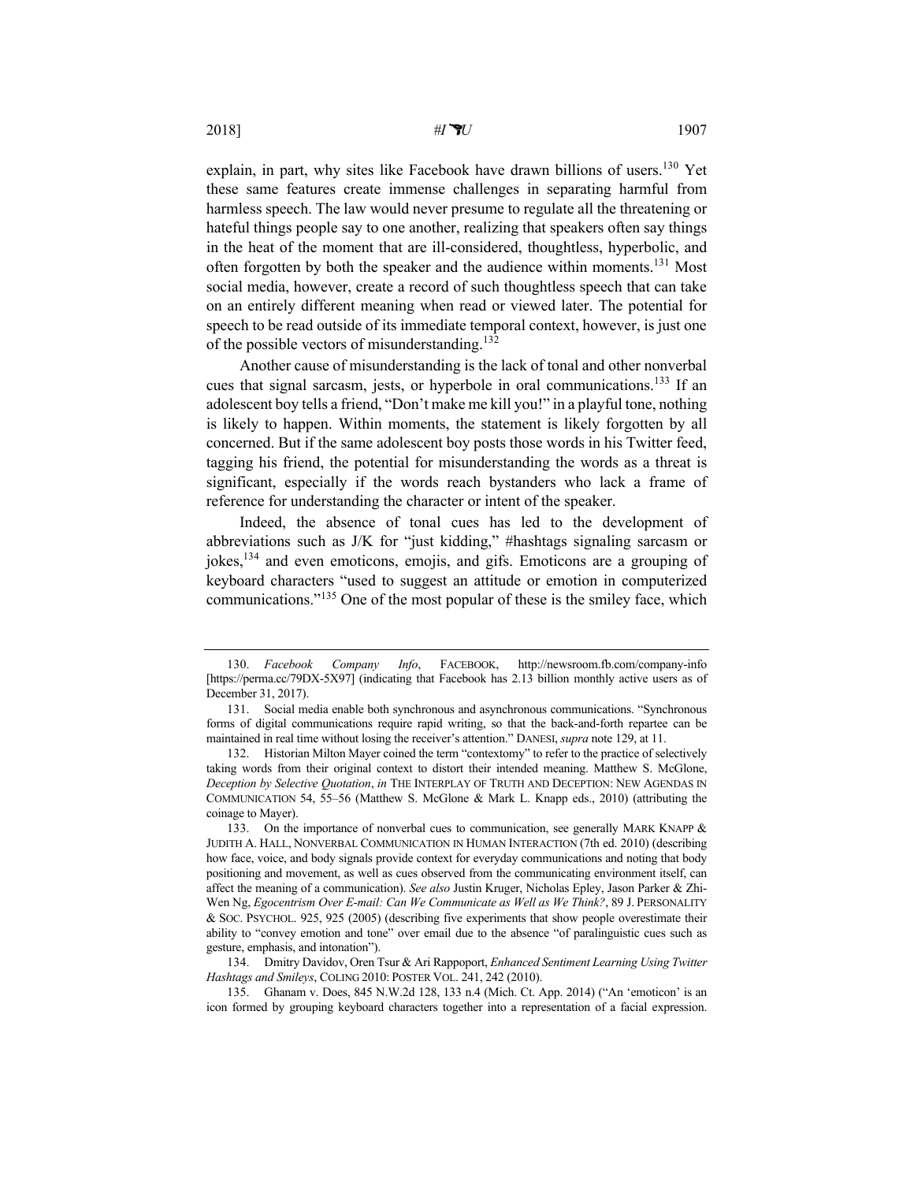explain, in part, why sites like Facebook have drawn billions of users.[130] Yet these same features create immense challenges in separating harmful from harmless speech. The law would never presume to regulate all the threatening or hateful things people say to one another, realizing that speakers often say things in the heat of the moment that are ill-considered, thoughtless, hyperbolic, and often forgotten by both the speaker and the audience within moments.[131] Most social media, however, create a record of such thoughtless speech that can take on an entirely different meaning when read or viewed later. The potential for speech to be read outside of its immediate temporal context, however, is just one of the possible vectors of misunderstanding.[132]

Another cause of misunderstanding is the lack of tonal and other nonverbal cues that signal sarcasm, jests, or hyperbole in oral communications.[133] If an adolescent boy tells a friend, "Don't make me kill you!" in a playful tone, nothing is likely to happen. Within moments, the statement is likely forgotten by all concerned. But if the same adolescent boy posts those words in his Twitter feed, tagging his friend, the potential for misunderstanding the words as a threat is significant, especially if the words reach bystanders who lack a frame of reference for understanding the character or intent of the speaker.

Indeed, the absence of tonal cues has led to the development of abbreviations such as J/K for "just kidding," #hashtags signaling sarcasm or jokes,[134] and even emoticons, emojis, and gifs. Emoticons are a grouping of keyboard characters "used to suggest an attitude or emotion in computerized communications."[135] One of the most popular of these is the smiley face, which

---

130. *Facebook Company Info*, FACEBOOK, http://newsroom.fb.com/company-info [https://perma.cc/79DX-5X97] (indicating that Facebook has 2.13 billion monthly active users as of December 31, 2017).

131. Social media enable both synchronous and asynchronous communications. "Synchronous forms of digital communications require rapid writing, so that the back-and-forth repartee can be maintained in real time without losing the receiver's attention." DANESI, *supra* note 129, at 11.

132. Historian Milton Mayer coined the term "contextomy" to refer to the practice of selectively taking words from their original context to distort their intended meaning. Matthew S. McGlone, *Deception by Selective Quotation*, *in* THE INTERPLAY OF TRUTH AND DECEPTION: NEW AGENDAS IN COMMUNICATION 54, 55–56 (Matthew S. McGlone & Mark L. Knapp eds., 2010) (attributing the coinage to Mayer).

133. On the importance of nonverbal cues to communication, see generally MARK KNAPP & JUDITH A. HALL, NONVERBAL COMMUNICATION IN HUMAN INTERACTION (7th ed. 2010) (describing how face, voice, and body signals provide context for everyday communications and noting that body positioning and movement, as well as cues observed from the communicating environment itself, can affect the meaning of a communication). *See also* Justin Kruger, Nicholas Epley, Jason Parker & Zhi-Wen Ng, *Egocentrism Over E-mail: Can We Communicate as Well as We Think?*, 89 J. PERSONALITY & SOC. PSYCHOL. 925, 925 (2005) (describing five experiments that show people overestimate their ability to "convey emotion and tone" over email due to the absence "of paralinguistic cues such as gesture, emphasis, and intonation").

134. Dmitry Davidov, Oren Tsur & Ari Rappoport, *Enhanced Sentiment Learning Using Twitter Hashtags and Smileys*, COLING 2010: POSTER VOL. 241, 242 (2010).

135. Ghanam v. Does, 845 N.W.2d 128, 133 n.4 (Mich. Ct. App. 2014) ("An 'emoticon' is an icon formed by grouping keyboard characters together into a representation of a facial expression.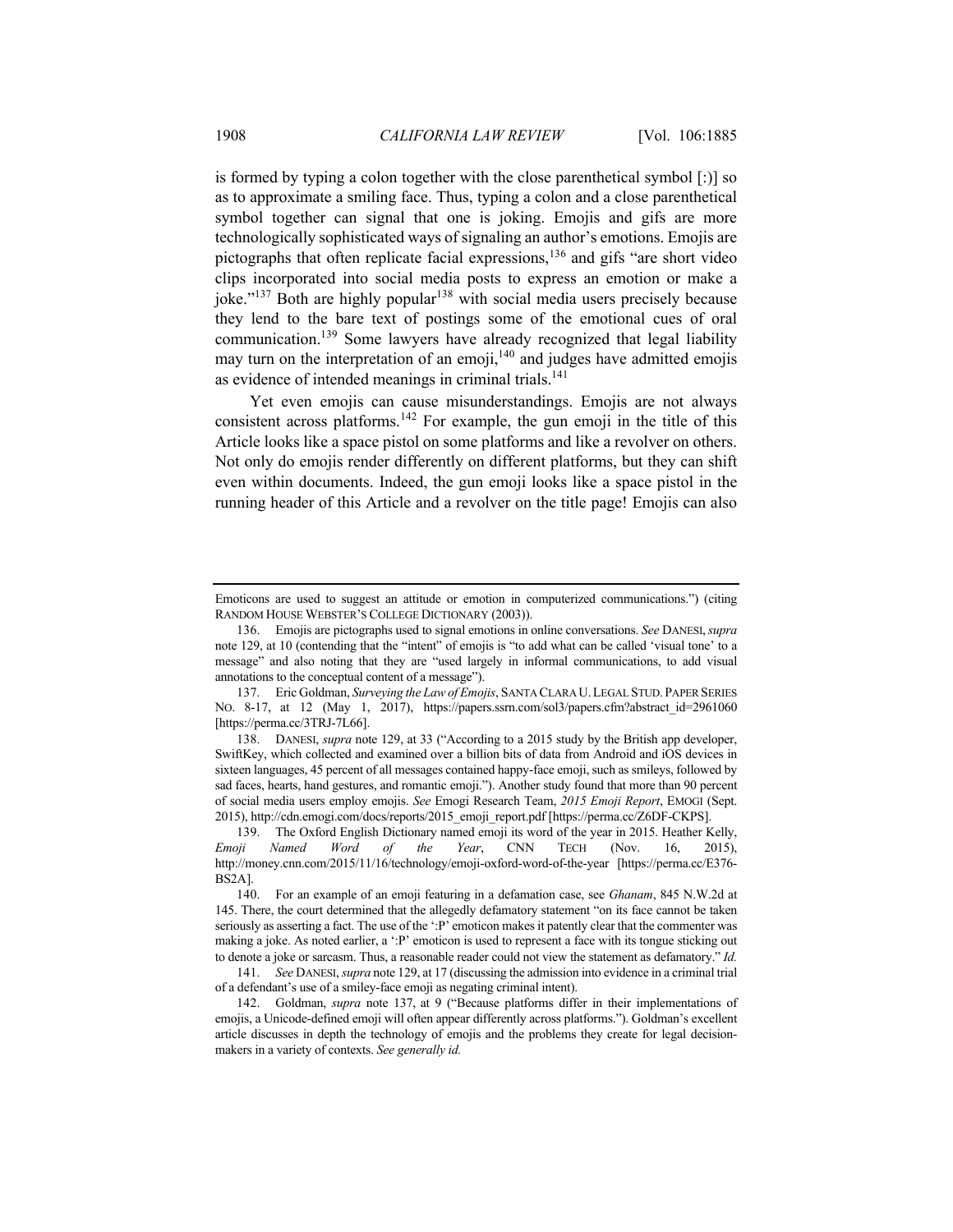is formed by typing a colon together with the close parenthetical symbol [:)] so as to approximate a smiling face. Thus, typing a colon and a close parenthetical symbol together can signal that one is joking. Emojis and gifs are more technologically sophisticated ways of signaling an author's emotions. Emojis are pictographs that often replicate facial expressions,[136] and gifs "are short video clips incorporated into social media posts to express an emotion or make a joke."[137] Both are highly popular[138] with social media users precisely because they lend to the bare text of postings some of the emotional cues of oral communication.[139] Some lawyers have already recognized that legal liability may turn on the interpretation of an emoji,[140] and judges have admitted emojis as evidence of intended meanings in criminal trials.[141]

Yet even emojis can cause misunderstandings. Emojis are not always consistent across platforms.[142] For example, the gun emoji in the title of this Article looks like a space pistol on some platforms and like a revolver on others. Not only do emojis render differently on different platforms, but they can shift even within documents. Indeed, the gun emoji looks like a space pistol in the running header of this Article and a revolver on the title page! Emojis can also

---

Emoticons are used to suggest an attitude or emotion in computerized communications.") (citing RANDOM HOUSE WEBSTER'S COLLEGE DICTIONARY (2003)).

136. Emojis are pictographs used to signal emotions in online conversations. *See* DANESI, *supra* note 129, at 10 (contending that the "intent" of emojis is "to add what can be called 'visual tone' to a message" and also noting that they are "used largely in informal communications, to add visual annotations to the conceptual content of a message").

137. Eric Goldman, *Surveying the Law of Emojis*, SANTA CLARA U. LEGAL STUD. PAPER SERIES NO. 8-17, at 12 (May 1, 2017), https://papers.ssrn.com/sol3/papers.cfm?abstract_id=2961060 [https://perma.cc/3TRJ-7L66].

138. DANESI, *supra* note 129, at 33 ("According to a 2015 study by the British app developer, SwiftKey, which collected and examined over a billion bits of data from Android and iOS devices in sixteen languages, 45 percent of all messages contained happy-face emoji, such as smileys, followed by sad faces, hearts, hand gestures, and romantic emoji."). Another study found that more than 90 percent of social media users employ emojis. *See* Emogi Research Team, *2015 Emoji Report*, EMOGI (Sept. 2015), http://cdn.emogi.com/docs/reports/2015_emoji_report.pdf [https://perma.cc/Z6DF-CKPS].

139. The Oxford English Dictionary named emoji its word of the year in 2015. Heather Kelly, *Emoji Named Word of the Year*, CNN TECH (Nov. 16, 2015), http://money.cnn.com/2015/11/16/technology/emoji-oxford-word-of-the-year [https://perma.cc/E376-BS2A].

140. For an example of an emoji featuring in a defamation case, see *Ghanam*, 845 N.W.2d at 145. There, the court determined that the allegedly defamatory statement "on its face cannot be taken seriously as asserting a fact. The use of the ':P' emoticon makes it patently clear that the commenter was making a joke. As noted earlier, a ':P' emoticon is used to represent a face with its tongue sticking out to denote a joke or sarcasm. Thus, a reasonable reader could not view the statement as defamatory." *Id.*

141. *See* DANESI, *supra* note 129, at 17 (discussing the admission into evidence in a criminal trial of a defendant's use of a smiley-face emoji as negating criminal intent).

142. Goldman, *supra* note 137, at 9 ("Because platforms differ in their implementations of emojis, a Unicode-defined emoji will often appear differently across platforms."). Goldman's excellent article discusses in depth the technology of emojis and the problems they create for legal decision-makers in a variety of contexts. *See generally id.*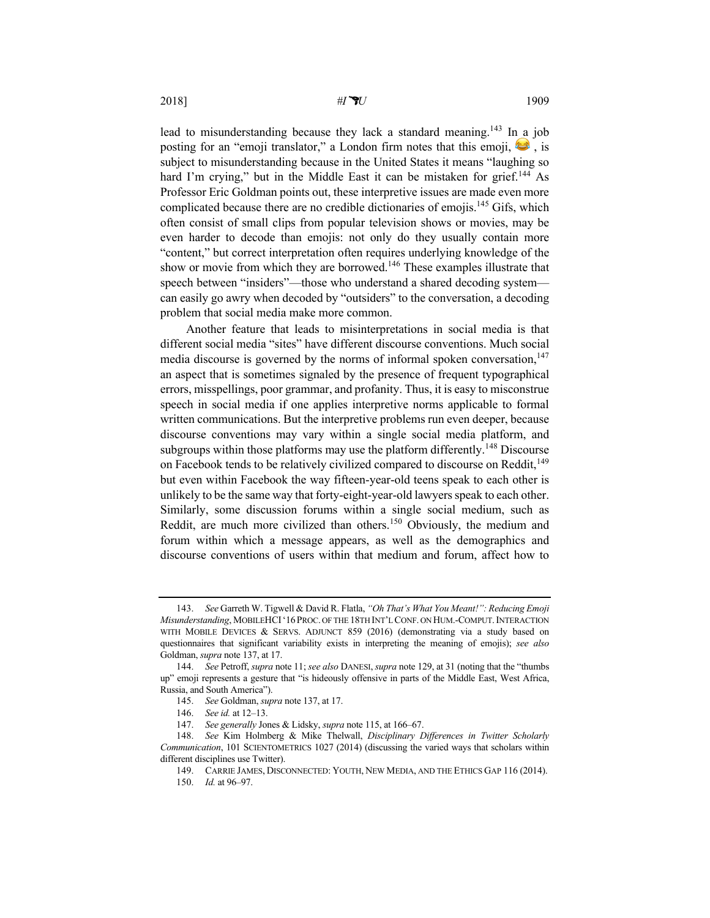lead to misunderstanding because they lack a standard meaning.[143] In a job posting for an "emoji translator," a London firm notes that this emoji, 😂, is subject to misunderstanding because in the United States it means "laughing so hard I'm crying," but in the Middle East it can be mistaken for grief.[144] As Professor Eric Goldman points out, these interpretive issues are made even more complicated because there are no credible dictionaries of emojis.[145] Gifs, which often consist of small clips from popular television shows or movies, may be even harder to decode than emojis: not only do they usually contain more "content," but correct interpretation often requires underlying knowledge of the show or movie from which they are borrowed.[146] These examples illustrate that speech between "insiders"—those who understand a shared decoding system—can easily go awry when decoded by "outsiders" to the conversation, a decoding problem that social media make more common.

Another feature that leads to misinterpretations in social media is that different social media "sites" have different discourse conventions. Much social media discourse is governed by the norms of informal spoken conversation,[147] an aspect that is sometimes signaled by the presence of frequent typographical errors, misspellings, poor grammar, and profanity. Thus, it is easy to misconstrue speech in social media if one applies interpretive norms applicable to formal written communications. But the interpretive problems run even deeper, because discourse conventions may vary within a single social media platform, and subgroups within those platforms may use the platform differently.[148] Discourse on Facebook tends to be relatively civilized compared to discourse on Reddit,[149] but even within Facebook the way fifteen-year-old teens speak to each other is unlikely to be the same way that forty-eight-year-old lawyers speak to each other. Similarly, some discussion forums within a single social medium, such as Reddit, are much more civilized than others.[150] Obviously, the medium and forum within which a message appears, as well as the demographics and discourse conventions of users within that medium and forum, affect how to

---

143. *See* Garreth W. Tigwell & David R. Flatla, *"Oh That's What You Meant!": Reducing Emoji Misunderstanding*, MOBILEHCI '16 PROC. OF THE 18TH INT'L CONF. ON HUM.-COMPUT. INTERACTION WITH MOBILE DEVICES & SERVS. ADJUNCT 859 (2016) (demonstrating via a study based on questionnaires that significant variability exists in interpreting the meaning of emojis); *see also* Goldman, *supra* note 137, at 17.

144. *See* Petroff, *supra* note 11; *see also* DANESI, *supra* note 129, at 31 (noting that the "thumbs up" emoji represents a gesture that "is hideously offensive in parts of the Middle East, West Africa, Russia, and South America").

145. *See* Goldman, *supra* note 137, at 17.

146. *See id.* at 12–13.

147. *See generally* Jones & Lidsky, *supra* note 115, at 166–67.

148. *See* Kim Holmberg & Mike Thelwall, *Disciplinary Differences in Twitter Scholarly Communication*, 101 SCIENTOMETRICS 1027 (2014) (discussing the varied ways that scholars within different disciplines use Twitter).

149. CARRIE JAMES, DISCONNECTED: YOUTH, NEW MEDIA, AND THE ETHICS GAP 116 (2014).

150. *Id.* at 96–97.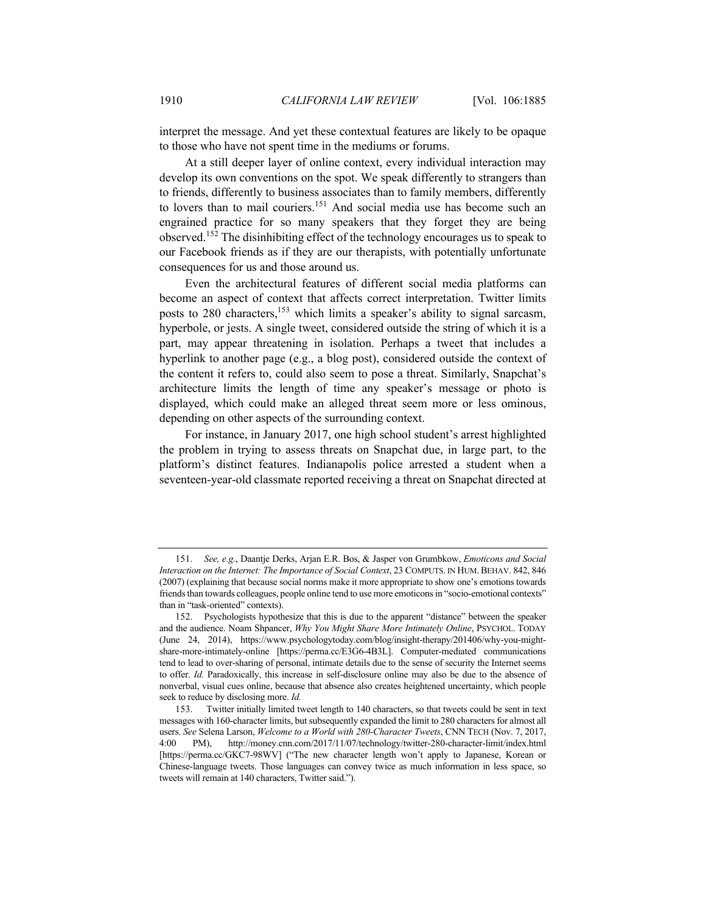interpret the message. And yet these contextual features are likely to be opaque to those who have not spent time in the mediums or forums.

At a still deeper layer of online context, every individual interaction may develop its own conventions on the spot. We speak differently to strangers than to friends, differently to business associates than to family members, differently to lovers than to mail couriers.[151] And social media use has become such an engrained practice for so many speakers that they forget they are being observed.[152] The disinhibiting effect of the technology encourages us to speak to our Facebook friends as if they are our therapists, with potentially unfortunate consequences for us and those around us.

Even the architectural features of different social media platforms can become an aspect of context that affects correct interpretation. Twitter limits posts to 280 characters,[153] which limits a speaker's ability to signal sarcasm, hyperbole, or jests. A single tweet, considered outside the string of which it is a part, may appear threatening in isolation. Perhaps a tweet that includes a hyperlink to another page (e.g., a blog post), considered outside the context of the content it refers to, could also seem to pose a threat. Similarly, Snapchat's architecture limits the length of time any speaker's message or photo is displayed, which could make an alleged threat seem more or less ominous, depending on other aspects of the surrounding context.

For instance, in January 2017, one high school student's arrest highlighted the problem in trying to assess threats on Snapchat due, in large part, to the platform's distinct features. Indianapolis police arrested a student when a seventeen-year-old classmate reported receiving a threat on Snapchat directed at

---

151. *See, e.g.*, Daantje Derks, Arjan E.R. Bos, & Jasper von Grumbkow, *Emoticons and Social Interaction on the Internet: The Importance of Social Context*, 23 COMPUTS. IN HUM. BEHAV. 842, 846 (2007) (explaining that because social norms make it more appropriate to show one's emotions towards friends than towards colleagues, people online tend to use more emoticons in "socio-emotional contexts" than in "task-oriented" contexts).

152. Psychologists hypothesize that this is due to the apparent "distance" between the speaker and the audience. Noam Shpancer, *Why You Might Share More Intimately Online*, PSYCHOL. TODAY (June 24, 2014), https://www.psychologytoday.com/blog/insight-therapy/201406/why-you-might-share-more-intimately-online [https://perma.cc/E3G6-4B3L]. Computer-mediated communications tend to lead to over-sharing of personal, intimate details due to the sense of security the Internet seems to offer. *Id.* Paradoxically, this increase in self-disclosure online may also be due to the absence of nonverbal, visual cues online, because that absence also creates heightened uncertainty, which people seek to reduce by disclosing more. *Id.*

153. Twitter initially limited tweet length to 140 characters, so that tweets could be sent in text messages with 160-character limits, but subsequently expanded the limit to 280 characters for almost all users. *See* Selena Larson, *Welcome to a World with 280-Character Tweets*, CNN TECH (Nov. 7, 2017, 4:00 PM), http://money.cnn.com/2017/11/07/technology/twitter-280-character-limit/index.html [https://perma.cc/GKC7-98WV] ("The new character length won't apply to Japanese, Korean or Chinese-language tweets. Those languages can convey twice as much information in less space, so tweets will remain at 140 characters, Twitter said.").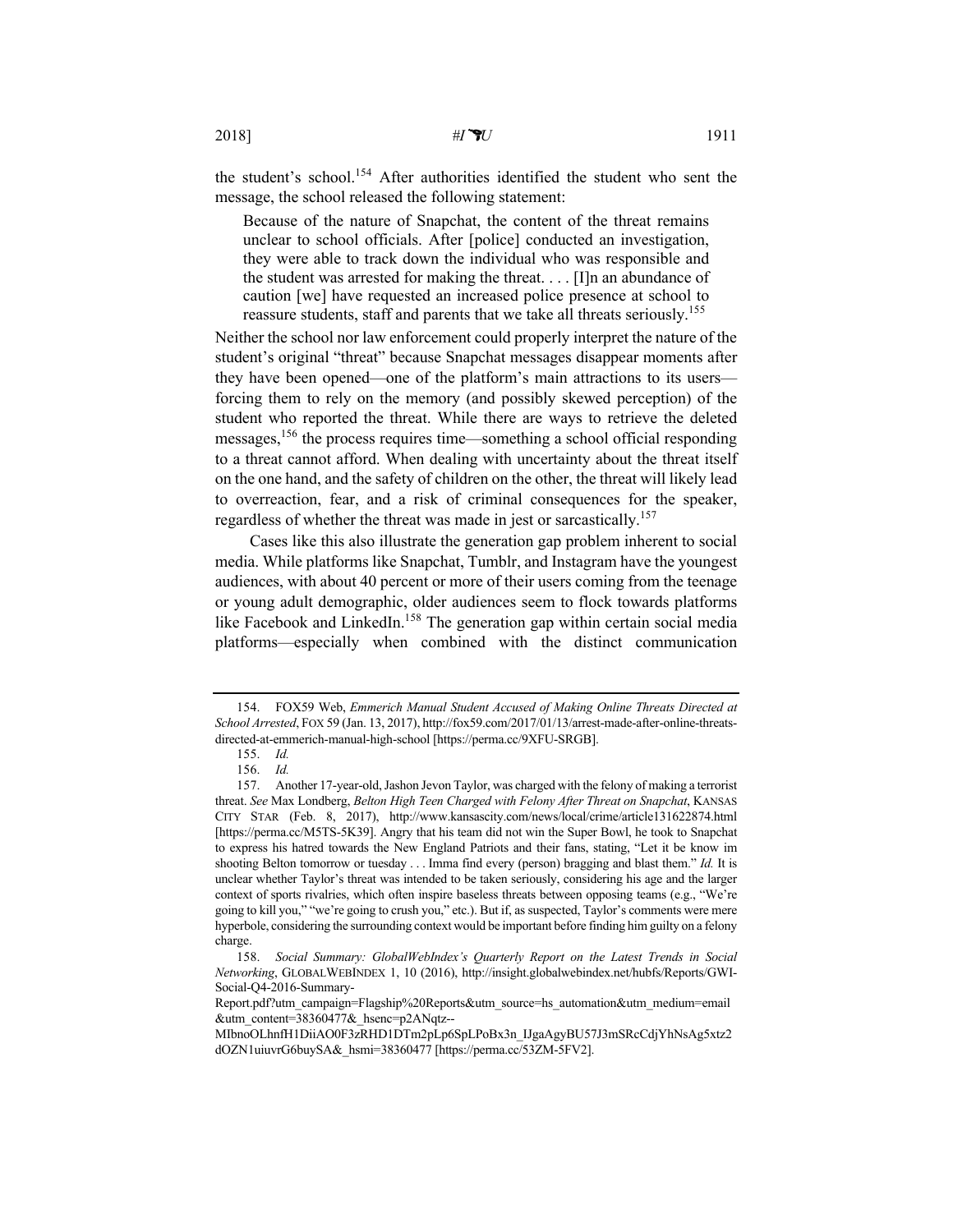the student's school.[154] After authorities identified the student who sent the message, the school released the following statement:

> Because of the nature of Snapchat, the content of the threat remains unclear to school officials. After [police] conducted an investigation, they were able to track down the individual who was responsible and the student was arrested for making the threat. . . . [I]n an abundance of caution [we] have requested an increased police presence at school to reassure students, staff and parents that we take all threats seriously.[155]

Neither the school nor law enforcement could properly interpret the nature of the student's original "threat" because Snapchat messages disappear moments after they have been opened—one of the platform's main attractions to its users—forcing them to rely on the memory (and possibly skewed perception) of the student who reported the threat. While there are ways to retrieve the deleted messages,[156] the process requires time—something a school official responding to a threat cannot afford. When dealing with uncertainty about the threat itself on the one hand, and the safety of children on the other, the threat will likely lead to overreaction, fear, and a risk of criminal consequences for the speaker, regardless of whether the threat was made in jest or sarcastically.[157]

Cases like this also illustrate the generation gap problem inherent to social media. While platforms like Snapchat, Tumblr, and Instagram have the youngest audiences, with about 40 percent or more of their users coming from the teenage or young adult demographic, older audiences seem to flock towards platforms like Facebook and LinkedIn.[158] The generation gap within certain social media platforms—especially when combined with the distinct communication

---

154. FOX59 Web, *Emmerich Manual Student Accused of Making Online Threats Directed at School Arrested*, FOX 59 (Jan. 13, 2017), http://fox59.com/2017/01/13/arrest-made-after-online-threats-directed-at-emmerich-manual-high-school [https://perma.cc/9XFU-SRGB].

155. *Id.*

156. *Id.*

157. Another 17-year-old, Jashon Jevon Taylor, was charged with the felony of making a terrorist threat. *See* Max Londberg, *Belton High Teen Charged with Felony After Threat on Snapchat*, KANSAS CITY STAR (Feb. 8, 2017), http://www.kansascity.com/news/local/crime/article131622874.html [https://perma.cc/M5TS-5K39]. Angry that his team did not win the Super Bowl, he took to Snapchat to express his hatred towards the New England Patriots and their fans, stating, "Let it be know im shooting Belton tomorrow or tuesday . . . Imma find every (person) bragging and blast them." *Id.* It is unclear whether Taylor's threat was intended to be taken seriously, considering his age and the larger context of sports rivalries, which often inspire baseless threats between opposing teams (e.g., "We're going to kill you," "we're going to crush you," etc.). But if, as suspected, Taylor's comments were mere hyperbole, considering the surrounding context would be important before finding him guilty on a felony charge.

158. *Social Summary: GlobalWebIndex's Quarterly Report on the Latest Trends in Social Networking*, GLOBALWEBINDEX 1, 10 (2016), http://insight.globalwebindex.net/hubfs/Reports/GWI-Social-Q4-2016-Summary-Report.pdf?utm_campaign=Flagship%20Reports&utm_source=hs_automation&utm_medium=email&utm_content=38360477&_hsenc=p2ANqtz--MIbnoOLhnfH1DiiAO0F3zRHD1DTm2pLp6SpLPoBx3n_IJgaAgyBU57J3mSRcCdjYhNsAg5xtz2dOZN1uiuvrG6buySA&_hsmi=38360477 [https://perma.cc/53ZM-5FV2].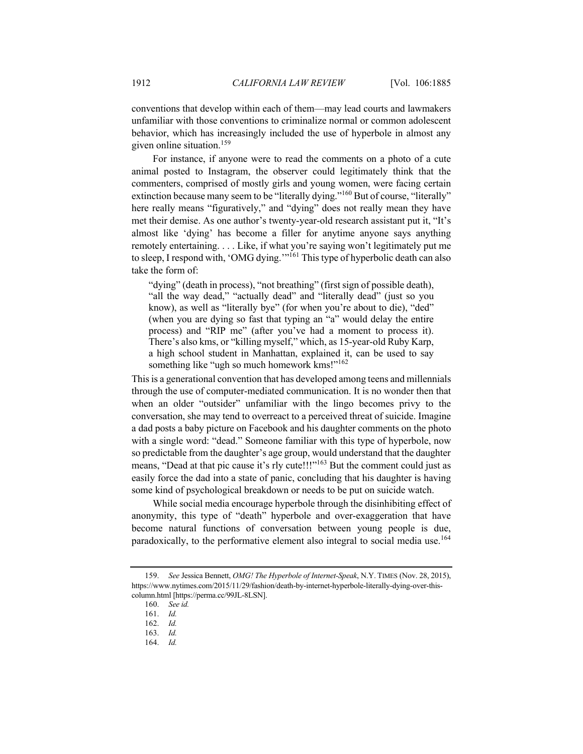conventions that develop within each of them—may lead courts and lawmakers unfamiliar with those conventions to criminalize normal or common adolescent behavior, which has increasingly included the use of hyperbole in almost any given online situation.[159]

For instance, if anyone were to read the comments on a photo of a cute animal posted to Instagram, the observer could legitimately think that the commenters, comprised of mostly girls and young women, were facing certain extinction because many seem to be "literally dying."[160] But of course, "literally" here really means "figuratively," and "dying" does not really mean they have met their demise. As one author's twenty-year-old research assistant put it, "It's almost like 'dying' has become a filler for anytime anyone says anything remotely entertaining. . . . Like, if what you're saying won't legitimately put me to sleep, I respond with, 'OMG dying.'"[161] This type of hyperbolic death can also take the form of:

> "dying" (death in process), "not breathing" (first sign of possible death), "all the way dead," "actually dead" and "literally dead" (just so you know), as well as "literally bye" (for when you're about to die), "ded" (when you are dying so fast that typing an "a" would delay the entire process) and "RIP me" (after you've had a moment to process it). There's also kms, or "killing myself," which, as 15-year-old Ruby Karp, a high school student in Manhattan, explained it, can be used to say something like "ugh so much homework kms!"[162]

This is a generational convention that has developed among teens and millennials through the use of computer-mediated communication. It is no wonder then that when an older "outsider" unfamiliar with the lingo becomes privy to the conversation, she may tend to overreact to a perceived threat of suicide. Imagine a dad posts a baby picture on Facebook and his daughter comments on the photo with a single word: "dead." Someone familiar with this type of hyperbole, now so predictable from the daughter's age group, would understand that the daughter means, "Dead at that pic cause it's rly cute!!!"[163] But the comment could just as easily force the dad into a state of panic, concluding that his daughter is having some kind of psychological breakdown or needs to be put on suicide watch.

While social media encourage hyperbole through the disinhibiting effect of anonymity, this type of "death" hyperbole and over-exaggeration that have become natural functions of conversation between young people is due, paradoxically, to the performative element also integral to social media use.[164]

---

159. *See* Jessica Bennett, *OMG! The Hyperbole of Internet-Speak*, N.Y. TIMES (Nov. 28, 2015), https://www.nytimes.com/2015/11/29/fashion/death-by-internet-hyperbole-literally-dying-over-this-column.html [https://perma.cc/99JL-8LSN].

160. *See id.*

161. *Id.*

162. *Id.*

163. *Id.*

164. *Id.*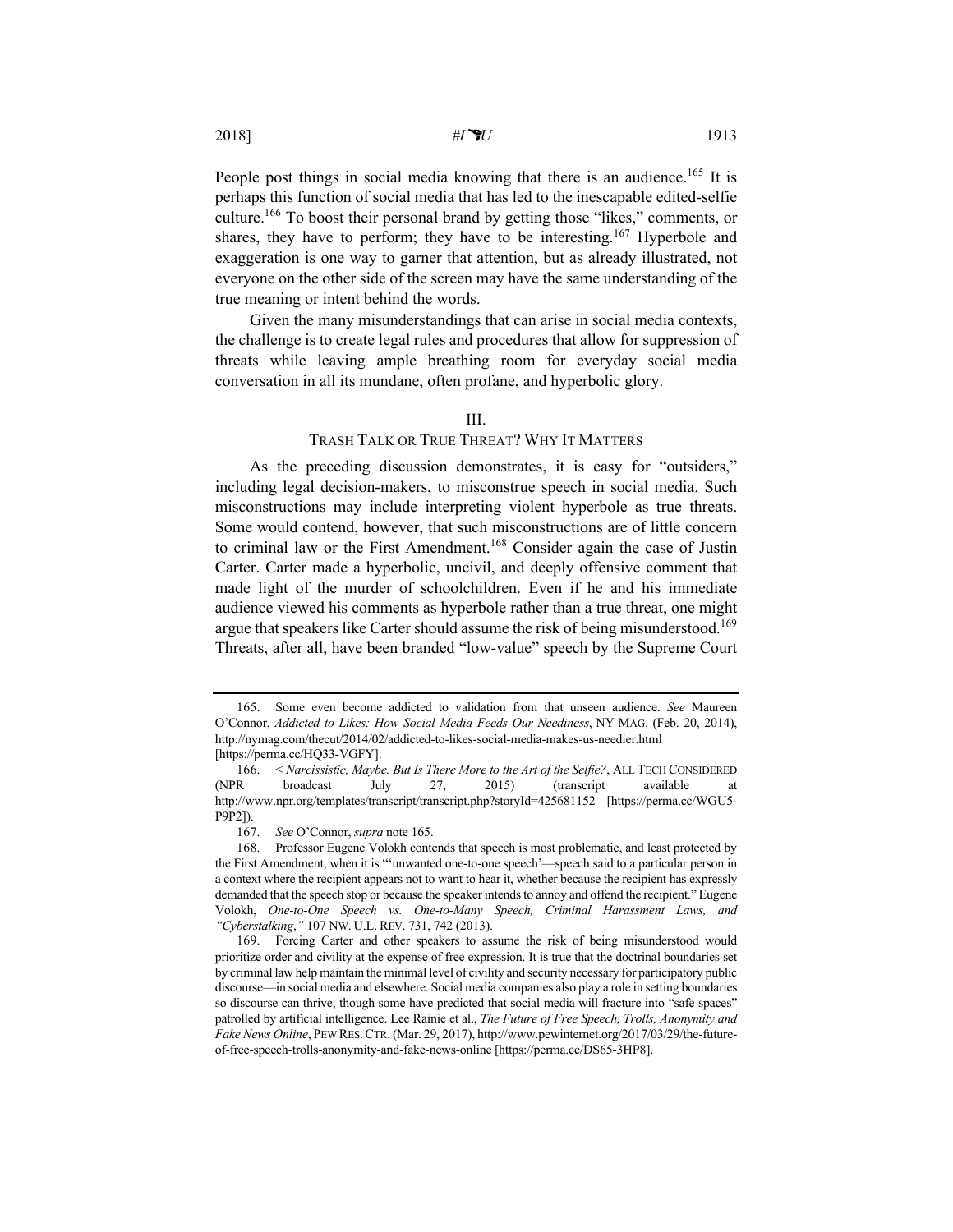People post things in social media knowing that there is an audience.[165] It is perhaps this function of social media that has led to the inescapable edited-selfie culture.[166] To boost their personal brand by getting those "likes," comments, or shares, they have to perform; they have to be interesting.[167] Hyperbole and exaggeration is one way to garner that attention, but as already illustrated, not everyone on the other side of the screen may have the same understanding of the true meaning or intent behind the words.

Given the many misunderstandings that can arise in social media contexts, the challenge is to create legal rules and procedures that allow for suppression of threats while leaving ample breathing room for everyday social media conversation in all its mundane, often profane, and hyperbolic glory.

## III.
## TRASH TALK OR TRUE THREAT? WHY IT MATTERS

As the preceding discussion demonstrates, it is easy for "outsiders," including legal decision-makers, to misconstrue speech in social media. Such misconstructions may include interpreting violent hyperbole as true threats. Some would contend, however, that such misconstructions are of little concern to criminal law or the First Amendment.[168] Consider again the case of Justin Carter. Carter made a hyperbolic, uncivil, and deeply offensive comment that made light of the murder of schoolchildren. Even if he and his immediate audience viewed his comments as hyperbole rather than a true threat, one might argue that speakers like Carter should assume the risk of being misunderstood.[169] Threats, after all, have been branded "low-value" speech by the Supreme Court

---

165. Some even become addicted to validation from that unseen audience. *See* Maureen O'Connor, *Addicted to Likes: How Social Media Feeds Our Neediness*, NY MAG. (Feb. 20, 2014), http://nymag.com/thecut/2014/02/addicted-to-likes-social-media-makes-us-needier.html [https://perma.cc/HQ33-VGFY].

166. < *Narcissistic, Maybe. But Is There More to the Art of the Selfie?*, ALL TECH CONSIDERED (NPR broadcast July 27, 2015) (transcript available at http://www.npr.org/templates/transcript/transcript.php?storyId=425681152 [https://perma.cc/WGU5-P9P2]).

167. *See* O'Connor, *supra* note 165.

168. Professor Eugene Volokh contends that speech is most problematic, and least protected by the First Amendment, when it is "'unwanted one-to-one speech'—speech said to a particular person in a context where the recipient appears not to want to hear it, whether because the recipient has expressly demanded that the speech stop or because the speaker intends to annoy and offend the recipient." Eugene Volokh, *One-to-One Speech vs. One-to-Many Speech, Criminal Harassment Laws, and "Cyberstalking*,*"* 107 NW. U.L. REV. 731, 742 (2013).

169. Forcing Carter and other speakers to assume the risk of being misunderstood would prioritize order and civility at the expense of free expression. It is true that the doctrinal boundaries set by criminal law help maintain the minimal level of civility and security necessary for participatory public discourse—in social media and elsewhere. Social media companies also play a role in setting boundaries so discourse can thrive, though some have predicted that social media will fracture into "safe spaces" patrolled by artificial intelligence. Lee Rainie et al., *The Future of Free Speech, Trolls, Anonymity and Fake News Online*, PEW RES. CTR. (Mar. 29, 2017), http://www.pewinternet.org/2017/03/29/the-future-of-free-speech-trolls-anonymity-and-fake-news-online [https://perma.cc/DS65-3HP8].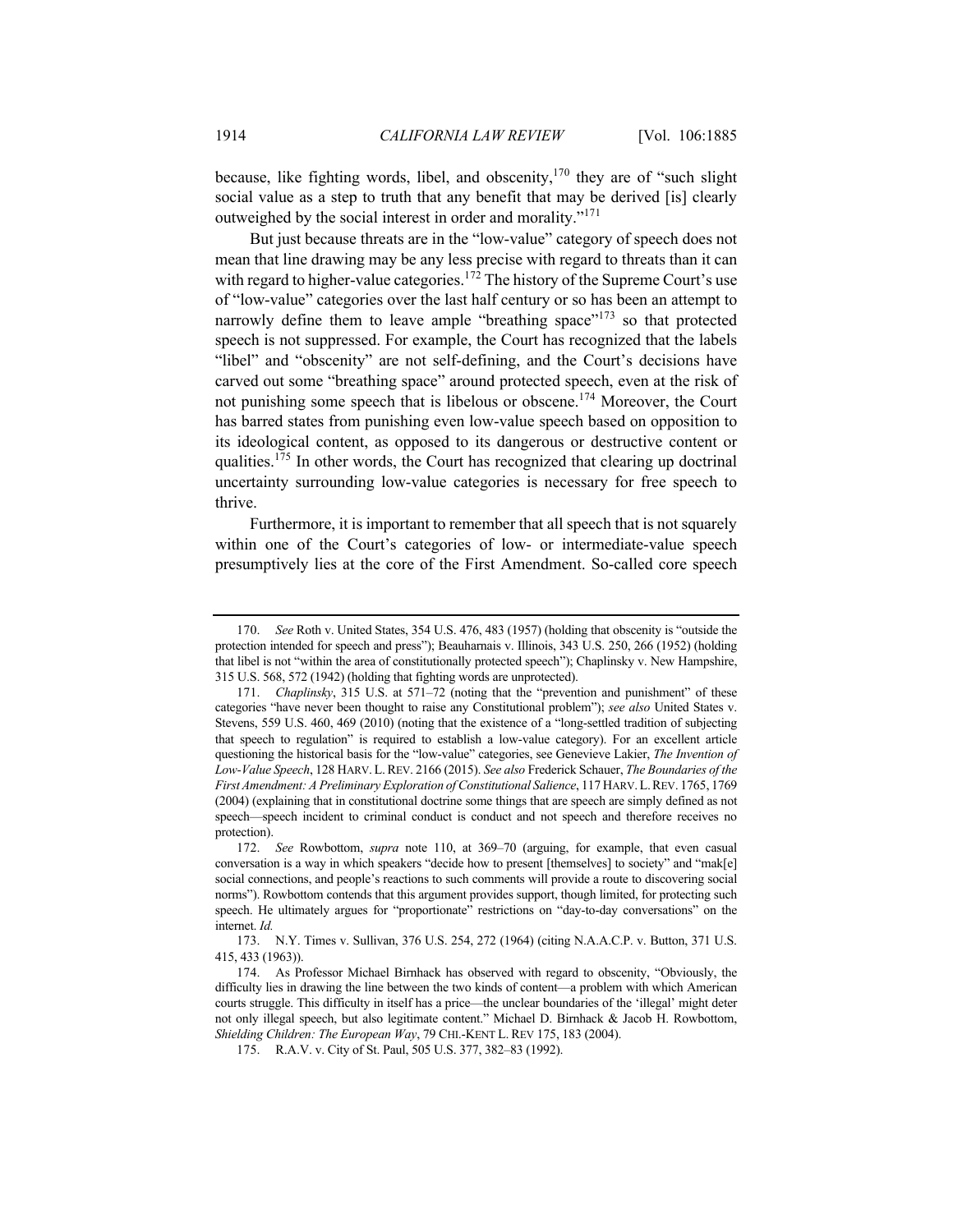because, like fighting words, libel, and obscenity,[170] they are of "such slight social value as a step to truth that any benefit that may be derived [is] clearly outweighed by the social interest in order and morality."[171]

But just because threats are in the "low-value" category of speech does not mean that line drawing may be any less precise with regard to threats than it can with regard to higher-value categories.[172] The history of the Supreme Court's use of "low-value" categories over the last half century or so has been an attempt to narrowly define them to leave ample "breathing space"[173] so that protected speech is not suppressed. For example, the Court has recognized that the labels "libel" and "obscenity" are not self-defining, and the Court's decisions have carved out some "breathing space" around protected speech, even at the risk of not punishing some speech that is libelous or obscene.[174] Moreover, the Court has barred states from punishing even low-value speech based on opposition to its ideological content, as opposed to its dangerous or destructive content or qualities.[175] In other words, the Court has recognized that clearing up doctrinal uncertainty surrounding low-value categories is necessary for free speech to thrive.

Furthermore, it is important to remember that all speech that is not squarely within one of the Court's categories of low- or intermediate-value speech presumptively lies at the core of the First Amendment. So-called core speech

---

170. *See* Roth v. United States, 354 U.S. 476, 483 (1957) (holding that obscenity is "outside the protection intended for speech and press"); Beauharnais v. Illinois, 343 U.S. 250, 266 (1952) (holding that libel is not "within the area of constitutionally protected speech"); Chaplinsky v. New Hampshire, 315 U.S. 568, 572 (1942) (holding that fighting words are unprotected).

171. *Chaplinsky*, 315 U.S. at 571–72 (noting that the "prevention and punishment" of these categories "have never been thought to raise any Constitutional problem"); *see also* United States v. Stevens, 559 U.S. 460, 469 (2010) (noting that the existence of a "long-settled tradition of subjecting that speech to regulation" is required to establish a low-value category). For an excellent article questioning the historical basis for the "low-value" categories, see Genevieve Lakier, *The Invention of Low-Value Speech*, 128 HARV. L. REV. 2166 (2015). *See also* Frederick Schauer, *The Boundaries of the First Amendment: A Preliminary Exploration of Constitutional Salience*, 117 HARV. L. REV. 1765, 1769 (2004) (explaining that in constitutional doctrine some things that are speech are simply defined as not speech—speech incident to criminal conduct is conduct and not speech and therefore receives no protection).

172. *See* Rowbottom, *supra* note 110, at 369–70 (arguing, for example, that even casual conversation is a way in which speakers "decide how to present [themselves] to society" and "mak[e] social connections, and people's reactions to such comments will provide a route to discovering social norms"). Rowbottom contends that this argument provides support, though limited, for protecting such speech. He ultimately argues for "proportionate" restrictions on "day-to-day conversations" on the internet. *Id.*

173. N.Y. Times v. Sullivan, 376 U.S. 254, 272 (1964) (citing N.A.A.C.P. v. Button, 371 U.S. 415, 433 (1963)).

174. As Professor Michael Birnhack has observed with regard to obscenity, "Obviously, the difficulty lies in drawing the line between the two kinds of content—a problem with which American courts struggle. This difficulty in itself has a price—the unclear boundaries of the 'illegal' might deter not only illegal speech, but also legitimate content." Michael D. Birnhack & Jacob H. Rowbottom, *Shielding Children: The European Way*, 79 CHI.-KENT L. REV 175, 183 (2004).

175. R.A.V. v. City of St. Paul, 505 U.S. 377, 382–83 (1992).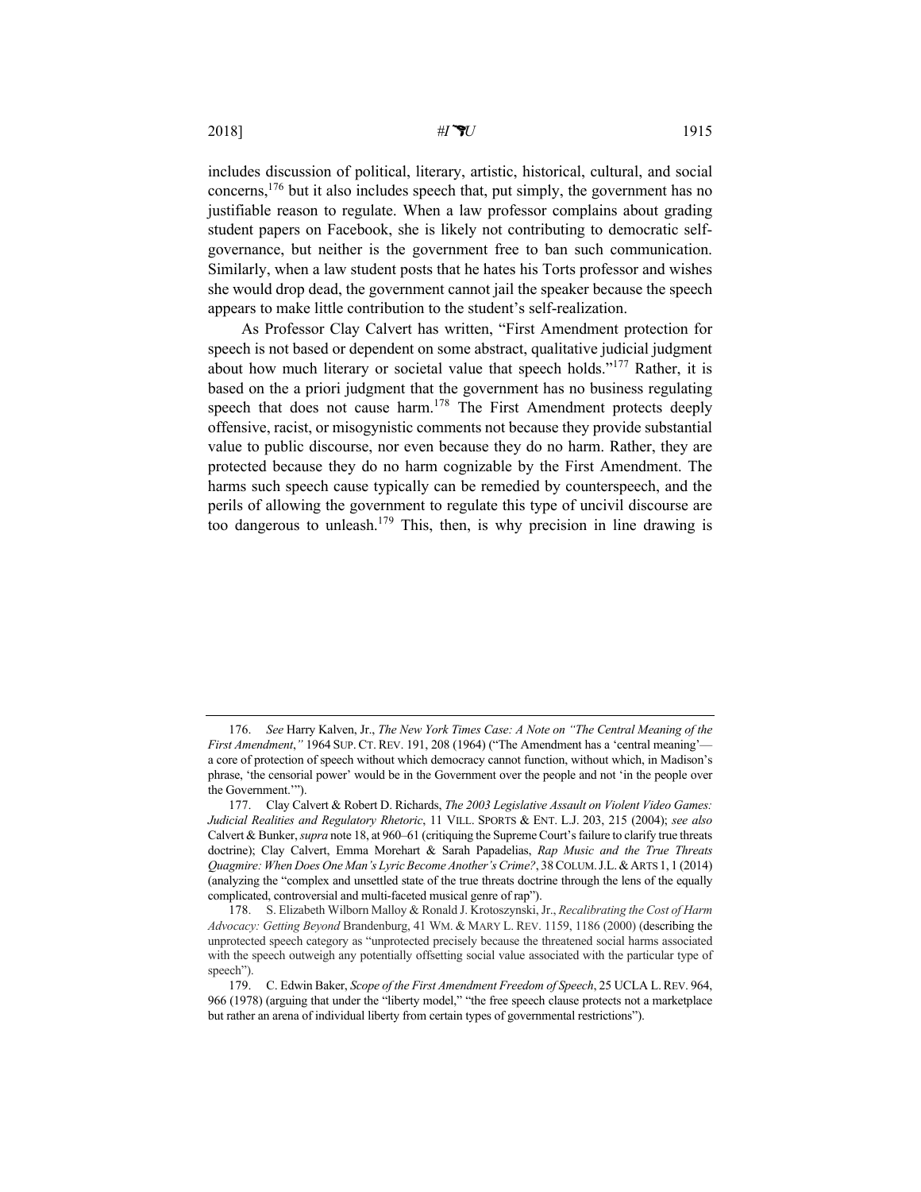includes discussion of political, literary, artistic, historical, cultural, and social concerns,[176] but it also includes speech that, put simply, the government has no justifiable reason to regulate. When a law professor complains about grading student papers on Facebook, she is likely not contributing to democratic self-governance, but neither is the government free to ban such communication. Similarly, when a law student posts that he hates his Torts professor and wishes she would drop dead, the government cannot jail the speaker because the speech appears to make little contribution to the student's self-realization.

As Professor Clay Calvert has written, "First Amendment protection for speech is not based or dependent on some abstract, qualitative judicial judgment about how much literary or societal value that speech holds."[177] Rather, it is based on the a priori judgment that the government has no business regulating speech that does not cause harm.[178] The First Amendment protects deeply offensive, racist, or misogynistic comments not because they provide substantial value to public discourse, nor even because they do no harm. Rather, they are protected because they do no harm cognizable by the First Amendment. The harms such speech cause typically can be remedied by counterspeech, and the perils of allowing the government to regulate this type of uncivil discourse are too dangerous to unleash.[179] This, then, is why precision in line drawing is

---

176. *See* Harry Kalven, Jr., *The New York Times Case: A Note on "The Central Meaning of the First Amendment*,*"* 1964 SUP. CT. REV. 191, 208 (1964) ("The Amendment has a 'central meaning'—a core of protection of speech without which democracy cannot function, without which, in Madison's phrase, 'the censorial power' would be in the Government over the people and not 'in the people over the Government.'").

177. Clay Calvert & Robert D. Richards, *The 2003 Legislative Assault on Violent Video Games: Judicial Realities and Regulatory Rhetoric*, 11 VILL. SPORTS & ENT. L.J. 203, 215 (2004); *see also* Calvert & Bunker, *supra* note 18, at 960–61 (critiquing the Supreme Court's failure to clarify true threats doctrine); Clay Calvert, Emma Morehart & Sarah Papadelias, *Rap Music and the True Threats Quagmire: When Does One Man's Lyric Become Another's Crime?*, 38 COLUM. J.L. & ARTS 1, 1 (2014) (analyzing the "complex and unsettled state of the true threats doctrine through the lens of the equally complicated, controversial and multi-faceted musical genre of rap").

178. S. Elizabeth Wilborn Malloy & Ronald J. Krotoszynski, Jr., *Recalibrating the Cost of Harm Advocacy: Getting Beyond* Brandenburg, 41 WM. & MARY L. REV. 1159, 1186 (2000) (describing the unprotected speech category as "unprotected precisely because the threatened social harms associated with the speech outweigh any potentially offsetting social value associated with the particular type of speech").

179. C. Edwin Baker, *Scope of the First Amendment Freedom of Speech*, 25 UCLA L. REV. 964, 966 (1978) (arguing that under the "liberty model," "the free speech clause protects not a marketplace but rather an arena of individual liberty from certain types of governmental restrictions").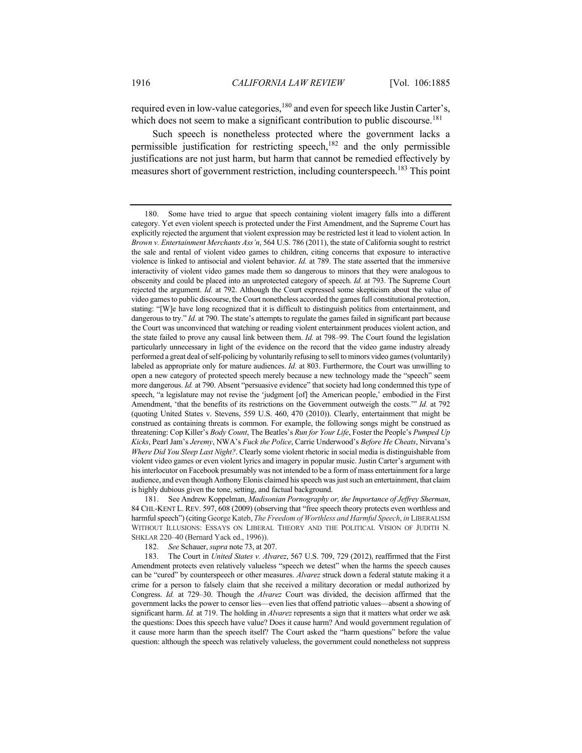required even in low-value categories,[180] and even for speech like Justin Carter's, which does not seem to make a significant contribution to public discourse.[181]

Such speech is nonetheless protected where the government lacks a permissible justification for restricting speech,[182] and the only permissible justifications are not just harm, but harm that cannot be remedied effectively by measures short of government restriction, including counterspeech.[183] This point

---

180. Some have tried to argue that speech containing violent imagery falls into a different category. Yet even violent speech is protected under the First Amendment, and the Supreme Court has explicitly rejected the argument that violent expression may be restricted lest it lead to violent action. In *Brown v. Entertainment Merchants Ass'n*, 564 U.S. 786 (2011), the state of California sought to restrict the sale and rental of violent video games to children, citing concerns that exposure to interactive violence is linked to antisocial and violent behavior. *Id.* at 789. The state asserted that the immersive interactivity of violent video games made them so dangerous to minors that they were analogous to obscenity and could be placed into an unprotected category of speech. *Id.* at 793. The Supreme Court rejected the argument. *Id.* at 792. Although the Court expressed some skepticism about the value of video games to public discourse, the Court nonetheless accorded the games full constitutional protection, stating: "[W]e have long recognized that it is difficult to distinguish politics from entertainment, and dangerous to try." *Id.* at 790. The state's attempts to regulate the games failed in significant part because the Court was unconvinced that watching or reading violent entertainment produces violent action, and the state failed to prove any causal link between them. *Id.* at 798–99. The Court found the legislation particularly unnecessary in light of the evidence on the record that the video game industry already performed a great deal of self-policing by voluntarily refusing to sell to minors video games (voluntarily) labeled as appropriate only for mature audiences. *Id.* at 803. Furthermore, the Court was unwilling to open a new category of protected speech merely because a new technology made the "speech" seem more dangerous. *Id.* at 790. Absent "persuasive evidence" that society had long condemned this type of speech, "a legislature may not revise the 'judgment [of] the American people,' embodied in the First Amendment, 'that the benefits of its restrictions on the Government outweigh the costs.'" *Id.* at 792 (quoting United States v. Stevens, 559 U.S. 460, 470 (2010)). Clearly, entertainment that might be construed as containing threats is common. For example, the following songs might be construed as threatening: Cop Killer's *Body Count*, The Beatles's *Run for Your Life*, Foster the People's *Pumped Up Kicks*, Pearl Jam's *Jeremy*, NWA's *Fuck the Police*, Carrie Underwood's *Before He Cheats*, Nirvana's *Where Did You Sleep Last Night?*. Clearly some violent rhetoric in social media is distinguishable from violent video games or even violent lyrics and imagery in popular music. Justin Carter's argument with his interlocutor on Facebook presumably was not intended to be a form of mass entertainment for a large audience, and even though Anthony Elonis claimed his speech was just such an entertainment, that claim is highly dubious given the tone, setting, and factual background.

181. See Andrew Koppelman, *Madisonian Pornography or, the Importance of Jeffrey Sherman*, 84 CHI.-KENT L. REV. 597, 608 (2009) (observing that "free speech theory protects even worthless and harmful speech") (citing George Kateb, *The Freedom of Worthless and Harmful Speech*, *in* LIBERALISM WITHOUT ILLUSIONS: ESSAYS ON LIBERAL THEORY AND THE POLITICAL VISION OF JUDITH N. SHKLAR 220–40 (Bernard Yack ed., 1996)).

182. *See* Schauer, *supra* note 73, at 207.

183. The Court in *United States v. Alvarez*, 567 U.S. 709, 729 (2012), reaffirmed that the First Amendment protects even relatively valueless "speech we detest" when the harms the speech causes can be "cured" by counterspeech or other measures. *Alvarez* struck down a federal statute making it a crime for a person to falsely claim that she received a military decoration or medal authorized by Congress. *Id.* at 729–30. Though the *Alvarez* Court was divided, the decision affirmed that the government lacks the power to censor lies—even lies that offend patriotic values—absent a showing of significant harm. *Id.* at 719. The holding in *Alvarez* represents a sign that it matters what order we ask the questions: Does this speech have value? Does it cause harm? And would government regulation of it cause more harm than the speech itself? The Court asked the "harm questions" before the value question: although the speech was relatively valueless, the government could nonetheless not suppress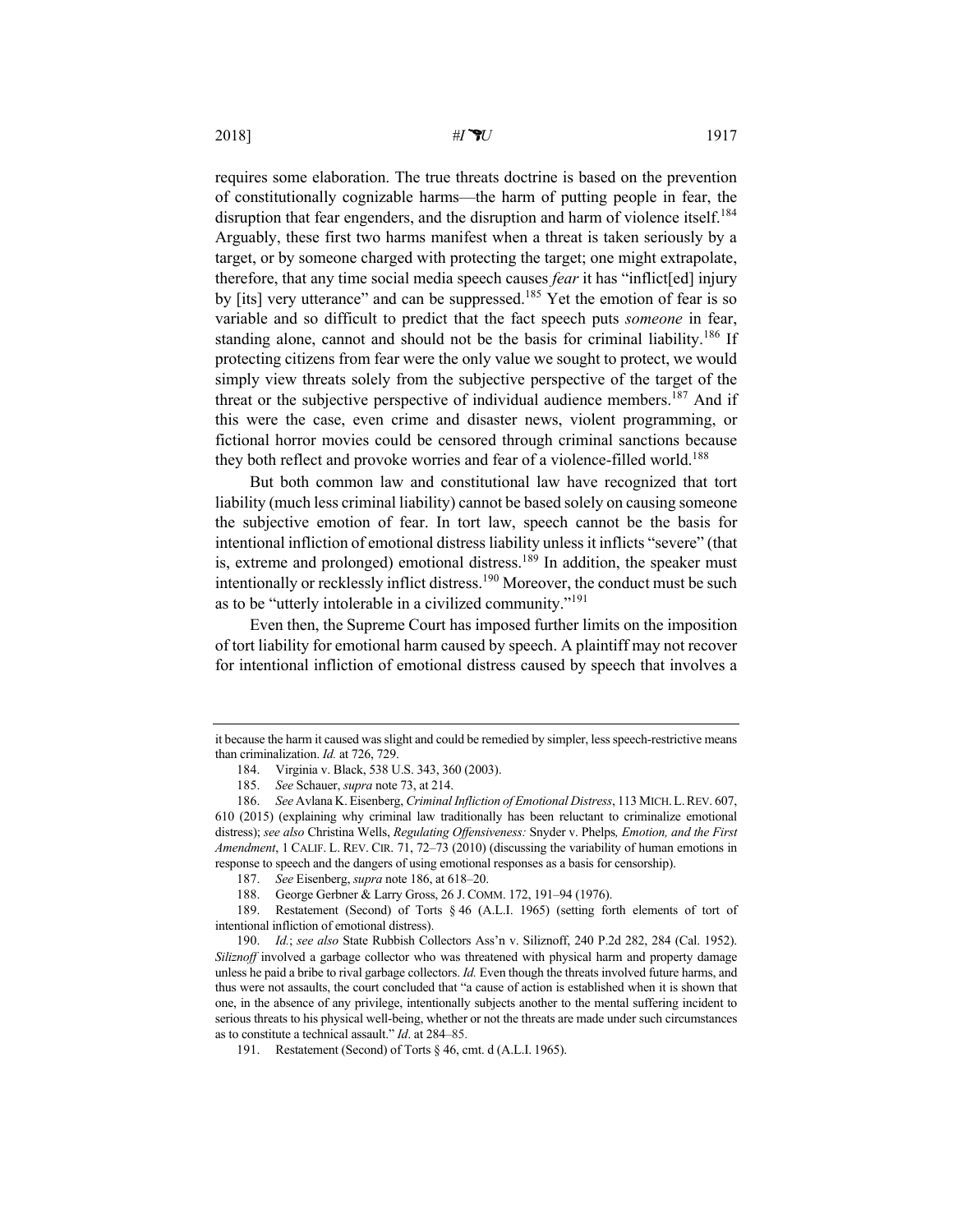requires some elaboration. The true threats doctrine is based on the prevention of constitutionally cognizable harms—the harm of putting people in fear, the disruption that fear engenders, and the disruption and harm of violence itself.[184] Arguably, these first two harms manifest when a threat is taken seriously by a target, or by someone charged with protecting the target; one might extrapolate, therefore, that any time social media speech causes *fear* it has "inflict[ed] injury by [its] very utterance" and can be suppressed.[185] Yet the emotion of fear is so variable and so difficult to predict that the fact speech puts *someone* in fear, standing alone, cannot and should not be the basis for criminal liability.[186] If protecting citizens from fear were the only value we sought to protect, we would simply view threats solely from the subjective perspective of the target of the threat or the subjective perspective of individual audience members.[187] And if this were the case, even crime and disaster news, violent programming, or fictional horror movies could be censored through criminal sanctions because they both reflect and provoke worries and fear of a violence-filled world.[188]

But both common law and constitutional law have recognized that tort liability (much less criminal liability) cannot be based solely on causing someone the subjective emotion of fear. In tort law, speech cannot be the basis for intentional infliction of emotional distress liability unless it inflicts "severe" (that is, extreme and prolonged) emotional distress.[189] In addition, the speaker must intentionally or recklessly inflict distress.[190] Moreover, the conduct must be such as to be "utterly intolerable in a civilized community."[191]

Even then, the Supreme Court has imposed further limits on the imposition of tort liability for emotional harm caused by speech. A plaintiff may not recover for intentional infliction of emotional distress caused by speech that involves a

---

it because the harm it caused was slight and could be remedied by simpler, less speech-restrictive means than criminalization. *Id.* at 726, 729.

184. Virginia v. Black, 538 U.S. 343, 360 (2003).

185. *See* Schauer, *supra* note 73, at 214.

186. *See* Avlana K. Eisenberg, *Criminal Infliction of Emotional Distress*, 113 MICH. L. REV. 607, 610 (2015) (explaining why criminal law traditionally has been reluctant to criminalize emotional distress); *see also* Christina Wells, *Regulating Offensiveness:* Snyder v. Phelps*, Emotion, and the First Amendment*, 1 CALIF. L. REV. CIR. 71, 72–73 (2010) (discussing the variability of human emotions in response to speech and the dangers of using emotional responses as a basis for censorship).

187. *See* Eisenberg, *supra* note 186, at 618–20.

188. George Gerbner & Larry Gross, 26 J. COMM. 172, 191–94 (1976).

189. Restatement (Second) of Torts § 46 (A.L.I. 1965) (setting forth elements of tort of intentional infliction of emotional distress).

190. *Id.*; *see also* State Rubbish Collectors Ass'n v. Siliznoff, 240 P.2d 282, 284 (Cal. 1952). *Siliznoff* involved a garbage collector who was threatened with physical harm and property damage unless he paid a bribe to rival garbage collectors. *Id.* Even though the threats involved future harms, and thus were not assaults, the court concluded that "a cause of action is established when it is shown that one, in the absence of any privilege, intentionally subjects another to the mental suffering incident to serious threats to his physical well-being, whether or not the threats are made under such circumstances as to constitute a technical assault." *Id*. at 284–85.

191. Restatement (Second) of Torts § 46, cmt. d (A.L.I. 1965).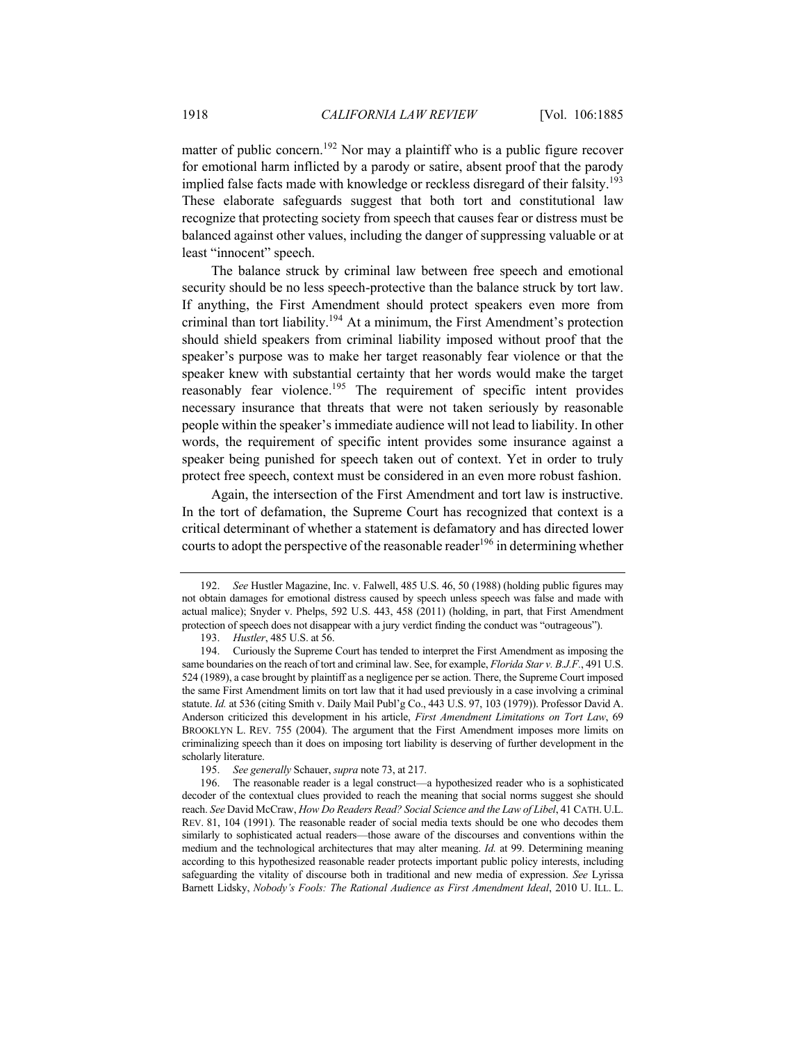matter of public concern.[192] Nor may a plaintiff who is a public figure recover for emotional harm inflicted by a parody or satire, absent proof that the parody implied false facts made with knowledge or reckless disregard of their falsity.[193] These elaborate safeguards suggest that both tort and constitutional law recognize that protecting society from speech that causes fear or distress must be balanced against other values, including the danger of suppressing valuable or at least "innocent" speech.

The balance struck by criminal law between free speech and emotional security should be no less speech-protective than the balance struck by tort law. If anything, the First Amendment should protect speakers even more from criminal than tort liability.[194] At a minimum, the First Amendment's protection should shield speakers from criminal liability imposed without proof that the speaker's purpose was to make her target reasonably fear violence or that the speaker knew with substantial certainty that her words would make the target reasonably fear violence.[195] The requirement of specific intent provides necessary insurance that threats that were not taken seriously by reasonable people within the speaker's immediate audience will not lead to liability. In other words, the requirement of specific intent provides some insurance against a speaker being punished for speech taken out of context. Yet in order to truly protect free speech, context must be considered in an even more robust fashion.

Again, the intersection of the First Amendment and tort law is instructive. In the tort of defamation, the Supreme Court has recognized that context is a critical determinant of whether a statement is defamatory and has directed lower courts to adopt the perspective of the reasonable reader[196] in determining whether

---

192. *See* Hustler Magazine, Inc. v. Falwell, 485 U.S. 46, 50 (1988) (holding public figures may not obtain damages for emotional distress caused by speech unless speech was false and made with actual malice); Snyder v. Phelps, 592 U.S. 443, 458 (2011) (holding, in part, that First Amendment protection of speech does not disappear with a jury verdict finding the conduct was "outrageous").

193. *Hustler*, 485 U.S. at 56.

194. Curiously the Supreme Court has tended to interpret the First Amendment as imposing the same boundaries on the reach of tort and criminal law. See, for example, *Florida Star v. B.J.F.*, 491 U.S. 524 (1989), a case brought by plaintiff as a negligence per se action. There, the Supreme Court imposed the same First Amendment limits on tort law that it had used previously in a case involving a criminal statute. *Id.* at 536 (citing Smith v. Daily Mail Publ'g Co., 443 U.S. 97, 103 (1979)). Professor David A. Anderson criticized this development in his article, *First Amendment Limitations on Tort Law*, 69 BROOKLYN L. REV. 755 (2004). The argument that the First Amendment imposes more limits on criminalizing speech than it does on imposing tort liability is deserving of further development in the scholarly literature.

195. *See generally* Schauer, *supra* note 73, at 217.

196. The reasonable reader is a legal construct—a hypothesized reader who is a sophisticated decoder of the contextual clues provided to reach the meaning that social norms suggest she should reach. *See* David McCraw, *How Do Readers Read? Social Science and the Law of Libel*, 41 CATH. U.L. REV. 81, 104 (1991). The reasonable reader of social media texts should be one who decodes them similarly to sophisticated actual readers—those aware of the discourses and conventions within the medium and the technological architectures that may alter meaning. *Id.* at 99. Determining meaning according to this hypothesized reasonable reader protects important public policy interests, including safeguarding the vitality of discourse both in traditional and new media of expression. *See* Lyrissa Barnett Lidsky, *Nobody's Fools: The Rational Audience as First Amendment Ideal*, 2010 U. ILL. L.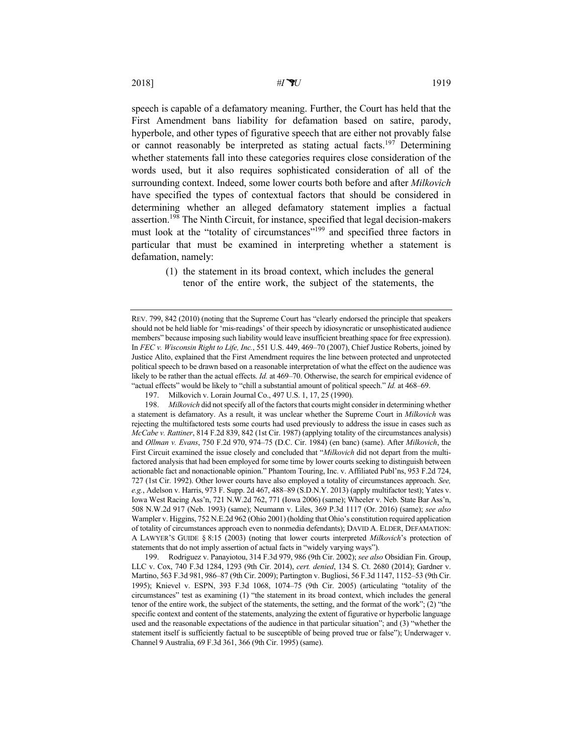speech is capable of a defamatory meaning. Further, the Court has held that the First Amendment bans liability for defamation based on satire, parody, hyperbole, and other types of figurative speech that are either not provably false or cannot reasonably be interpreted as stating actual facts.[197] Determining whether statements fall into these categories requires close consideration of the words used, but it also requires sophisticated consideration of all of the surrounding context. Indeed, some lower courts both before and after *Milkovich* have specified the types of contextual factors that should be considered in determining whether an alleged defamatory statement implies a factual assertion.[198] The Ninth Circuit, for instance, specified that legal decision-makers must look at the "totality of circumstances"[199] and specified three factors in particular that must be examined in interpreting whether a statement is defamation, namely:

> (1) the statement in its broad context, which includes the general tenor of the entire work, the subject of the statements, the

---

REV. 799, 842 (2010) (noting that the Supreme Court has "clearly endorsed the principle that speakers should not be held liable for 'mis-readings' of their speech by idiosyncratic or unsophisticated audience members" because imposing such liability would leave insufficient breathing space for free expression). In *FEC v. Wisconsin Right to Life, Inc.*, 551 U.S. 449, 469–70 (2007), Chief Justice Roberts, joined by Justice Alito, explained that the First Amendment requires the line between protected and unprotected political speech to be drawn based on a reasonable interpretation of what the effect on the audience was likely to be rather than the actual effects. *Id.* at 469–70. Otherwise, the search for empirical evidence of "actual effects" would be likely to "chill a substantial amount of political speech." *Id.* at 468–69.

197. Milkovich v. Lorain Journal Co., 497 U.S. 1, 17, 25 (1990).

198. *Milkovich* did not specify all of the factors that courts might consider in determining whether a statement is defamatory. As a result, it was unclear whether the Supreme Court in *Milkovich* was rejecting the multifactored tests some courts had used previously to address the issue in cases such as *McCabe v. Rattiner*, 814 F.2d 839, 842 (1st Cir. 1987) (applying totality of the circumstances analysis) and *Ollman v. Evans*, 750 F.2d 970, 974–75 (D.C. Cir. 1984) (en banc) (same). After *Milkovich*, the First Circuit examined the issue closely and concluded that "*Milkovich* did not depart from the multifactored analysis that had been employed for some time by lower courts seeking to distinguish between actionable fact and nonactionable opinion." Phantom Touring, Inc. v. Affiliated Publ'ns, 953 F.2d 724, 727 (1st Cir. 1992). Other lower courts have also employed a totality of circumstances approach. *See, e.g.*, Adelson v. Harris, 973 F. Supp. 2d 467, 488–89 (S.D.N.Y. 2013) (apply multifactor test); Yates v. Iowa West Racing Ass'n, 721 N.W.2d 762, 771 (Iowa 2006) (same); Wheeler v. Neb. State Bar Ass'n, 508 N.W.2d 917 (Neb. 1993) (same); Neumann v. Liles, 369 P.3d 1117 (Or. 2016) (same); *see also* Wampler v. Higgins, 752 N.E.2d 962 (Ohio 2001) (holding that Ohio's constitution required application of totality of circumstances approach even to nonmedia defendants); DAVID A. ELDER, DEFAMATION: A LAWYER'S GUIDE § 8:15 (2003) (noting that lower courts interpreted *Milkovich*'s protection of statements that do not imply assertion of actual facts in "widely varying ways").

199. Rodriguez v. Panayiotou, 314 F.3d 979, 986 (9th Cir. 2002); *see also* Obsidian Fin. Group, LLC v. Cox, 740 F.3d 1284, 1293 (9th Cir. 2014), *cert. denied*, 134 S. Ct. 2680 (2014); Gardner v. Martino, 563 F.3d 981, 986–87 (9th Cir. 2009); Partington v. Bugliosi, 56 F.3d 1147, 1152–53 (9th Cir. 1995); Knievel v. ESPN, 393 F.3d 1068, 1074–75 (9th Cir. 2005) (articulating "totality of the circumstances" test as examining (1) "the statement in its broad context, which includes the general tenor of the entire work, the subject of the statements, the setting, and the format of the work"; (2) "the specific context and content of the statements, analyzing the extent of figurative or hyperbolic language used and the reasonable expectations of the audience in that particular situation"; and (3) "whether the statement itself is sufficiently factual to be susceptible of being proved true or false"); Underwager v. Channel 9 Australia, 69 F.3d 361, 366 (9th Cir. 1995) (same).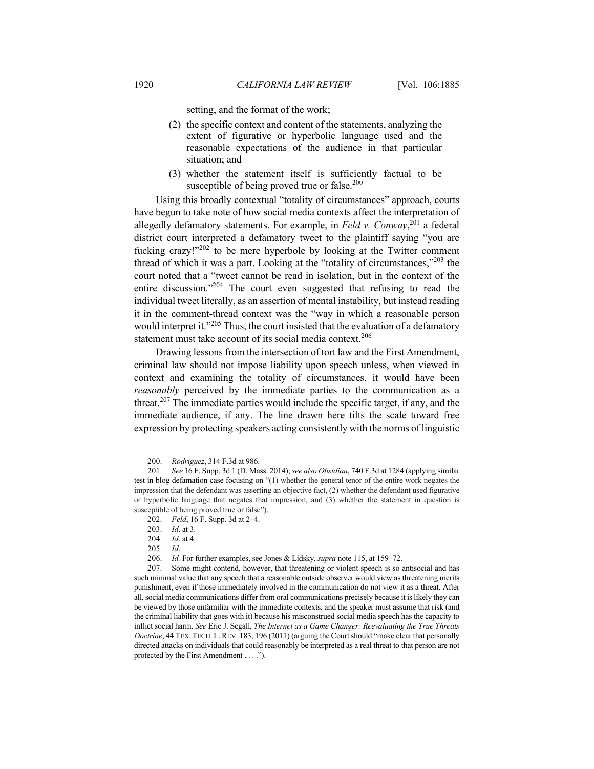setting, and the format of the work;

(2) the specific context and content of the statements, analyzing the extent of figurative or hyperbolic language used and the reasonable expectations of the audience in that particular situation; and

(3) whether the statement itself is sufficiently factual to be susceptible of being proved true or false.[200]

Using this broadly contextual "totality of circumstances" approach, courts have begun to take note of how social media contexts affect the interpretation of allegedly defamatory statements. For example, in *Feld v. Conway*,[201] a federal district court interpreted a defamatory tweet to the plaintiff saying "you are fucking crazy!"[202] to be mere hyperbole by looking at the Twitter comment thread of which it was a part. Looking at the "totality of circumstances,"[203] the court noted that a "tweet cannot be read in isolation, but in the context of the entire discussion."[204] The court even suggested that refusing to read the individual tweet literally, as an assertion of mental instability, but instead reading it in the comment-thread context was the "way in which a reasonable person would interpret it."[205] Thus, the court insisted that the evaluation of a defamatory statement must take account of its social media context.[206]

Drawing lessons from the intersection of tort law and the First Amendment, criminal law should not impose liability upon speech unless, when viewed in context and examining the totality of circumstances, it would have been *reasonably* perceived by the immediate parties to the communication as a threat.[207] The immediate parties would include the specific target, if any, and the immediate audience, if any. The line drawn here tilts the scale toward free expression by protecting speakers acting consistently with the norms of linguistic

---

200. *Rodriguez*, 314 F.3d at 986.

201. *See* 16 F. Supp. 3d 1 (D. Mass. 2014); *see also Obsidian*, 740 F.3d at 1284 (applying similar test in blog defamation case focusing on "(1) whether the general tenor of the entire work negates the impression that the defendant was asserting an objective fact, (2) whether the defendant used figurative or hyperbolic language that negates that impression, and (3) whether the statement in question is susceptible of being proved true or false").

202. *Feld*, 16 F. Supp. 3d at 2–4.

203. *Id*. at 3.

204. *Id*. at 4.

205. *Id*.

206. *Id*. For further examples, see Jones & Lidsky, *supra* note 115, at 159–72.

207. Some might contend, however, that threatening or violent speech is so antisocial and has such minimal value that any speech that a reasonable outside observer would view as threatening merits punishment, even if those immediately involved in the communication do not view it as a threat. After all, social media communications differ from oral communications precisely because it is likely they can be viewed by those unfamiliar with the immediate contexts, and the speaker must assume that risk (and the criminal liability that goes with it) because his misconstrued social media speech has the capacity to inflict social harm. *See* Eric J. Segall, *The Internet as a Game Changer: Reevaluating the True Threats Doctrine*, 44 TEX. TECH. L. REV. 183, 196 (2011) (arguing the Court should "make clear that personally directed attacks on individuals that could reasonably be interpreted as a real threat to that person are not protected by the First Amendment . . . .").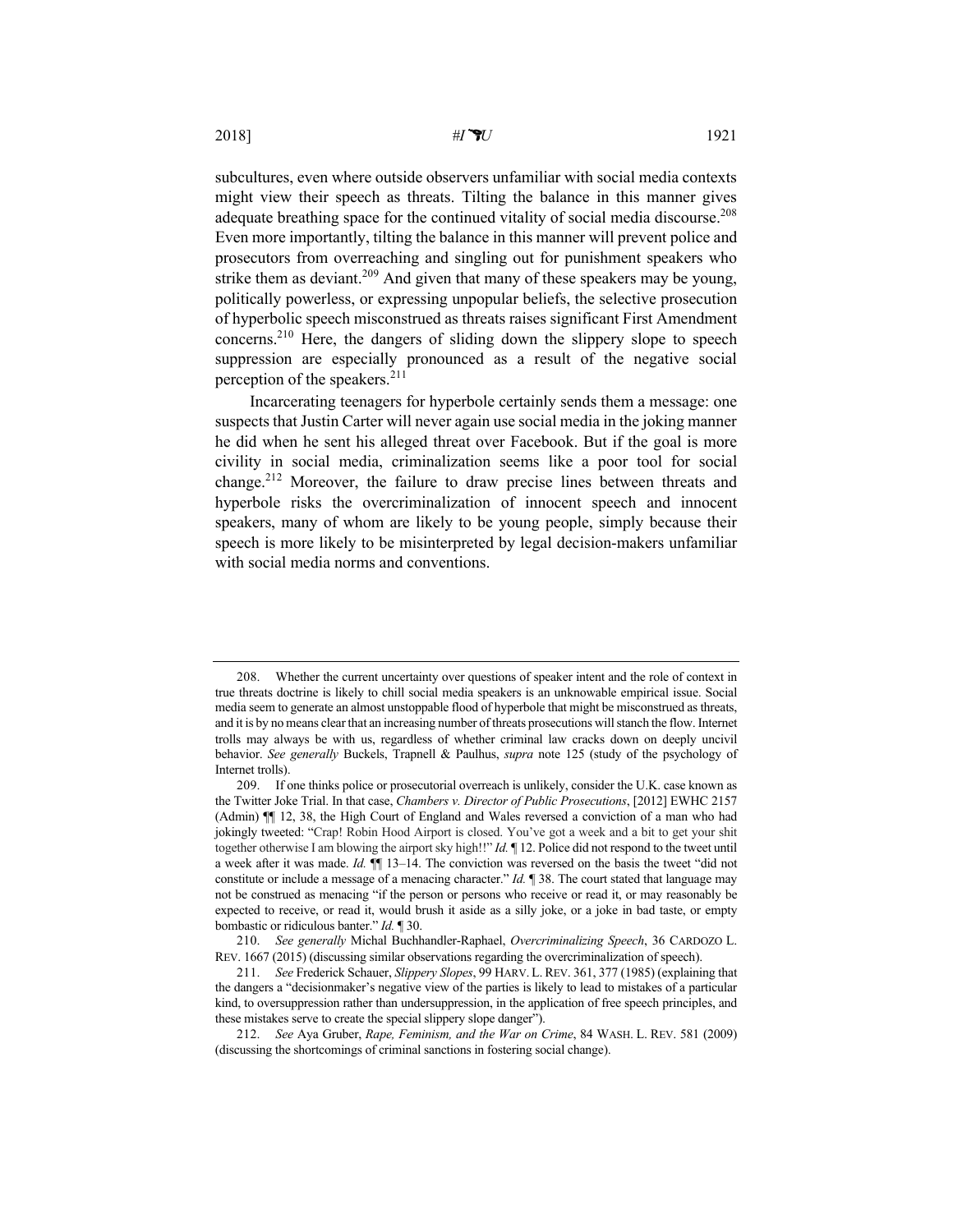subcultures, even where outside observers unfamiliar with social media contexts might view their speech as threats. Tilting the balance in this manner gives adequate breathing space for the continued vitality of social media discourse.[208] Even more importantly, tilting the balance in this manner will prevent police and prosecutors from overreaching and singling out for punishment speakers who strike them as deviant.[209] And given that many of these speakers may be young, politically powerless, or expressing unpopular beliefs, the selective prosecution of hyperbolic speech misconstrued as threats raises significant First Amendment concerns.[210] Here, the dangers of sliding down the slippery slope to speech suppression are especially pronounced as a result of the negative social perception of the speakers.[211]

Incarcerating teenagers for hyperbole certainly sends them a message: one suspects that Justin Carter will never again use social media in the joking manner he did when he sent his alleged threat over Facebook. But if the goal is more civility in social media, criminalization seems like a poor tool for social change.[212] Moreover, the failure to draw precise lines between threats and hyperbole risks the overcriminalization of innocent speech and innocent speakers, many of whom are likely to be young people, simply because their speech is more likely to be misinterpreted by legal decision-makers unfamiliar with social media norms and conventions.

---

208. Whether the current uncertainty over questions of speaker intent and the role of context in true threats doctrine is likely to chill social media speakers is an unknowable empirical issue. Social media seem to generate an almost unstoppable flood of hyperbole that might be misconstrued as threats, and it is by no means clear that an increasing number of threats prosecutions will stanch the flow. Internet trolls may always be with us, regardless of whether criminal law cracks down on deeply uncivil behavior. *See generally* Buckels, Trapnell & Paulhus, *supra* note 125 (study of the psychology of Internet trolls).

209. If one thinks police or prosecutorial overreach is unlikely, consider the U.K. case known as the Twitter Joke Trial. In that case, *Chambers v. Director of Public Prosecutions*, [2012] EWHC 2157 (Admin) ¶¶ 12, 38, the High Court of England and Wales reversed a conviction of a man who had jokingly tweeted: "Crap! Robin Hood Airport is closed. You've got a week and a bit to get your shit together otherwise I am blowing the airport sky high!!" *Id.* ¶ 12. Police did not respond to the tweet until a week after it was made. *Id.* ¶¶ 13–14. The conviction was reversed on the basis the tweet "did not constitute or include a message of a menacing character." *Id.* ¶ 38. The court stated that language may not be construed as menacing "if the person or persons who receive or read it, or may reasonably be expected to receive, or read it, would brush it aside as a silly joke, or a joke in bad taste, or empty bombastic or ridiculous banter." *Id.* ¶ 30.

210. *See generally* Michal Buchhandler-Raphael, *Overcriminalizing Speech*, 36 CARDOZO L. REV. 1667 (2015) (discussing similar observations regarding the overcriminalization of speech).

211. *See* Frederick Schauer, *Slippery Slopes*, 99 HARV. L. REV. 361, 377 (1985) (explaining that the dangers a "decisionmaker's negative view of the parties is likely to lead to mistakes of a particular kind, to oversuppression rather than undersuppression, in the application of free speech principles, and these mistakes serve to create the special slippery slope danger").

212. *See* Aya Gruber, *Rape, Feminism, and the War on Crime*, 84 WASH. L. REV. 581 (2009) (discussing the shortcomings of criminal sanctions in fostering social change).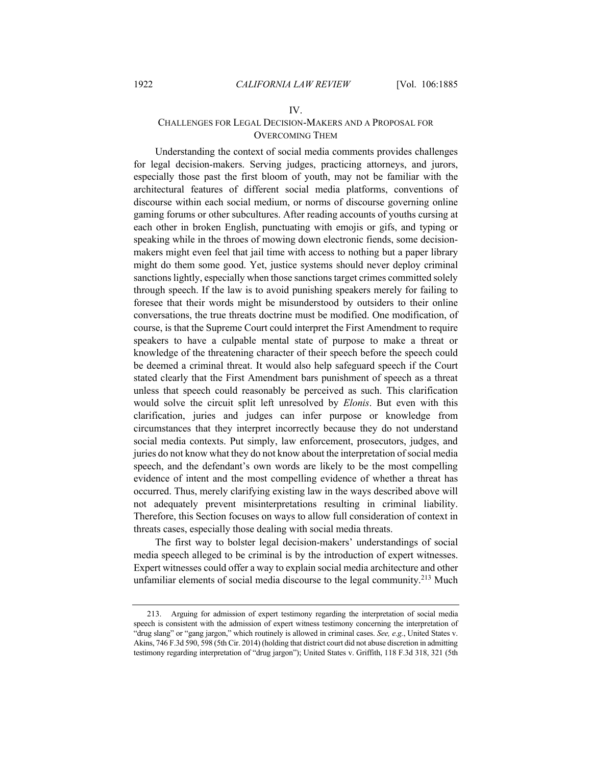## IV.
## CHALLENGES FOR LEGAL DECISION-MAKERS AND A PROPOSAL FOR OVERCOMING THEM

Understanding the context of social media comments provides challenges for legal decision-makers. Serving judges, practicing attorneys, and jurors, especially those past the first bloom of youth, may not be familiar with the architectural features of different social media platforms, conventions of discourse within each social medium, or norms of discourse governing online gaming forums or other subcultures. After reading accounts of youths cursing at each other in broken English, punctuating with emojis or gifs, and typing or speaking while in the throes of mowing down electronic fiends, some decision-makers might even feel that jail time with access to nothing but a paper library might do them some good. Yet, justice systems should never deploy criminal sanctions lightly, especially when those sanctions target crimes committed solely through speech. If the law is to avoid punishing speakers merely for failing to foresee that their words might be misunderstood by outsiders to their online conversations, the true threats doctrine must be modified. One modification, of course, is that the Supreme Court could interpret the First Amendment to require speakers to have a culpable mental state of purpose to make a threat or knowledge of the threatening character of their speech before the speech could be deemed a criminal threat. It would also help safeguard speech if the Court stated clearly that the First Amendment bars punishment of speech as a threat unless that speech could reasonably be perceived as such. This clarification would solve the circuit split left unresolved by *Elonis*. But even with this clarification, juries and judges can infer purpose or knowledge from circumstances that they interpret incorrectly because they do not understand social media contexts. Put simply, law enforcement, prosecutors, judges, and juries do not know what they do not know about the interpretation of social media speech, and the defendant's own words are likely to be the most compelling evidence of intent and the most compelling evidence of whether a threat has occurred. Thus, merely clarifying existing law in the ways described above will not adequately prevent misinterpretations resulting in criminal liability. Therefore, this Section focuses on ways to allow full consideration of context in threats cases, especially those dealing with social media threats.

The first way to bolster legal decision-makers' understandings of social media speech alleged to be criminal is by the introduction of expert witnesses. Expert witnesses could offer a way to explain social media architecture and other unfamiliar elements of social media discourse to the legal community.[213] Much

---

213. Arguing for admission of expert testimony regarding the interpretation of social media speech is consistent with the admission of expert witness testimony concerning the interpretation of "drug slang" or "gang jargon," which routinely is allowed in criminal cases. *See, e.g.*, United States v. Akins, 746 F.3d 590, 598 (5th Cir. 2014) (holding that district court did not abuse discretion in admitting testimony regarding interpretation of "drug jargon"); United States v. Griffith, 118 F.3d 318, 321 (5th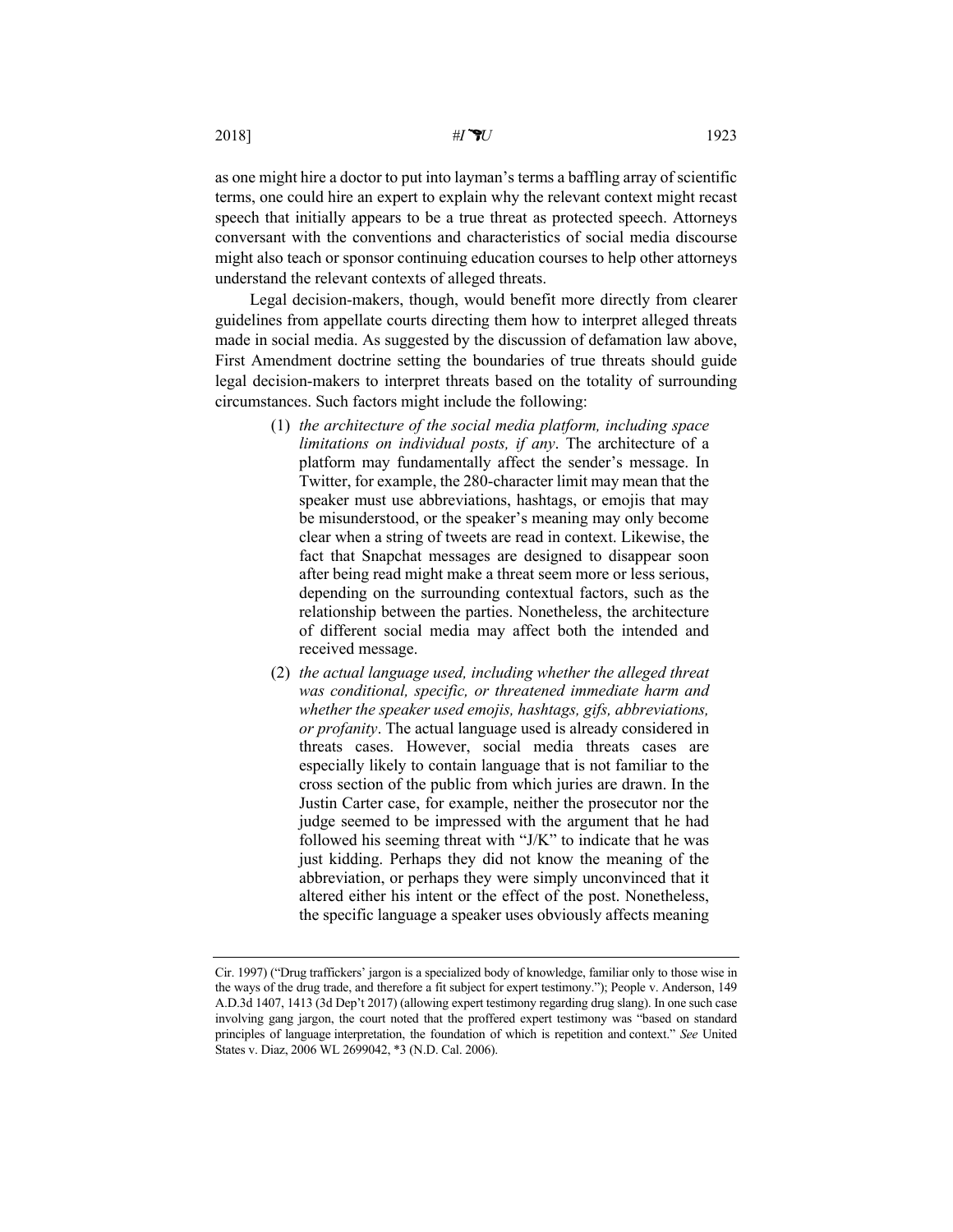as one might hire a doctor to put into layman's terms a baffling array of scientific terms, one could hire an expert to explain why the relevant context might recast speech that initially appears to be a true threat as protected speech. Attorneys conversant with the conventions and characteristics of social media discourse might also teach or sponsor continuing education courses to help other attorneys understand the relevant contexts of alleged threats.

Legal decision-makers, though, would benefit more directly from clearer guidelines from appellate courts directing them how to interpret alleged threats made in social media. As suggested by the discussion of defamation law above, First Amendment doctrine setting the boundaries of true threats should guide legal decision-makers to interpret threats based on the totality of surrounding circumstances. Such factors might include the following:

(1) *the architecture of the social media platform, including space limitations on individual posts, if any*. The architecture of a platform may fundamentally affect the sender's message. In Twitter, for example, the 280-character limit may mean that the speaker must use abbreviations, hashtags, or emojis that may be misunderstood, or the speaker's meaning may only become clear when a string of tweets are read in context. Likewise, the fact that Snapchat messages are designed to disappear soon after being read might make a threat seem more or less serious, depending on the surrounding contextual factors, such as the relationship between the parties. Nonetheless, the architecture of different social media may affect both the intended and received message.

(2) *the actual language used, including whether the alleged threat was conditional, specific, or threatened immediate harm and whether the speaker used emojis, hashtags, gifs, abbreviations, or profanity*. The actual language used is already considered in threats cases. However, social media threats cases are especially likely to contain language that is not familiar to the cross section of the public from which juries are drawn. In the Justin Carter case, for example, neither the prosecutor nor the judge seemed to be impressed with the argument that he had followed his seeming threat with "J/K" to indicate that he was just kidding. Perhaps they did not know the meaning of the abbreviation, or perhaps they were simply unconvinced that it altered either his intent or the effect of the post. Nonetheless, the specific language a speaker uses obviously affects meaning

---

Cir. 1997) ("Drug traffickers' jargon is a specialized body of knowledge, familiar only to those wise in the ways of the drug trade, and therefore a fit subject for expert testimony."); People v. Anderson, 149 A.D.3d 1407, 1413 (3d Dep't 2017) (allowing expert testimony regarding drug slang). In one such case involving gang jargon, the court noted that the proffered expert testimony was "based on standard principles of language interpretation, the foundation of which is repetition and context." *See* United States v. Diaz, 2006 WL 2699042, *3 (N.D. Cal. 2006).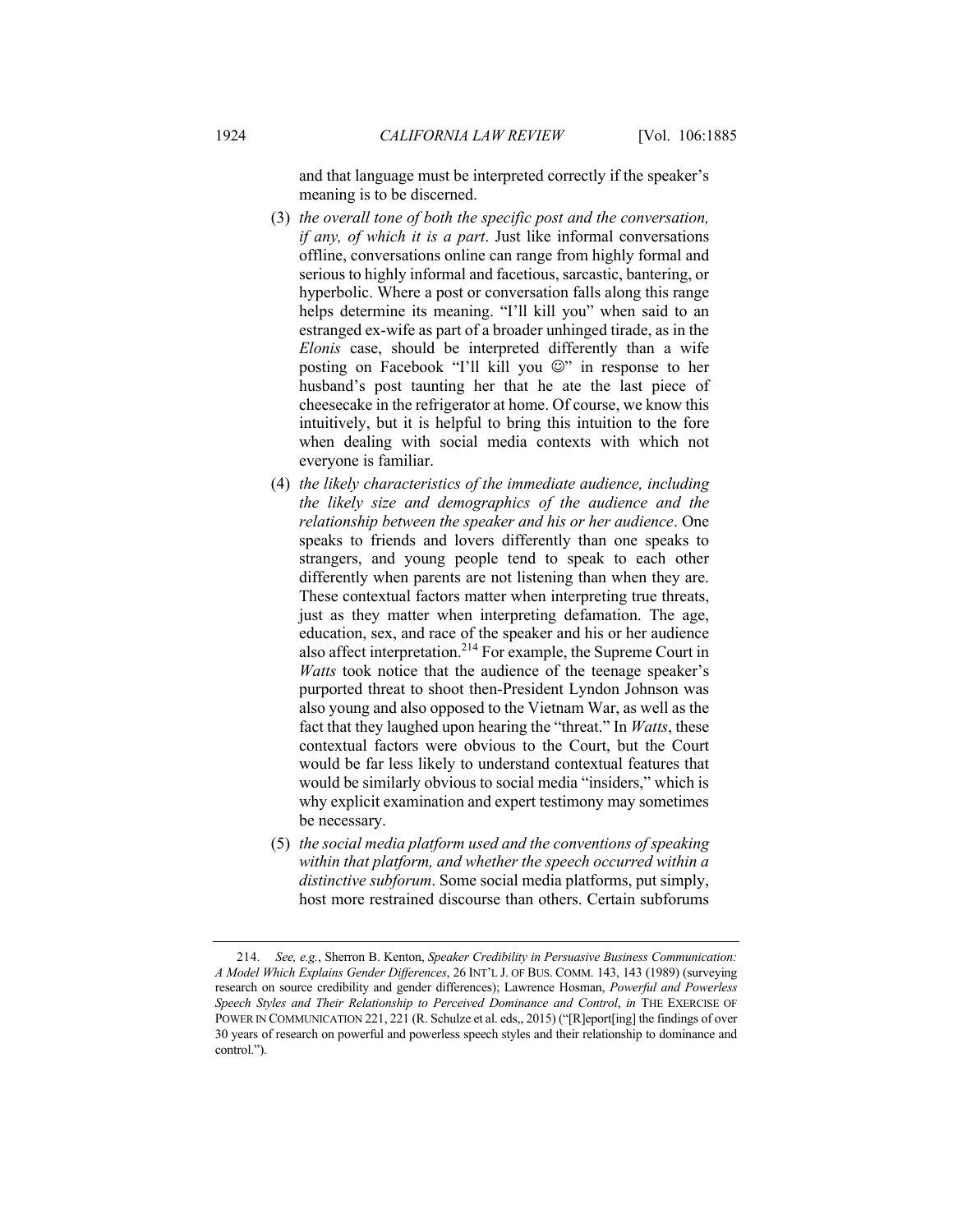and that language must be interpreted correctly if the speaker's meaning is to be discerned.

(3) *the overall tone of both the specific post and the conversation, if any, of which it is a part*. Just like informal conversations offline, conversations online can range from highly formal and serious to highly informal and facetious, sarcastic, bantering, or hyperbolic. Where a post or conversation falls along this range helps determine its meaning. "I'll kill you" when said to an estranged ex-wife as part of a broader unhinged tirade, as in the *Elonis* case, should be interpreted differently than a wife posting on Facebook "I'll kill you ☺" in response to her husband's post taunting her that he ate the last piece of cheesecake in the refrigerator at home. Of course, we know this intuitively, but it is helpful to bring this intuition to the fore when dealing with social media contexts with which not everyone is familiar.

(4) *the likely characteristics of the immediate audience, including the likely size and demographics of the audience and the relationship between the speaker and his or her audience*. One speaks to friends and lovers differently than one speaks to strangers, and young people tend to speak to each other differently when parents are not listening than when they are. These contextual factors matter when interpreting true threats, just as they matter when interpreting defamation. The age, education, sex, and race of the speaker and his or her audience also affect interpretation.[214] For example, the Supreme Court in *Watts* took notice that the audience of the teenage speaker's purported threat to shoot then-President Lyndon Johnson was also young and also opposed to the Vietnam War, as well as the fact that they laughed upon hearing the "threat." In *Watts*, these contextual factors were obvious to the Court, but the Court would be far less likely to understand contextual features that would be similarly obvious to social media "insiders," which is why explicit examination and expert testimony may sometimes be necessary.

(5) *the social media platform used and the conventions of speaking within that platform, and whether the speech occurred within a distinctive subforum*. Some social media platforms, put simply, host more restrained discourse than others. Certain subforums

---

214. *See, e.g.*, Sherron B. Kenton, *Speaker Credibility in Persuasive Business Communication: A Model Which Explains Gender Differences*, 26 INT'L J. OF BUS. COMM. 143, 143 (1989) (surveying research on source credibility and gender differences); Lawrence Hosman, *Powerful and Powerless Speech Styles and Their Relationship to Perceived Dominance and Control*, *in* THE EXERCISE OF POWER IN COMMUNICATION 221, 221 (R. Schulze et al. eds,, 2015) ("[R]eport[ing] the findings of over 30 years of research on powerful and powerless speech styles and their relationship to dominance and control.").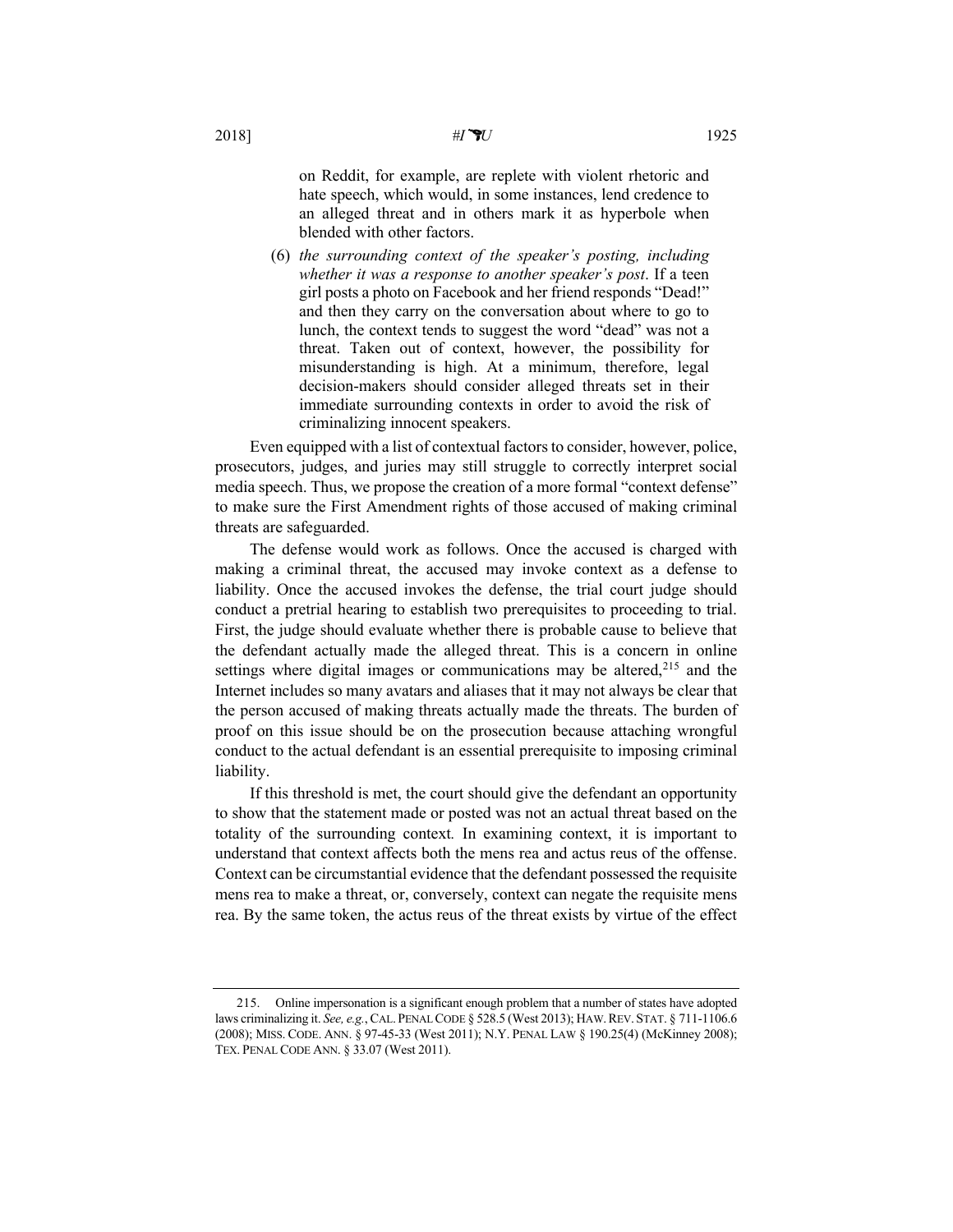on Reddit, for example, are replete with violent rhetoric and hate speech, which would, in some instances, lend credence to an alleged threat and in others mark it as hyperbole when blended with other factors.

(6) *the surrounding context of the speaker's posting, including whether it was a response to another speaker's post*. If a teen girl posts a photo on Facebook and her friend responds "Dead!" and then they carry on the conversation about where to go to lunch, the context tends to suggest the word "dead" was not a threat. Taken out of context, however, the possibility for misunderstanding is high. At a minimum, therefore, legal decision-makers should consider alleged threats set in their immediate surrounding contexts in order to avoid the risk of criminalizing innocent speakers.

Even equipped with a list of contextual factors to consider, however, police, prosecutors, judges, and juries may still struggle to correctly interpret social media speech. Thus, we propose the creation of a more formal "context defense" to make sure the First Amendment rights of those accused of making criminal threats are safeguarded.

The defense would work as follows. Once the accused is charged with making a criminal threat, the accused may invoke context as a defense to liability. Once the accused invokes the defense, the trial court judge should conduct a pretrial hearing to establish two prerequisites to proceeding to trial. First, the judge should evaluate whether there is probable cause to believe that the defendant actually made the alleged threat. This is a concern in online settings where digital images or communications may be altered,[215] and the Internet includes so many avatars and aliases that it may not always be clear that the person accused of making threats actually made the threats. The burden of proof on this issue should be on the prosecution because attaching wrongful conduct to the actual defendant is an essential prerequisite to imposing criminal liability.

If this threshold is met, the court should give the defendant an opportunity to show that the statement made or posted was not an actual threat based on the totality of the surrounding context. In examining context, it is important to understand that context affects both the mens rea and actus reus of the offense. Context can be circumstantial evidence that the defendant possessed the requisite mens rea to make a threat, or, conversely, context can negate the requisite mens rea. By the same token, the actus reus of the threat exists by virtue of the effect

---

215. Online impersonation is a significant enough problem that a number of states have adopted laws criminalizing it. *See, e.g.*, CAL. PENAL CODE § 528.5 (West 2013); HAW. REV. STAT. § 711-1106.6 (2008); MISS. CODE. ANN. § 97-45-33 (West 2011); N.Y. PENAL LAW § 190.25(4) (McKinney 2008); TEX. PENAL CODE ANN. § 33.07 (West 2011).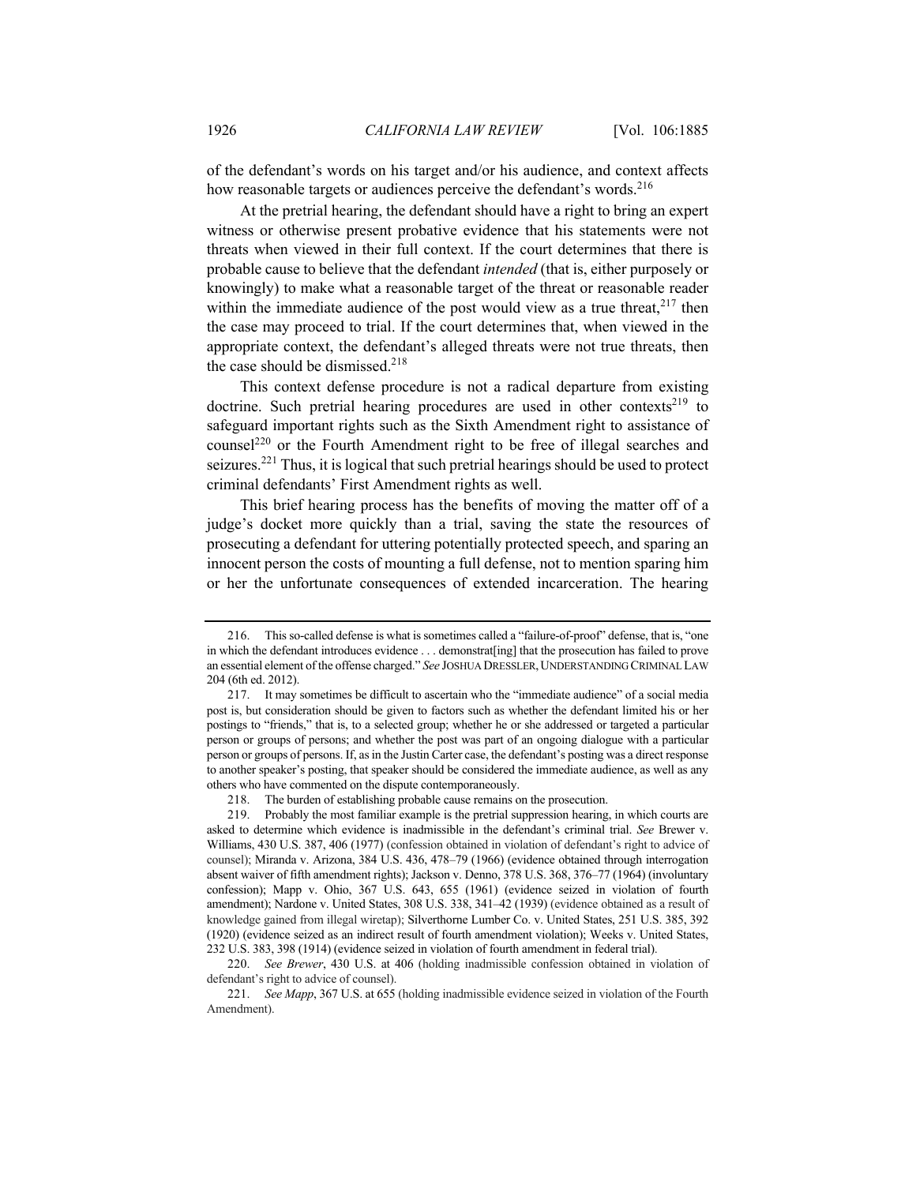of the defendant's words on his target and/or his audience, and context affects how reasonable targets or audiences perceive the defendant's words.[216]

At the pretrial hearing, the defendant should have a right to bring an expert witness or otherwise present probative evidence that his statements were not threats when viewed in their full context. If the court determines that there is probable cause to believe that the defendant *intended* (that is, either purposely or knowingly) to make what a reasonable target of the threat or reasonable reader within the immediate audience of the post would view as a true threat,[217] then the case may proceed to trial. If the court determines that, when viewed in the appropriate context, the defendant's alleged threats were not true threats, then the case should be dismissed.[218]

This context defense procedure is not a radical departure from existing doctrine. Such pretrial hearing procedures are used in other contexts[219] to safeguard important rights such as the Sixth Amendment right to assistance of counsel[220] or the Fourth Amendment right to be free of illegal searches and seizures.[221] Thus, it is logical that such pretrial hearings should be used to protect criminal defendants' First Amendment rights as well.

This brief hearing process has the benefits of moving the matter off of a judge's docket more quickly than a trial, saving the state the resources of prosecuting a defendant for uttering potentially protected speech, and sparing an innocent person the costs of mounting a full defense, not to mention sparing him or her the unfortunate consequences of extended incarceration. The hearing

---

216. This so-called defense is what is sometimes called a "failure-of-proof" defense, that is, "one in which the defendant introduces evidence . . . demonstrat[ing] that the prosecution has failed to prove an essential element of the offense charged." *See* JOSHUA DRESSLER, UNDERSTANDING CRIMINAL LAW 204 (6th ed. 2012).

217. It may sometimes be difficult to ascertain who the "immediate audience" of a social media post is, but consideration should be given to factors such as whether the defendant limited his or her postings to "friends," that is, to a selected group; whether he or she addressed or targeted a particular person or groups of persons; and whether the post was part of an ongoing dialogue with a particular person or groups of persons. If, as in the Justin Carter case, the defendant's posting was a direct response to another speaker's posting, that speaker should be considered the immediate audience, as well as any others who have commented on the dispute contemporaneously.

218. The burden of establishing probable cause remains on the prosecution.

219. Probably the most familiar example is the pretrial suppression hearing, in which courts are asked to determine which evidence is inadmissible in the defendant's criminal trial. *See* Brewer v. Williams, 430 U.S. 387, 406 (1977) (confession obtained in violation of defendant's right to advice of counsel); Miranda v. Arizona, 384 U.S. 436, 478–79 (1966) (evidence obtained through interrogation absent waiver of fifth amendment rights); Jackson v. Denno, 378 U.S. 368, 376–77 (1964) (involuntary confession); Mapp v. Ohio, 367 U.S. 643, 655 (1961) (evidence seized in violation of fourth amendment); Nardone v. United States, 308 U.S. 338, 341–42 (1939) (evidence obtained as a result of knowledge gained from illegal wiretap); Silverthorne Lumber Co. v. United States, 251 U.S. 385, 392 (1920) (evidence seized as an indirect result of fourth amendment violation); Weeks v. United States, 232 U.S. 383, 398 (1914) (evidence seized in violation of fourth amendment in federal trial).

220. *See Brewer*, 430 U.S. at 406 (holding inadmissible confession obtained in violation of defendant's right to advice of counsel).

221. *See Mapp*, 367 U.S. at 655 (holding inadmissible evidence seized in violation of the Fourth Amendment).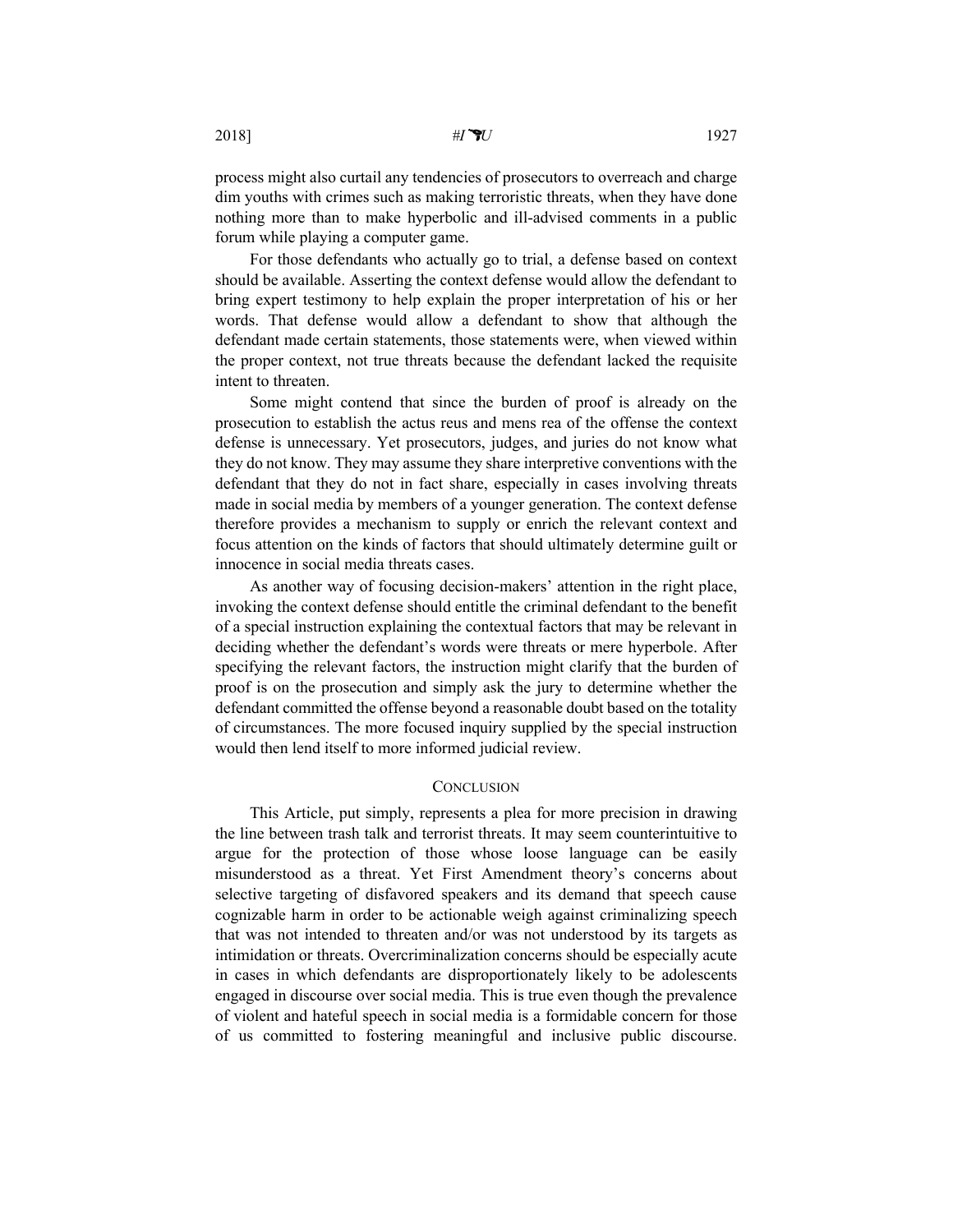process might also curtail any tendencies of prosecutors to overreach and charge dim youths with crimes such as making terroristic threats, when they have done nothing more than to make hyperbolic and ill-advised comments in a public forum while playing a computer game.

For those defendants who actually go to trial, a defense based on context should be available. Asserting the context defense would allow the defendant to bring expert testimony to help explain the proper interpretation of his or her words. That defense would allow a defendant to show that although the defendant made certain statements, those statements were, when viewed within the proper context, not true threats because the defendant lacked the requisite intent to threaten.

Some might contend that since the burden of proof is already on the prosecution to establish the actus reus and mens rea of the offense the context defense is unnecessary. Yet prosecutors, judges, and juries do not know what they do not know. They may assume they share interpretive conventions with the defendant that they do not in fact share, especially in cases involving threats made in social media by members of a younger generation. The context defense therefore provides a mechanism to supply or enrich the relevant context and focus attention on the kinds of factors that should ultimately determine guilt or innocence in social media threats cases.

As another way of focusing decision-makers' attention in the right place, invoking the context defense should entitle the criminal defendant to the benefit of a special instruction explaining the contextual factors that may be relevant in deciding whether the defendant's words were threats or mere hyperbole. After specifying the relevant factors, the instruction might clarify that the burden of proof is on the prosecution and simply ask the jury to determine whether the defendant committed the offense beyond a reasonable doubt based on the totality of circumstances. The more focused inquiry supplied by the special instruction would then lend itself to more informed judicial review.

## CONCLUSION

This Article, put simply, represents a plea for more precision in drawing the line between trash talk and terrorist threats. It may seem counterintuitive to argue for the protection of those whose loose language can be easily misunderstood as a threat. Yet First Amendment theory's concerns about selective targeting of disfavored speakers and its demand that speech cause cognizable harm in order to be actionable weigh against criminalizing speech that was not intended to threaten and/or was not understood by its targets as intimidation or threats. Overcriminalization concerns should be especially acute in cases in which defendants are disproportionately likely to be adolescents engaged in discourse over social media. This is true even though the prevalence of violent and hateful speech in social media is a formidable concern for those of us committed to fostering meaningful and inclusive public discourse.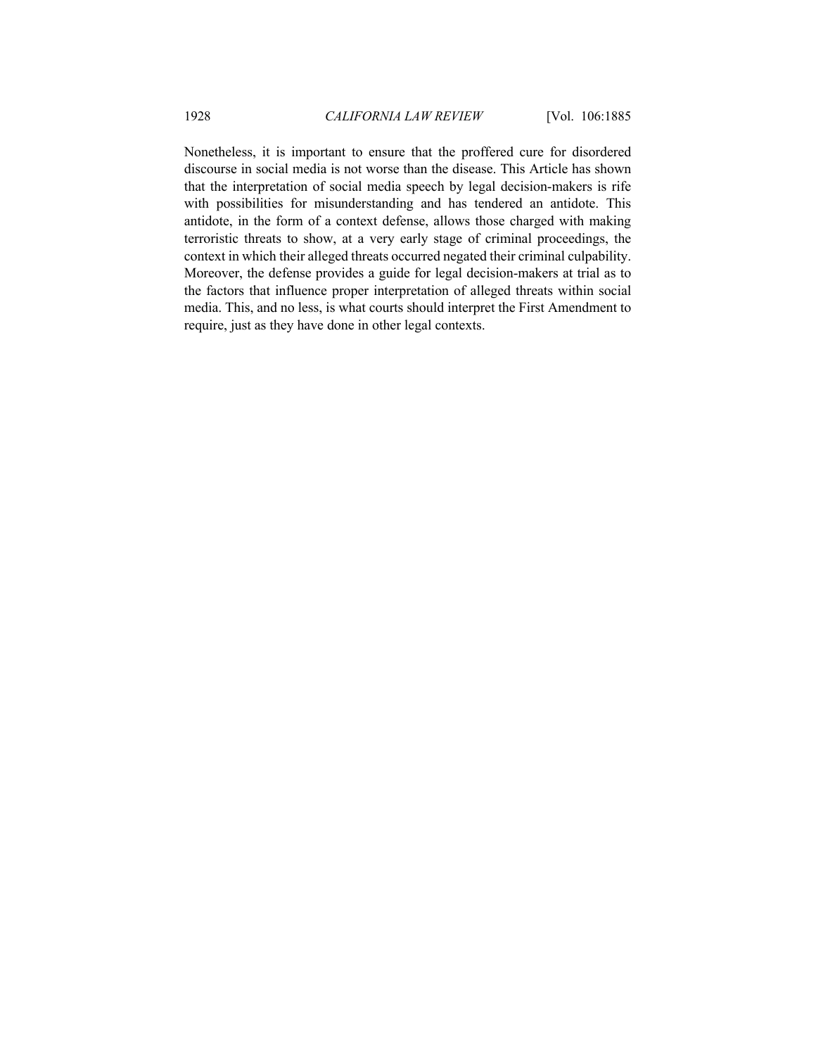Nonetheless, it is important to ensure that the proffered cure for disordered discourse in social media is not worse than the disease. This Article has shown that the interpretation of social media speech by legal decision-makers is rife with possibilities for misunderstanding and has tendered an antidote. This antidote, in the form of a context defense, allows those charged with making terroristic threats to show, at a very early stage of criminal proceedings, the context in which their alleged threats occurred negated their criminal culpability. Moreover, the defense provides a guide for legal decision-makers at trial as to the factors that influence proper interpretation of alleged threats within social media. This, and no less, is what courts should interpret the First Amendment to require, just as they have done in other legal contexts.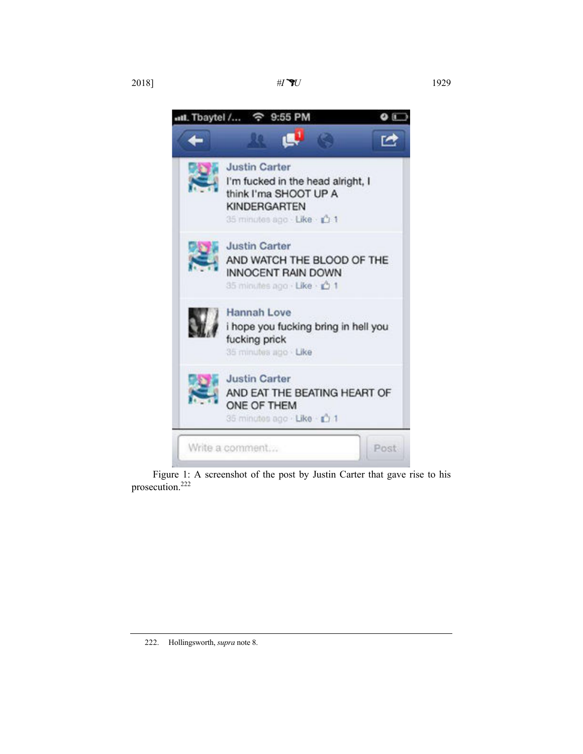Figure 1: A screenshot of the post by Justin Carter that gave rise to his prosecution.[222]

222. Hollingsworth, *supra* note 8.